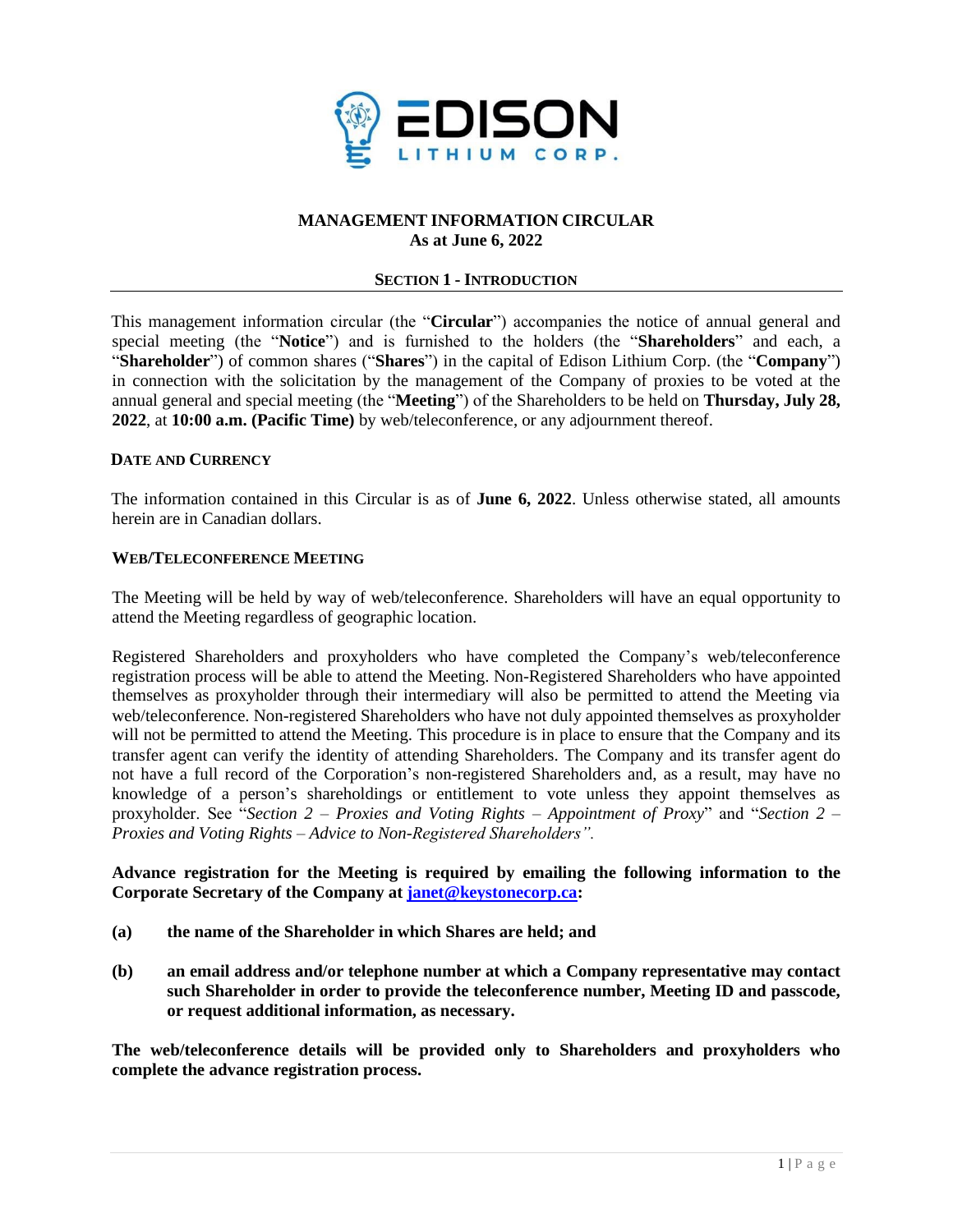# MANAGEMENT INFORMATION CIRCULAR
**As at June 6, 2022**

## SECTION 1 - INTRODUCTION

This management information circular (the "**Circular**") accompanies the notice of annual general and special meeting (the "**Notice**") and is furnished to the holders (the "**Shareholders**" and each, a "**Shareholder**") of common shares ("**Shares**") in the capital of Edison Lithium Corp. (the "**Company**") in connection with the solicitation by the management of the Company of proxies to be voted at the annual general and special meeting (the "**Meeting**") of the Shareholders to be held on **Thursday, July 28, 2022**, at **10:00 a.m. (Pacific Time)** by web/teleconference, or any adjournment thereof.

### DATE AND CURRENCY

The information contained in this Circular is as of **June 6, 2022**. Unless otherwise stated, all amounts herein are in Canadian dollars.

### WEB/TELECONFERENCE MEETING

The Meeting will be held by way of web/teleconference. Shareholders will have an equal opportunity to attend the Meeting regardless of geographic location.

Registered Shareholders and proxyholders who have completed the Company's web/teleconference registration process will be able to attend the Meeting. Non-Registered Shareholders who have appointed themselves as proxyholder through their intermediary will also be permitted to attend the Meeting via web/teleconference. Non-registered Shareholders who have not duly appointed themselves as proxyholder will not be permitted to attend the Meeting. This procedure is in place to ensure that the Company and its transfer agent can verify the identity of attending Shareholders. The Company and its transfer agent do not have a full record of the Corporation's non-registered Shareholders and, as a result, may have no knowledge of a person's shareholdings or entitlement to vote unless they appoint themselves as proxyholder. See "*Section 2 – Proxies and Voting Rights – Appointment of Proxy*" and "*Section 2 – Proxies and Voting Rights – Advice to Non-Registered Shareholders".*

**Advance registration for the Meeting is required by emailing the following information to the Corporate Secretary of the Company at [janet@keystonecorp.ca](mailto:janet@keystonecorp.ca):**

**(a) the name of the Shareholder in which Shares are held; and**

**(b) an email address and/or telephone number at which a Company representative may contact such Shareholder in order to provide the teleconference number, Meeting ID and passcode, or request additional information, as necessary.**

**The web/teleconference details will be provided only to Shareholders and proxyholders who complete the advance registration process.**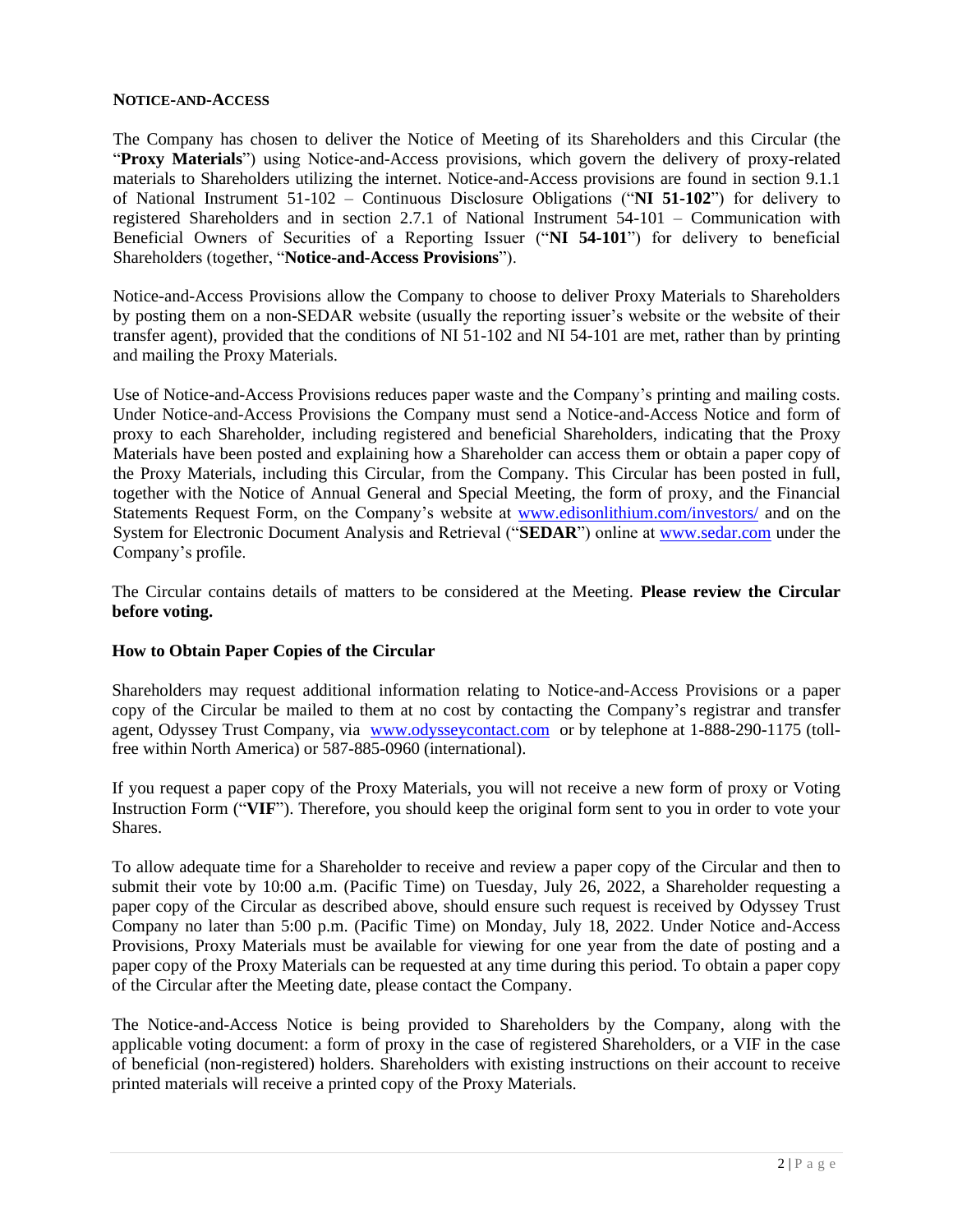### NOTICE-AND-ACCESS

The Company has chosen to deliver the Notice of Meeting of its Shareholders and this Circular (the "**Proxy Materials**") using Notice-and-Access provisions, which govern the delivery of proxy-related materials to Shareholders utilizing the internet. Notice-and-Access provisions are found in section 9.1.1 of National Instrument 51-102 – Continuous Disclosure Obligations ("**NI 51-102**") for delivery to registered Shareholders and in section 2.7.1 of National Instrument 54-101 – Communication with Beneficial Owners of Securities of a Reporting Issuer ("**NI 54-101**") for delivery to beneficial Shareholders (together, "**Notice-and-Access Provisions**").

Notice-and-Access Provisions allow the Company to choose to deliver Proxy Materials to Shareholders by posting them on a non-SEDAR website (usually the reporting issuer's website or the website of their transfer agent), provided that the conditions of NI 51-102 and NI 54-101 are met, rather than by printing and mailing the Proxy Materials.

Use of Notice-and-Access Provisions reduces paper waste and the Company's printing and mailing costs. Under Notice-and-Access Provisions the Company must send a Notice-and-Access Notice and form of proxy to each Shareholder, including registered and beneficial Shareholders, indicating that the Proxy Materials have been posted and explaining how a Shareholder can access them or obtain a paper copy of the Proxy Materials, including this Circular, from the Company. This Circular has been posted in full, together with the Notice of Annual General and Special Meeting, the form of proxy, and the Financial Statements Request Form, on the Company's website at www.edisonlithium.com/investors/ and on the System for Electronic Document Analysis and Retrieval ("**SEDAR**") online at www.sedar.com under the Company's profile.

The Circular contains details of matters to be considered at the Meeting. **Please review the Circular before voting.**

**How to Obtain Paper Copies of the Circular**

Shareholders may request additional information relating to Notice-and-Access Provisions or a paper copy of the Circular be mailed to them at no cost by contacting the Company's registrar and transfer agent, Odyssey Trust Company, via www.odysseycontact.com or by telephone at 1-888-290-1175 (toll-free within North America) or 587-885-0960 (international).

If you request a paper copy of the Proxy Materials, you will not receive a new form of proxy or Voting Instruction Form ("**VIF**"). Therefore, you should keep the original form sent to you in order to vote your Shares.

To allow adequate time for a Shareholder to receive and review a paper copy of the Circular and then to submit their vote by 10:00 a.m. (Pacific Time) on Tuesday, July 26, 2022, a Shareholder requesting a paper copy of the Circular as described above, should ensure such request is received by Odyssey Trust Company no later than 5:00 p.m. (Pacific Time) on Monday, July 18, 2022. Under Notice and-Access Provisions, Proxy Materials must be available for viewing for one year from the date of posting and a paper copy of the Proxy Materials can be requested at any time during this period. To obtain a paper copy of the Circular after the Meeting date, please contact the Company.

The Notice-and-Access Notice is being provided to Shareholders by the Company, along with the applicable voting document: a form of proxy in the case of registered Shareholders, or a VIF in the case of beneficial (non-registered) holders. Shareholders with existing instructions on their account to receive printed materials will receive a printed copy of the Proxy Materials.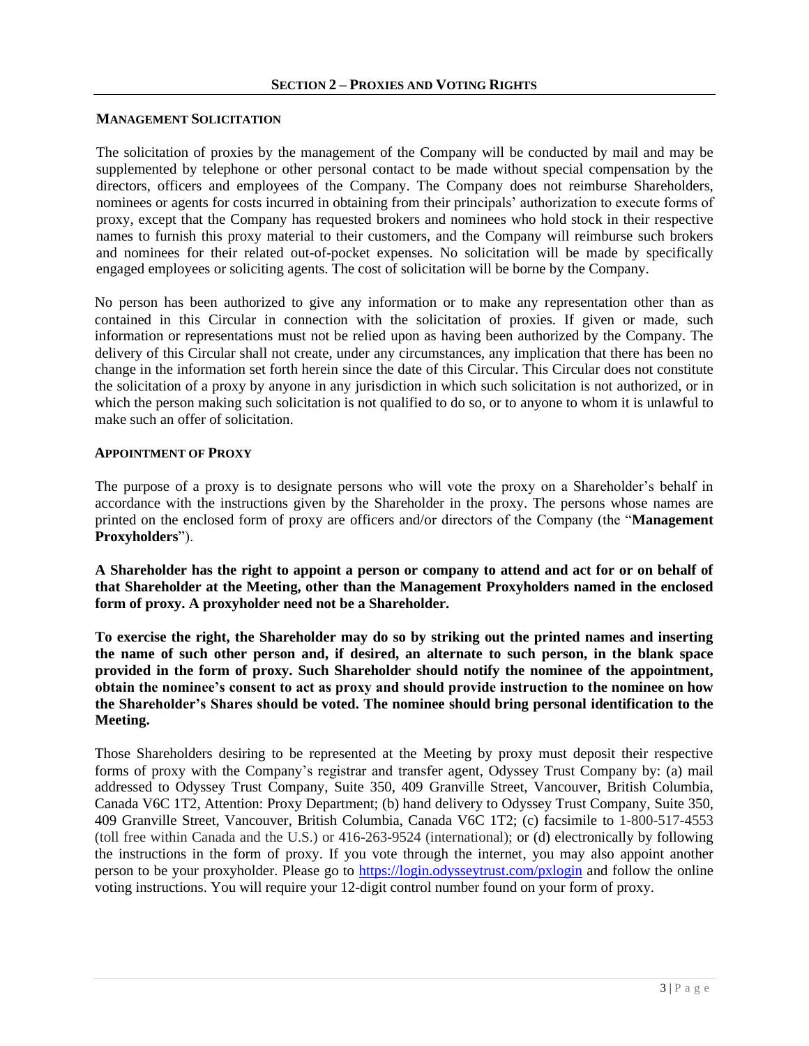## SECTION 2 – PROXIES AND VOTING RIGHTS

### MANAGEMENT SOLICITATION

The solicitation of proxies by the management of the Company will be conducted by mail and may be supplemented by telephone or other personal contact to be made without special compensation by the directors, officers and employees of the Company. The Company does not reimburse Shareholders, nominees or agents for costs incurred in obtaining from their principals' authorization to execute forms of proxy, except that the Company has requested brokers and nominees who hold stock in their respective names to furnish this proxy material to their customers, and the Company will reimburse such brokers and nominees for their related out-of-pocket expenses. No solicitation will be made by specifically engaged employees or soliciting agents. The cost of solicitation will be borne by the Company.

No person has been authorized to give any information or to make any representation other than as contained in this Circular in connection with the solicitation of proxies. If given or made, such information or representations must not be relied upon as having been authorized by the Company. The delivery of this Circular shall not create, under any circumstances, any implication that there has been no change in the information set forth herein since the date of this Circular. This Circular does not constitute the solicitation of a proxy by anyone in any jurisdiction in which such solicitation is not authorized, or in which the person making such solicitation is not qualified to do so, or to anyone to whom it is unlawful to make such an offer of solicitation.

### APPOINTMENT OF PROXY

The purpose of a proxy is to designate persons who will vote the proxy on a Shareholder's behalf in accordance with the instructions given by the Shareholder in the proxy. The persons whose names are printed on the enclosed form of proxy are officers and/or directors of the Company (the "**Management Proxyholders**").

**A Shareholder has the right to appoint a person or company to attend and act for or on behalf of that Shareholder at the Meeting, other than the Management Proxyholders named in the enclosed form of proxy. A proxyholder need not be a Shareholder.**

**To exercise the right, the Shareholder may do so by striking out the printed names and inserting the name of such other person and, if desired, an alternate to such person, in the blank space provided in the form of proxy. Such Shareholder should notify the nominee of the appointment, obtain the nominee's consent to act as proxy and should provide instruction to the nominee on how the Shareholder's Shares should be voted. The nominee should bring personal identification to the Meeting.**

Those Shareholders desiring to be represented at the Meeting by proxy must deposit their respective forms of proxy with the Company's registrar and transfer agent, Odyssey Trust Company by: (a) mail addressed to Odyssey Trust Company, Suite 350, 409 Granville Street, Vancouver, British Columbia, Canada V6C 1T2, Attention: Proxy Department; (b) hand delivery to Odyssey Trust Company, Suite 350, 409 Granville Street, Vancouver, British Columbia, Canada V6C 1T2; (c) facsimile to 1-800-517-4553 (toll free within Canada and the U.S.) or 416-263-9524 (international); or (d) electronically by following the instructions in the form of proxy. If you vote through the internet, you may also appoint another person to be your proxyholder. Please go to https://login.odysseytrust.com/pxlogin and follow the online voting instructions. You will require your 12-digit control number found on your form of proxy.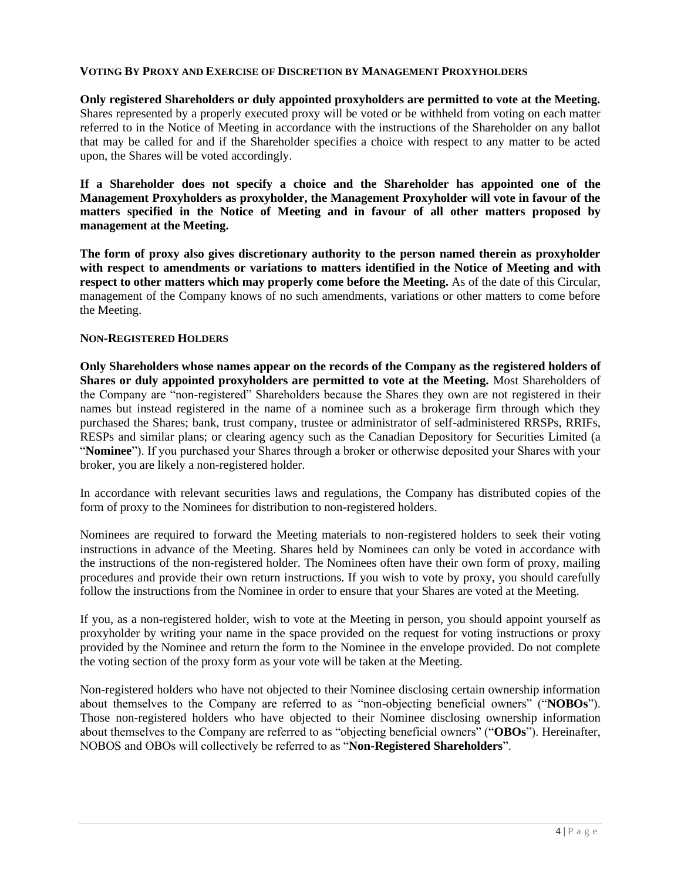### VOTING BY PROXY AND EXERCISE OF DISCRETION BY MANAGEMENT PROXYHOLDERS

**Only registered Shareholders or duly appointed proxyholders are permitted to vote at the Meeting.** Shares represented by a properly executed proxy will be voted or be withheld from voting on each matter referred to in the Notice of Meeting in accordance with the instructions of the Shareholder on any ballot that may be called for and if the Shareholder specifies a choice with respect to any matter to be acted upon, the Shares will be voted accordingly.

**If a Shareholder does not specify a choice and the Shareholder has appointed one of the Management Proxyholders as proxyholder, the Management Proxyholder will vote in favour of the matters specified in the Notice of Meeting and in favour of all other matters proposed by management at the Meeting.**

**The form of proxy also gives discretionary authority to the person named therein as proxyholder with respect to amendments or variations to matters identified in the Notice of Meeting and with respect to other matters which may properly come before the Meeting.** As of the date of this Circular, management of the Company knows of no such amendments, variations or other matters to come before the Meeting.

### NON-REGISTERED HOLDERS

**Only Shareholders whose names appear on the records of the Company as the registered holders of Shares or duly appointed proxyholders are permitted to vote at the Meeting.** Most Shareholders of the Company are "non-registered" Shareholders because the Shares they own are not registered in their names but instead registered in the name of a nominee such as a brokerage firm through which they purchased the Shares; bank, trust company, trustee or administrator of self-administered RRSPs, RRIFs, RESPs and similar plans; or clearing agency such as the Canadian Depository for Securities Limited (a "**Nominee**"). If you purchased your Shares through a broker or otherwise deposited your Shares with your broker, you are likely a non-registered holder.

In accordance with relevant securities laws and regulations, the Company has distributed copies of the form of proxy to the Nominees for distribution to non-registered holders.

Nominees are required to forward the Meeting materials to non-registered holders to seek their voting instructions in advance of the Meeting. Shares held by Nominees can only be voted in accordance with the instructions of the non-registered holder. The Nominees often have their own form of proxy, mailing procedures and provide their own return instructions. If you wish to vote by proxy, you should carefully follow the instructions from the Nominee in order to ensure that your Shares are voted at the Meeting.

If you, as a non-registered holder, wish to vote at the Meeting in person, you should appoint yourself as proxyholder by writing your name in the space provided on the request for voting instructions or proxy provided by the Nominee and return the form to the Nominee in the envelope provided. Do not complete the voting section of the proxy form as your vote will be taken at the Meeting.

Non-registered holders who have not objected to their Nominee disclosing certain ownership information about themselves to the Company are referred to as "non-objecting beneficial owners" ("**NOBOs**"). Those non-registered holders who have objected to their Nominee disclosing ownership information about themselves to the Company are referred to as "objecting beneficial owners" ("**OBOs**"). Hereinafter, NOBOS and OBOs will collectively be referred to as "**Non-Registered Shareholders**".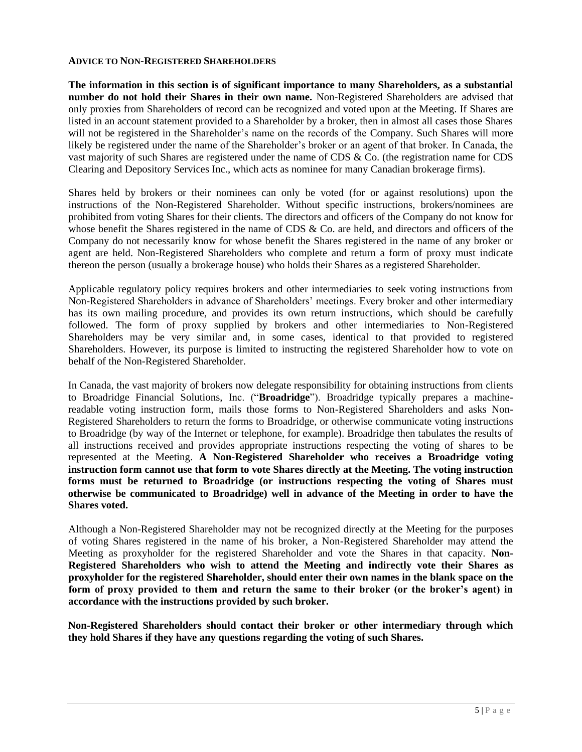## ADVICE TO NON-REGISTERED SHAREHOLDERS

**The information in this section is of significant importance to many Shareholders, as a substantial number do not hold their Shares in their own name.** Non-Registered Shareholders are advised that only proxies from Shareholders of record can be recognized and voted upon at the Meeting. If Shares are listed in an account statement provided to a Shareholder by a broker, then in almost all cases those Shares will not be registered in the Shareholder's name on the records of the Company. Such Shares will more likely be registered under the name of the Shareholder's broker or an agent of that broker. In Canada, the vast majority of such Shares are registered under the name of CDS & Co. (the registration name for CDS Clearing and Depository Services Inc., which acts as nominee for many Canadian brokerage firms).

Shares held by brokers or their nominees can only be voted (for or against resolutions) upon the instructions of the Non-Registered Shareholder. Without specific instructions, brokers/nominees are prohibited from voting Shares for their clients. The directors and officers of the Company do not know for whose benefit the Shares registered in the name of CDS & Co. are held, and directors and officers of the Company do not necessarily know for whose benefit the Shares registered in the name of any broker or agent are held. Non-Registered Shareholders who complete and return a form of proxy must indicate thereon the person (usually a brokerage house) who holds their Shares as a registered Shareholder.

Applicable regulatory policy requires brokers and other intermediaries to seek voting instructions from Non-Registered Shareholders in advance of Shareholders' meetings. Every broker and other intermediary has its own mailing procedure, and provides its own return instructions, which should be carefully followed. The form of proxy supplied by brokers and other intermediaries to Non-Registered Shareholders may be very similar and, in some cases, identical to that provided to registered Shareholders. However, its purpose is limited to instructing the registered Shareholder how to vote on behalf of the Non-Registered Shareholder.

In Canada, the vast majority of brokers now delegate responsibility for obtaining instructions from clients to Broadridge Financial Solutions, Inc. ("**Broadridge**"). Broadridge typically prepares a machine-readable voting instruction form, mails those forms to Non-Registered Shareholders and asks Non-Registered Shareholders to return the forms to Broadridge, or otherwise communicate voting instructions to Broadridge (by way of the Internet or telephone, for example). Broadridge then tabulates the results of all instructions received and provides appropriate instructions respecting the voting of shares to be represented at the Meeting. **A Non-Registered Shareholder who receives a Broadridge voting instruction form cannot use that form to vote Shares directly at the Meeting. The voting instruction forms must be returned to Broadridge (or instructions respecting the voting of Shares must otherwise be communicated to Broadridge) well in advance of the Meeting in order to have the Shares voted.**

Although a Non-Registered Shareholder may not be recognized directly at the Meeting for the purposes of voting Shares registered in the name of his broker, a Non-Registered Shareholder may attend the Meeting as proxyholder for the registered Shareholder and vote the Shares in that capacity. **Non-Registered Shareholders who wish to attend the Meeting and indirectly vote their Shares as proxyholder for the registered Shareholder, should enter their own names in the blank space on the form of proxy provided to them and return the same to their broker (or the broker's agent) in accordance with the instructions provided by such broker.**

**Non-Registered Shareholders should contact their broker or other intermediary through which they hold Shares if they have any questions regarding the voting of such Shares.**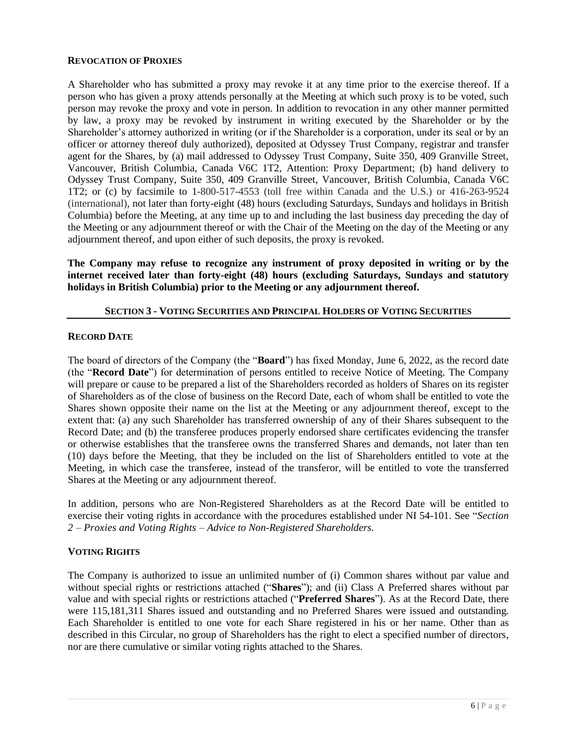### REVOCATION OF PROXIES

A Shareholder who has submitted a proxy may revoke it at any time prior to the exercise thereof. If a person who has given a proxy attends personally at the Meeting at which such proxy is to be voted, such person may revoke the proxy and vote in person. In addition to revocation in any other manner permitted by law, a proxy may be revoked by instrument in writing executed by the Shareholder or by the Shareholder's attorney authorized in writing (or if the Shareholder is a corporation, under its seal or by an officer or attorney thereof duly authorized), deposited at Odyssey Trust Company, registrar and transfer agent for the Shares, by (a) mail addressed to Odyssey Trust Company, Suite 350, 409 Granville Street, Vancouver, British Columbia, Canada V6C 1T2, Attention: Proxy Department; (b) hand delivery to Odyssey Trust Company, Suite 350, 409 Granville Street, Vancouver, British Columbia, Canada V6C 1T2; or (c) by facsimile to 1-800-517-4553 (toll free within Canada and the U.S.) or 416-263-9524 (international), not later than forty-eight (48) hours (excluding Saturdays, Sundays and holidays in British Columbia) before the Meeting, at any time up to and including the last business day preceding the day of the Meeting or any adjournment thereof or with the Chair of the Meeting on the day of the Meeting or any adjournment thereof, and upon either of such deposits, the proxy is revoked.

**The Company may refuse to recognize any instrument of proxy deposited in writing or by the internet received later than forty-eight (48) hours (excluding Saturdays, Sundays and statutory holidays in British Columbia) prior to the Meeting or any adjournment thereof.**

## SECTION 3 - VOTING SECURITIES AND PRINCIPAL HOLDERS OF VOTING SECURITIES

### RECORD DATE

The board of directors of the Company (the "**Board**") has fixed Monday, June 6, 2022, as the record date (the "**Record Date**") for determination of persons entitled to receive Notice of Meeting. The Company will prepare or cause to be prepared a list of the Shareholders recorded as holders of Shares on its register of Shareholders as of the close of business on the Record Date, each of whom shall be entitled to vote the Shares shown opposite their name on the list at the Meeting or any adjournment thereof, except to the extent that: (a) any such Shareholder has transferred ownership of any of their Shares subsequent to the Record Date; and (b) the transferee produces properly endorsed share certificates evidencing the transfer or otherwise establishes that the transferee owns the transferred Shares and demands, not later than ten (10) days before the Meeting, that they be included on the list of Shareholders entitled to vote at the Meeting, in which case the transferee, instead of the transferor, will be entitled to vote the transferred Shares at the Meeting or any adjournment thereof.

In addition, persons who are Non-Registered Shareholders as at the Record Date will be entitled to exercise their voting rights in accordance with the procedures established under NI 54-101. See "*Section 2 – Proxies and Voting Rights – Advice to Non-Registered Shareholders.*

### VOTING RIGHTS

The Company is authorized to issue an unlimited number of (i) Common shares without par value and without special rights or restrictions attached ("**Shares**"); and (ii) Class A Preferred shares without par value and with special rights or restrictions attached ("**Preferred Shares**"). As at the Record Date, there were 115,181,311 Shares issued and outstanding and no Preferred Shares were issued and outstanding. Each Shareholder is entitled to one vote for each Share registered in his or her name. Other than as described in this Circular, no group of Shareholders has the right to elect a specified number of directors, nor are there cumulative or similar voting rights attached to the Shares.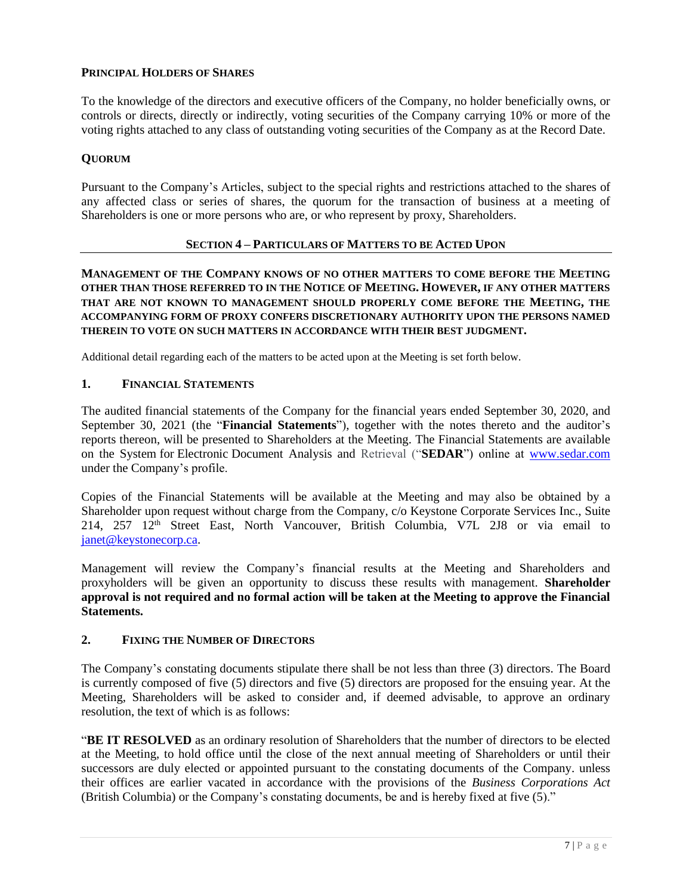### PRINCIPAL HOLDERS OF SHARES

To the knowledge of the directors and executive officers of the Company, no holder beneficially owns, or controls or directs, directly or indirectly, voting securities of the Company carrying 10% or more of the voting rights attached to any class of outstanding voting securities of the Company as at the Record Date.

### QUORUM

Pursuant to the Company's Articles, subject to the special rights and restrictions attached to the shares of any affected class or series of shares, the quorum for the transaction of business at a meeting of Shareholders is one or more persons who are, or who represent by proxy, Shareholders.

## SECTION 4 – PARTICULARS OF MATTERS TO BE ACTED UPON

**MANAGEMENT OF THE COMPANY KNOWS OF NO OTHER MATTERS TO COME BEFORE THE MEETING OTHER THAN THOSE REFERRED TO IN THE NOTICE OF MEETING. HOWEVER, IF ANY OTHER MATTERS THAT ARE NOT KNOWN TO MANAGEMENT SHOULD PROPERLY COME BEFORE THE MEETING, THE ACCOMPANYING FORM OF PROXY CONFERS DISCRETIONARY AUTHORITY UPON THE PERSONS NAMED THEREIN TO VOTE ON SUCH MATTERS IN ACCORDANCE WITH THEIR BEST JUDGMENT.**

Additional detail regarding each of the matters to be acted upon at the Meeting is set forth below.

### 1. FINANCIAL STATEMENTS

The audited financial statements of the Company for the financial years ended September 30, 2020, and September 30, 2021 (the "**Financial Statements**"), together with the notes thereto and the auditor's reports thereon, will be presented to Shareholders at the Meeting. The Financial Statements are available on the System for Electronic Document Analysis and Retrieval ("**SEDAR**") online at www.sedar.com under the Company's profile.

Copies of the Financial Statements will be available at the Meeting and may also be obtained by a Shareholder upon request without charge from the Company, c/o Keystone Corporate Services Inc., Suite 214, 257 12th Street East, North Vancouver, British Columbia, V7L 2J8 or via email to janet@keystonecorp.ca.

Management will review the Company's financial results at the Meeting and Shareholders and proxyholders will be given an opportunity to discuss these results with management. **Shareholder approval is not required and no formal action will be taken at the Meeting to approve the Financial Statements.**

### 2. FIXING THE NUMBER OF DIRECTORS

The Company's constating documents stipulate there shall be not less than three (3) directors. The Board is currently composed of five (5) directors and five (5) directors are proposed for the ensuing year. At the Meeting, Shareholders will be asked to consider and, if deemed advisable, to approve an ordinary resolution, the text of which is as follows:

"**BE IT RESOLVED** as an ordinary resolution of Shareholders that the number of directors to be elected at the Meeting, to hold office until the close of the next annual meeting of Shareholders or until their successors are duly elected or appointed pursuant to the constating documents of the Company. unless their offices are earlier vacated in accordance with the provisions of the *Business Corporations Act* (British Columbia) or the Company's constating documents, be and is hereby fixed at five (5)."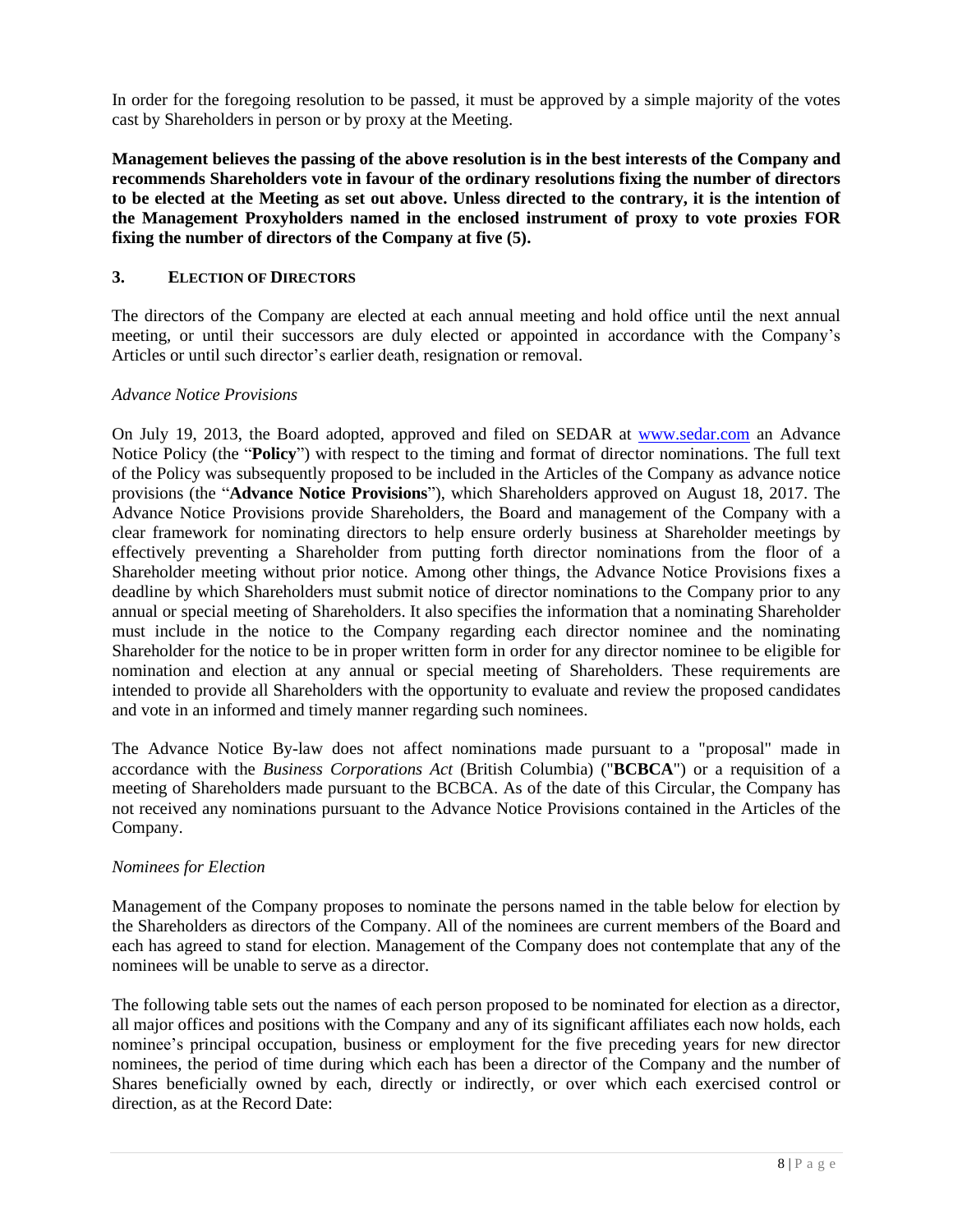In order for the foregoing resolution to be passed, it must be approved by a simple majority of the votes cast by Shareholders in person or by proxy at the Meeting.

**Management believes the passing of the above resolution is in the best interests of the Company and recommends Shareholders vote in favour of the ordinary resolutions fixing the number of directors to be elected at the Meeting as set out above. Unless directed to the contrary, it is the intention of the Management Proxyholders named in the enclosed instrument of proxy to vote proxies FOR fixing the number of directors of the Company at five (5).**

## 3. ELECTION OF DIRECTORS

The directors of the Company are elected at each annual meeting and hold office until the next annual meeting, or until their successors are duly elected or appointed in accordance with the Company's Articles or until such director's earlier death, resignation or removal.

*Advance Notice Provisions*

On July 19, 2013, the Board adopted, approved and filed on SEDAR at www.sedar.com an Advance Notice Policy (the "**Policy**") with respect to the timing and format of director nominations. The full text of the Policy was subsequently proposed to be included in the Articles of the Company as advance notice provisions (the "**Advance Notice Provisions**"), which Shareholders approved on August 18, 2017. The Advance Notice Provisions provide Shareholders, the Board and management of the Company with a clear framework for nominating directors to help ensure orderly business at Shareholder meetings by effectively preventing a Shareholder from putting forth director nominations from the floor of a Shareholder meeting without prior notice. Among other things, the Advance Notice Provisions fixes a deadline by which Shareholders must submit notice of director nominations to the Company prior to any annual or special meeting of Shareholders. It also specifies the information that a nominating Shareholder must include in the notice to the Company regarding each director nominee and the nominating Shareholder for the notice to be in proper written form in order for any director nominee to be eligible for nomination and election at any annual or special meeting of Shareholders. These requirements are intended to provide all Shareholders with the opportunity to evaluate and review the proposed candidates and vote in an informed and timely manner regarding such nominees.

The Advance Notice By-law does not affect nominations made pursuant to a "proposal" made in accordance with the *Business Corporations Act* (British Columbia) ("**BCBCA**") or a requisition of a meeting of Shareholders made pursuant to the BCBCA. As of the date of this Circular, the Company has not received any nominations pursuant to the Advance Notice Provisions contained in the Articles of the Company.

*Nominees for Election*

Management of the Company proposes to nominate the persons named in the table below for election by the Shareholders as directors of the Company. All of the nominees are current members of the Board and each has agreed to stand for election. Management of the Company does not contemplate that any of the nominees will be unable to serve as a director.

The following table sets out the names of each person proposed to be nominated for election as a director, all major offices and positions with the Company and any of its significant affiliates each now holds, each nominee's principal occupation, business or employment for the five preceding years for new director nominees, the period of time during which each has been a director of the Company and the number of Shares beneficially owned by each, directly or indirectly, or over which each exercised control or direction, as at the Record Date: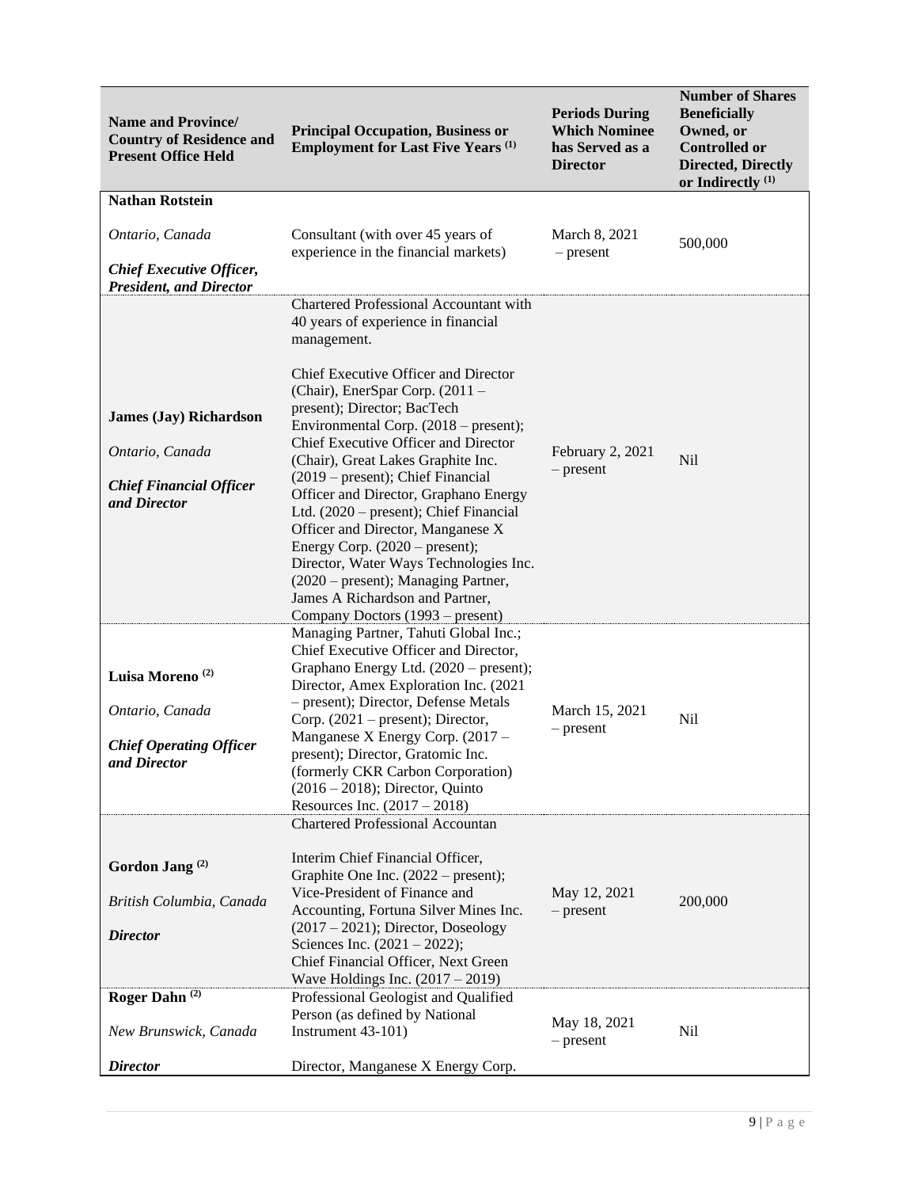| Name and Province/ Country of Residence and Present Office Held | Principal Occupation, Business or Employment for Last Five Years [(1)] | Periods During Which Nominee has Served as a Director | Number of Shares Beneficially Owned, or Controlled or Directed, Directly or Indirectly [(1)] |
|---|---|---|---|
| **Nathan Rotstein**<br><br>*Ontario, Canada*<br><br>***Chief Executive Officer, President, and Director*** | Consultant (with over 45 years of experience in the financial markets) | March 8, 2021 – present | 500,000 |
| **James (Jay) Richardson**<br><br>*Ontario, Canada*<br><br>***Chief Financial Officer and Director*** | Chartered Professional Accountant with 40 years of experience in financial management.<br><br>Chief Executive Officer and Director (Chair), EnerSpar Corp. (2011 – present); Director; BacTech Environmental Corp. (2018 – present); Chief Executive Officer and Director (Chair), Great Lakes Graphite Inc. (2019 – present); Chief Financial Officer and Director, Graphano Energy Ltd. (2020 – present); Chief Financial Officer and Director, Manganese X Energy Corp. (2020 – present); Director, Water Ways Technologies Inc. (2020 – present); Managing Partner, James A Richardson and Partner, Company Doctors (1993 – present) | February 2, 2021 – present | Nil |
| **Luisa Moreno [(2)]**<br><br>*Ontario, Canada*<br><br>***Chief Operating Officer and Director*** | Managing Partner, Tahuti Global Inc.; Chief Executive Officer and Director, Graphano Energy Ltd. (2020 – present); Director, Amex Exploration Inc. (2021 – present); Director, Defense Metals Corp. (2021 – present); Director, Manganese X Energy Corp. (2017 – present); Director, Gratomic Inc. (formerly CKR Carbon Corporation) (2016 – 2018); Director, Quinto Resources Inc. (2017 – 2018) | March 15, 2021 – present | Nil |
| **Gordon Jang [(2)]**<br><br>*British Columbia, Canada*<br><br>***Director*** | Chartered Professional Accountan<br><br>Interim Chief Financial Officer, Graphite One Inc. (2022 – present); Vice-President of Finance and Accounting, Fortuna Silver Mines Inc. (2017 – 2021); Director, Doseology Sciences Inc. (2021 – 2022); Chief Financial Officer, Next Green Wave Holdings Inc. (2017 – 2019) | May 12, 2021 – present | 200,000 |
| **Roger Dahn [(2)]**<br><br>*New Brunswick, Canada*<br><br>***Director*** | Professional Geologist and Qualified Person (as defined by National Instrument 43-101)<br><br>Director, Manganese X Energy Corp. | May 18, 2021 – present | Nil |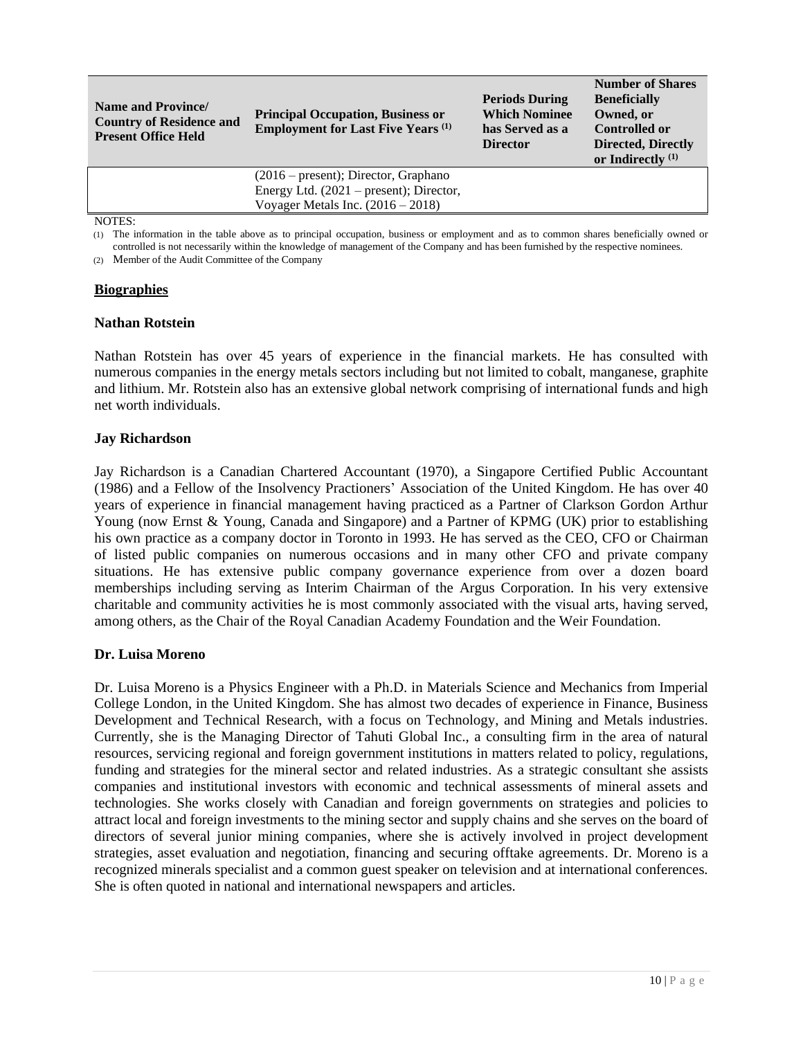| Name and Province/ Country of Residence and Present Office Held | Principal Occupation, Business or Employment for Last Five Years [(1)] | Periods During Which Nominee has Served as a Director | Number of Shares Beneficially Owned, or Controlled or Directed, Directly or Indirectly [(1)] |
|---|---|---|---|
| | (2016 – present); Director, Graphano Energy Ltd. (2021 – present); Director, Voyager Metals Inc. (2016 – 2018) | | |

NOTES:

(1) The information in the table above as to principal occupation, business or employment and as to common shares beneficially owned or controlled is not necessarily within the knowledge of management of the Company and has been furnished by the respective nominees.

(2) Member of the Audit Committee of the Company

## Biographies

### Nathan Rotstein

Nathan Rotstein has over 45 years of experience in the financial markets. He has consulted with numerous companies in the energy metals sectors including but not limited to cobalt, manganese, graphite and lithium. Mr. Rotstein also has an extensive global network comprising of international funds and high net worth individuals.

### Jay Richardson

Jay Richardson is a Canadian Chartered Accountant (1970), a Singapore Certified Public Accountant (1986) and a Fellow of the Insolvency Practioners' Association of the United Kingdom. He has over 40 years of experience in financial management having practiced as a Partner of Clarkson Gordon Arthur Young (now Ernst & Young, Canada and Singapore) and a Partner of KPMG (UK) prior to establishing his own practice as a company doctor in Toronto in 1993. He has served as the CEO, CFO or Chairman of listed public companies on numerous occasions and in many other CFO and private company situations. He has extensive public company governance experience from over a dozen board memberships including serving as Interim Chairman of the Argus Corporation. In his very extensive charitable and community activities he is most commonly associated with the visual arts, having served, among others, as the Chair of the Royal Canadian Academy Foundation and the Weir Foundation.

### Dr. Luisa Moreno

Dr. Luisa Moreno is a Physics Engineer with a Ph.D. in Materials Science and Mechanics from Imperial College London, in the United Kingdom. She has almost two decades of experience in Finance, Business Development and Technical Research, with a focus on Technology, and Mining and Metals industries. Currently, she is the Managing Director of Tahuti Global Inc., a consulting firm in the area of natural resources, servicing regional and foreign government institutions in matters related to policy, regulations, funding and strategies for the mineral sector and related industries. As a strategic consultant she assists companies and institutional investors with economic and technical assessments of mineral assets and technologies. She works closely with Canadian and foreign governments on strategies and policies to attract local and foreign investments to the mining sector and supply chains and she serves on the board of directors of several junior mining companies, where she is actively involved in project development strategies, asset evaluation and negotiation, financing and securing offtake agreements. Dr. Moreno is a recognized minerals specialist and a common guest speaker on television and at international conferences. She is often quoted in national and international newspapers and articles.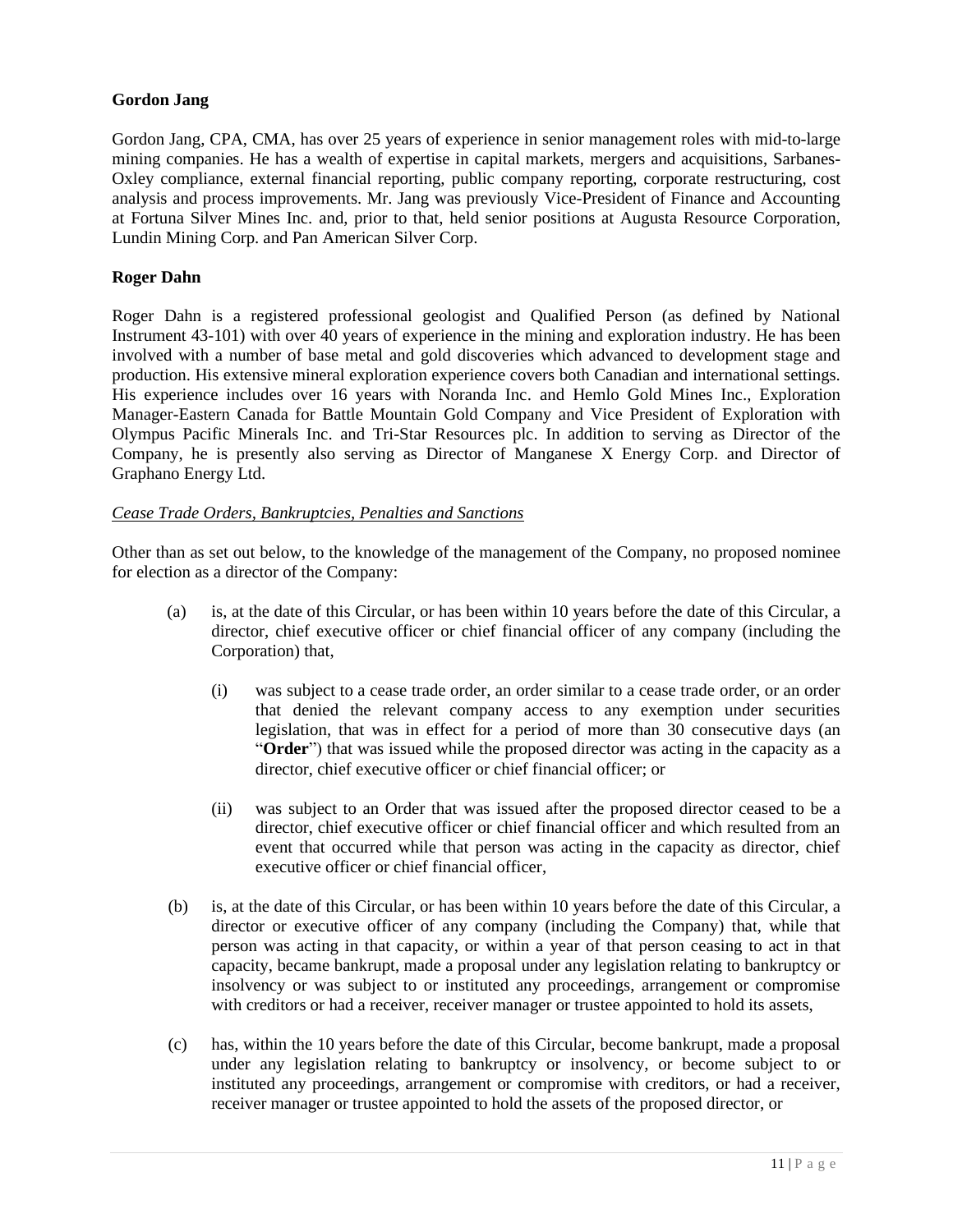**Gordon Jang**

Gordon Jang, CPA, CMA, has over 25 years of experience in senior management roles with mid-to-large mining companies. He has a wealth of expertise in capital markets, mergers and acquisitions, Sarbanes-Oxley compliance, external financial reporting, public company reporting, corporate restructuring, cost analysis and process improvements. Mr. Jang was previously Vice-President of Finance and Accounting at Fortuna Silver Mines Inc. and, prior to that, held senior positions at Augusta Resource Corporation, Lundin Mining Corp. and Pan American Silver Corp.

**Roger Dahn**

Roger Dahn is a registered professional geologist and Qualified Person (as defined by National Instrument 43-101) with over 40 years of experience in the mining and exploration industry. He has been involved with a number of base metal and gold discoveries which advanced to development stage and production. His extensive mineral exploration experience covers both Canadian and international settings. His experience includes over 16 years with Noranda Inc. and Hemlo Gold Mines Inc., Exploration Manager-Eastern Canada for Battle Mountain Gold Company and Vice President of Exploration with Olympus Pacific Minerals Inc. and Tri-Star Resources plc. In addition to serving as Director of the Company, he is presently also serving as Director of Manganese X Energy Corp. and Director of Graphano Energy Ltd.

*Cease Trade Orders, Bankruptcies, Penalties and Sanctions*

Other than as set out below, to the knowledge of the management of the Company, no proposed nominee for election as a director of the Company:

(a) is, at the date of this Circular, or has been within 10 years before the date of this Circular, a director, chief executive officer or chief financial officer of any company (including the Corporation) that,

   (i) was subject to a cease trade order, an order similar to a cease trade order, or an order that denied the relevant company access to any exemption under securities legislation, that was in effect for a period of more than 30 consecutive days (an "**Order**") that was issued while the proposed director was acting in the capacity as a director, chief executive officer or chief financial officer; or

   (ii) was subject to an Order that was issued after the proposed director ceased to be a director, chief executive officer or chief financial officer and which resulted from an event that occurred while that person was acting in the capacity as director, chief executive officer or chief financial officer,

(b) is, at the date of this Circular, or has been within 10 years before the date of this Circular, a director or executive officer of any company (including the Company) that, while that person was acting in that capacity, or within a year of that person ceasing to act in that capacity, became bankrupt, made a proposal under any legislation relating to bankruptcy or insolvency or was subject to or instituted any proceedings, arrangement or compromise with creditors or had a receiver, receiver manager or trustee appointed to hold its assets,

(c) has, within the 10 years before the date of this Circular, become bankrupt, made a proposal under any legislation relating to bankruptcy or insolvency, or become subject to or instituted any proceedings, arrangement or compromise with creditors, or had a receiver, receiver manager or trustee appointed to hold the assets of the proposed director, or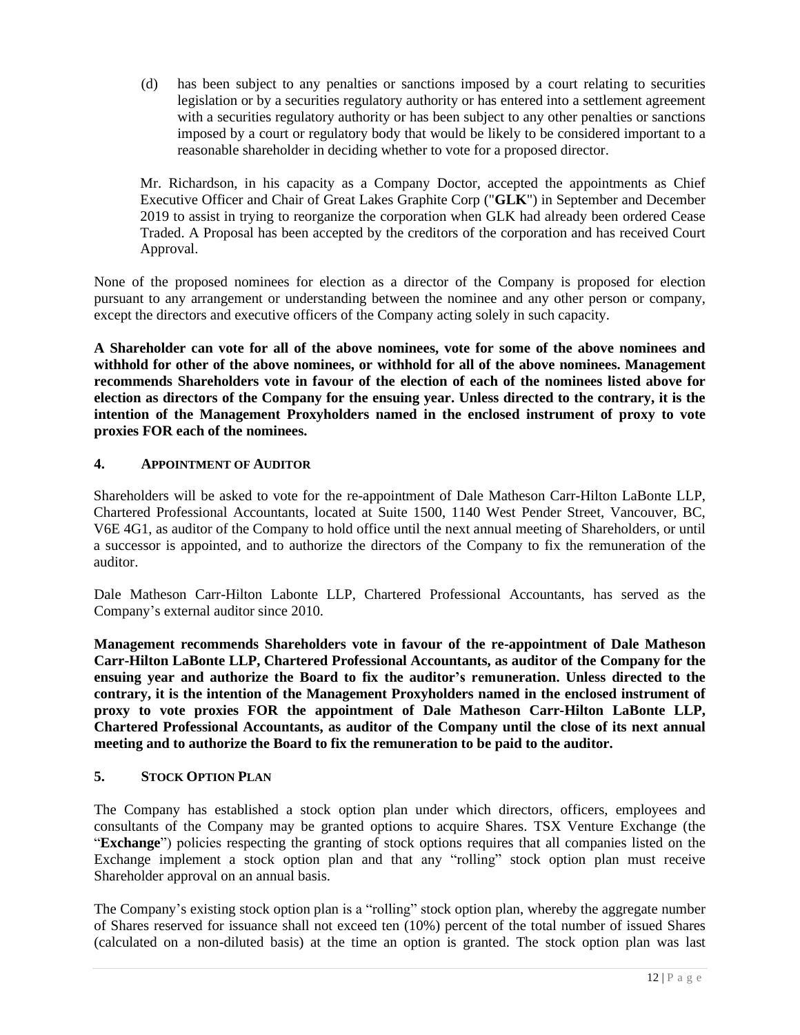(d) has been subject to any penalties or sanctions imposed by a court relating to securities legislation or by a securities regulatory authority or has entered into a settlement agreement with a securities regulatory authority or has been subject to any other penalties or sanctions imposed by a court or regulatory body that would be likely to be considered important to a reasonable shareholder in deciding whether to vote for a proposed director.

Mr. Richardson, in his capacity as a Company Doctor, accepted the appointments as Chief Executive Officer and Chair of Great Lakes Graphite Corp ("**GLK**") in September and December 2019 to assist in trying to reorganize the corporation when GLK had already been ordered Cease Traded. A Proposal has been accepted by the creditors of the corporation and has received Court Approval.

None of the proposed nominees for election as a director of the Company is proposed for election pursuant to any arrangement or understanding between the nominee and any other person or company, except the directors and executive officers of the Company acting solely in such capacity.

**A Shareholder can vote for all of the above nominees, vote for some of the above nominees and withhold for other of the above nominees, or withhold for all of the above nominees. Management recommends Shareholders vote in favour of the election of each of the nominees listed above for election as directors of the Company for the ensuing year. Unless directed to the contrary, it is the intention of the Management Proxyholders named in the enclosed instrument of proxy to vote proxies FOR each of the nominees.**

## 4. APPOINTMENT OF AUDITOR

Shareholders will be asked to vote for the re-appointment of Dale Matheson Carr-Hilton LaBonte LLP, Chartered Professional Accountants, located at Suite 1500, 1140 West Pender Street, Vancouver, BC, V6E 4G1, as auditor of the Company to hold office until the next annual meeting of Shareholders, or until a successor is appointed, and to authorize the directors of the Company to fix the remuneration of the auditor.

Dale Matheson Carr-Hilton Labonte LLP, Chartered Professional Accountants, has served as the Company's external auditor since 2010.

**Management recommends Shareholders vote in favour of the re-appointment of Dale Matheson Carr-Hilton LaBonte LLP, Chartered Professional Accountants, as auditor of the Company for the ensuing year and authorize the Board to fix the auditor's remuneration. Unless directed to the contrary, it is the intention of the Management Proxyholders named in the enclosed instrument of proxy to vote proxies FOR the appointment of Dale Matheson Carr-Hilton LaBonte LLP, Chartered Professional Accountants, as auditor of the Company until the close of its next annual meeting and to authorize the Board to fix the remuneration to be paid to the auditor.**

## 5. STOCK OPTION PLAN

The Company has established a stock option plan under which directors, officers, employees and consultants of the Company may be granted options to acquire Shares. TSX Venture Exchange (the "**Exchange**") policies respecting the granting of stock options requires that all companies listed on the Exchange implement a stock option plan and that any "rolling" stock option plan must receive Shareholder approval on an annual basis.

The Company's existing stock option plan is a "rolling" stock option plan, whereby the aggregate number of Shares reserved for issuance shall not exceed ten (10%) percent of the total number of issued Shares (calculated on a non-diluted basis) at the time an option is granted. The stock option plan was last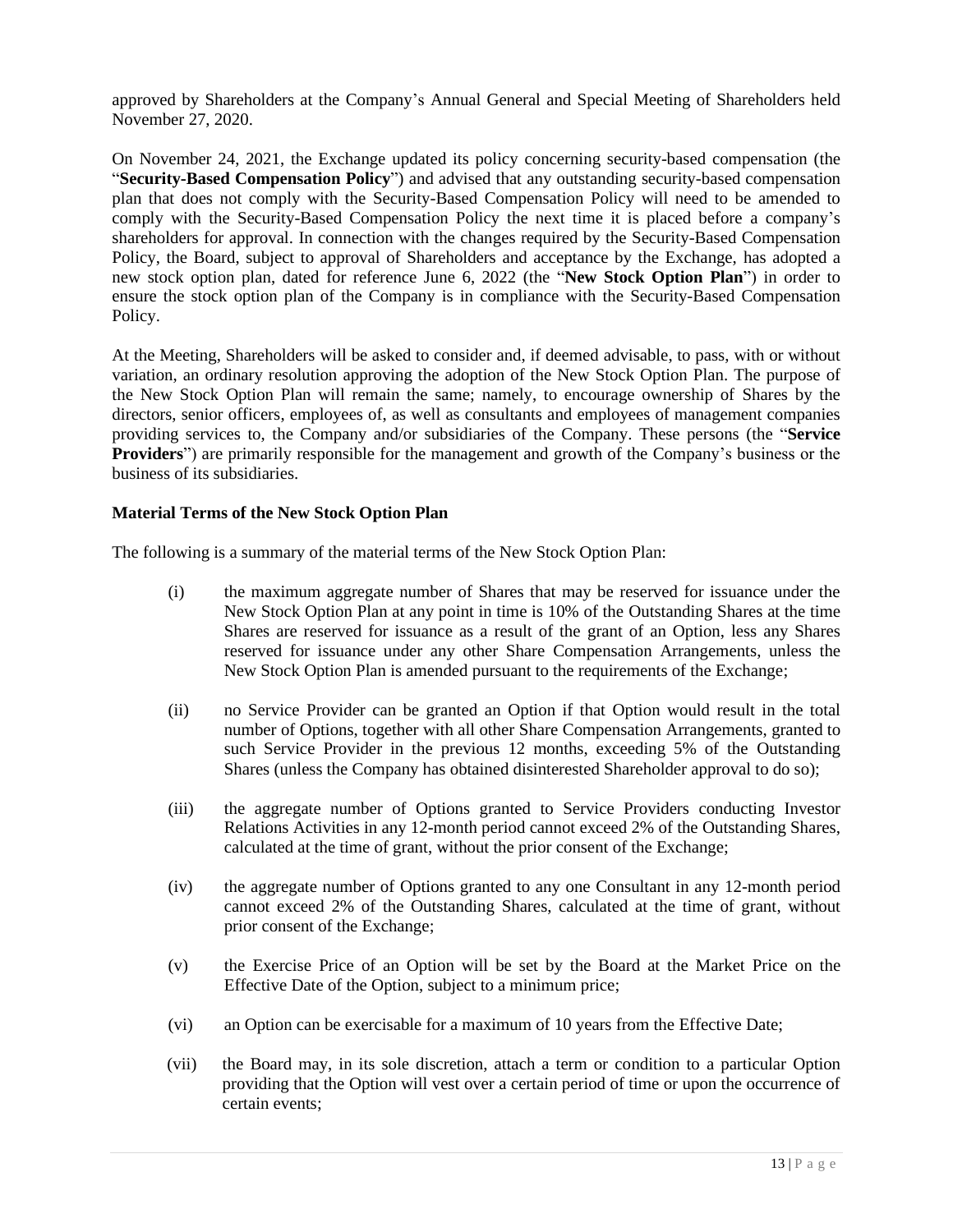approved by Shareholders at the Company's Annual General and Special Meeting of Shareholders held November 27, 2020.

On November 24, 2021, the Exchange updated its policy concerning security-based compensation (the "**Security-Based Compensation Policy**") and advised that any outstanding security-based compensation plan that does not comply with the Security-Based Compensation Policy will need to be amended to comply with the Security-Based Compensation Policy the next time it is placed before a company's shareholders for approval. In connection with the changes required by the Security-Based Compensation Policy, the Board, subject to approval of Shareholders and acceptance by the Exchange, has adopted a new stock option plan, dated for reference June 6, 2022 (the "**New Stock Option Plan**") in order to ensure the stock option plan of the Company is in compliance with the Security-Based Compensation Policy.

At the Meeting, Shareholders will be asked to consider and, if deemed advisable, to pass, with or without variation, an ordinary resolution approving the adoption of the New Stock Option Plan. The purpose of the New Stock Option Plan will remain the same; namely, to encourage ownership of Shares by the directors, senior officers, employees of, as well as consultants and employees of management companies providing services to, the Company and/or subsidiaries of the Company. These persons (the "**Service Providers**") are primarily responsible for the management and growth of the Company's business or the business of its subsidiaries.

**Material Terms of the New Stock Option Plan**

The following is a summary of the material terms of the New Stock Option Plan:

(i) the maximum aggregate number of Shares that may be reserved for issuance under the New Stock Option Plan at any point in time is 10% of the Outstanding Shares at the time Shares are reserved for issuance as a result of the grant of an Option, less any Shares reserved for issuance under any other Share Compensation Arrangements, unless the New Stock Option Plan is amended pursuant to the requirements of the Exchange;

(ii) no Service Provider can be granted an Option if that Option would result in the total number of Options, together with all other Share Compensation Arrangements, granted to such Service Provider in the previous 12 months, exceeding 5% of the Outstanding Shares (unless the Company has obtained disinterested Shareholder approval to do so);

(iii) the aggregate number of Options granted to Service Providers conducting Investor Relations Activities in any 12-month period cannot exceed 2% of the Outstanding Shares, calculated at the time of grant, without the prior consent of the Exchange;

(iv) the aggregate number of Options granted to any one Consultant in any 12-month period cannot exceed 2% of the Outstanding Shares, calculated at the time of grant, without prior consent of the Exchange;

(v) the Exercise Price of an Option will be set by the Board at the Market Price on the Effective Date of the Option, subject to a minimum price;

(vi) an Option can be exercisable for a maximum of 10 years from the Effective Date;

(vii) the Board may, in its sole discretion, attach a term or condition to a particular Option providing that the Option will vest over a certain period of time or upon the occurrence of certain events;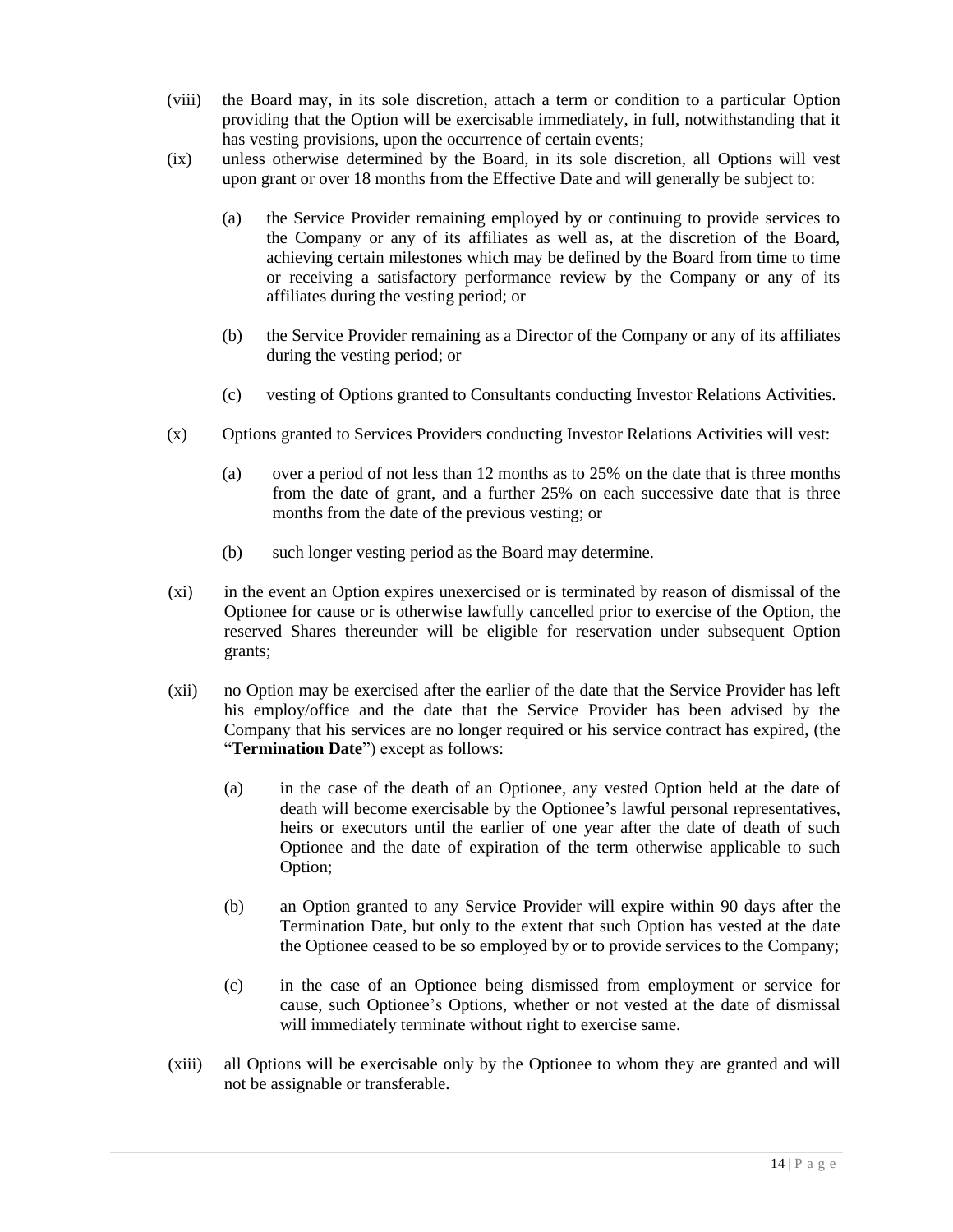(viii) the Board may, in its sole discretion, attach a term or condition to a particular Option providing that the Option will be exercisable immediately, in full, notwithstanding that it has vesting provisions, upon the occurrence of certain events;

(ix) unless otherwise determined by the Board, in its sole discretion, all Options will vest upon grant or over 18 months from the Effective Date and will generally be subject to:

   (a) the Service Provider remaining employed by or continuing to provide services to the Company or any of its affiliates as well as, at the discretion of the Board, achieving certain milestones which may be defined by the Board from time to time or receiving a satisfactory performance review by the Company or any of its affiliates during the vesting period; or

   (b) the Service Provider remaining as a Director of the Company or any of its affiliates during the vesting period; or

   (c) vesting of Options granted to Consultants conducting Investor Relations Activities.

(x) Options granted to Services Providers conducting Investor Relations Activities will vest:

   (a) over a period of not less than 12 months as to 25% on the date that is three months from the date of grant, and a further 25% on each successive date that is three months from the date of the previous vesting; or

   (b) such longer vesting period as the Board may determine.

(xi) in the event an Option expires unexercised or is terminated by reason of dismissal of the Optionee for cause or is otherwise lawfully cancelled prior to exercise of the Option, the reserved Shares thereunder will be eligible for reservation under subsequent Option grants;

(xii) no Option may be exercised after the earlier of the date that the Service Provider has left his employ/office and the date that the Service Provider has been advised by the Company that his services are no longer required or his service contract has expired, (the "**Termination Date**") except as follows:

   (a) in the case of the death of an Optionee, any vested Option held at the date of death will become exercisable by the Optionee's lawful personal representatives, heirs or executors until the earlier of one year after the date of death of such Optionee and the date of expiration of the term otherwise applicable to such Option;

   (b) an Option granted to any Service Provider will expire within 90 days after the Termination Date, but only to the extent that such Option has vested at the date the Optionee ceased to be so employed by or to provide services to the Company;

   (c) in the case of an Optionee being dismissed from employment or service for cause, such Optionee's Options, whether or not vested at the date of dismissal will immediately terminate without right to exercise same.

(xiii) all Options will be exercisable only by the Optionee to whom they are granted and will not be assignable or transferable.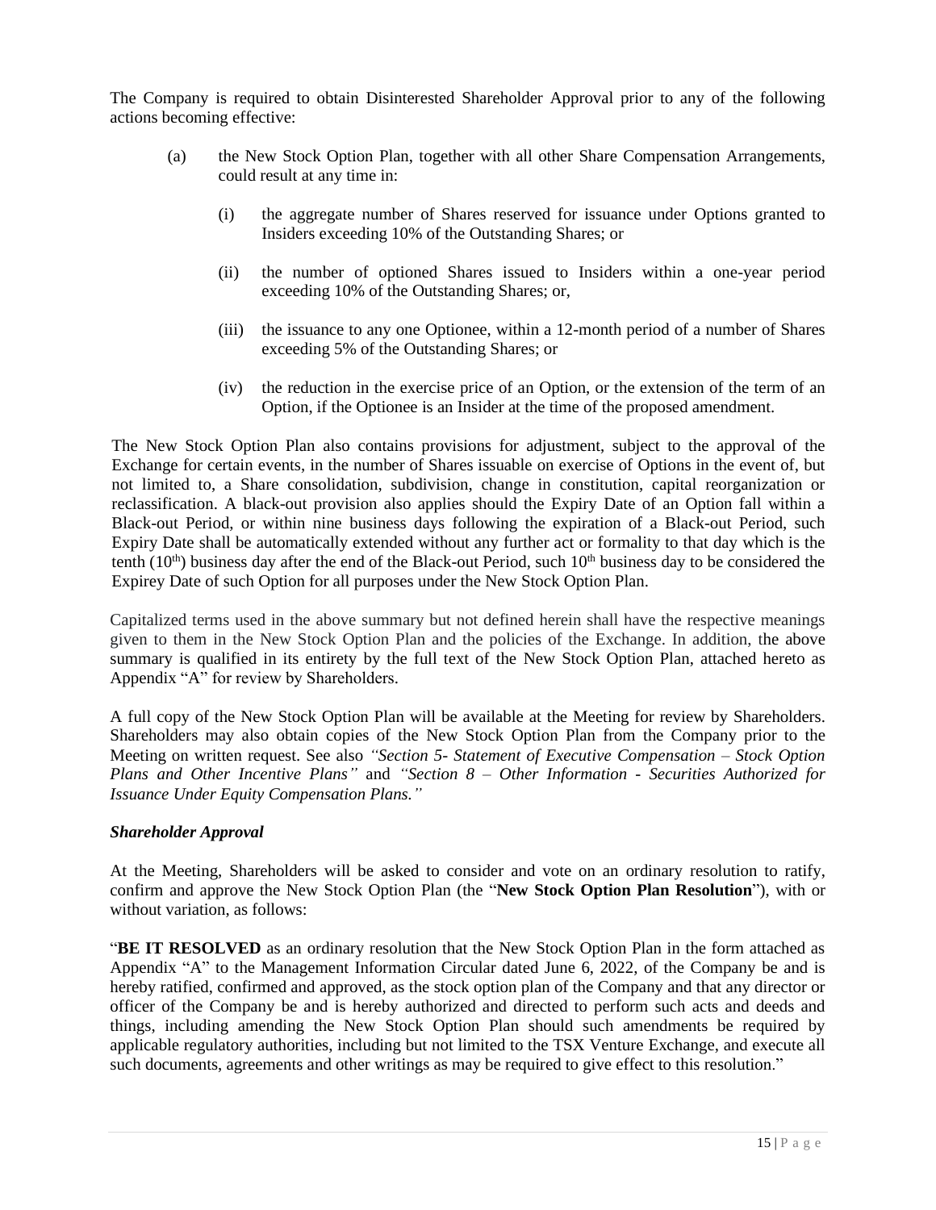The Company is required to obtain Disinterested Shareholder Approval prior to any of the following actions becoming effective:

(a) the New Stock Option Plan, together with all other Share Compensation Arrangements, could result at any time in:

  (i) the aggregate number of Shares reserved for issuance under Options granted to Insiders exceeding 10% of the Outstanding Shares; or

  (ii) the number of optioned Shares issued to Insiders within a one-year period exceeding 10% of the Outstanding Shares; or,

  (iii) the issuance to any one Optionee, within a 12-month period of a number of Shares exceeding 5% of the Outstanding Shares; or

  (iv) the reduction in the exercise price of an Option, or the extension of the term of an Option, if the Optionee is an Insider at the time of the proposed amendment.

The New Stock Option Plan also contains provisions for adjustment, subject to the approval of the Exchange for certain events, in the number of Shares issuable on exercise of Options in the event of, but not limited to, a Share consolidation, subdivision, change in constitution, capital reorganization or reclassification. A black-out provision also applies should the Expiry Date of an Option fall within a Black-out Period, or within nine business days following the expiration of a Black-out Period, such Expiry Date shall be automatically extended without any further act or formality to that day which is the tenth (10th) business day after the end of the Black-out Period, such 10th business day to be considered the Expirey Date of such Option for all purposes under the New Stock Option Plan.

Capitalized terms used in the above summary but not defined herein shall have the respective meanings given to them in the New Stock Option Plan and the policies of the Exchange. In addition, the above summary is qualified in its entirety by the full text of the New Stock Option Plan, attached hereto as Appendix "A" for review by Shareholders.

A full copy of the New Stock Option Plan will be available at the Meeting for review by Shareholders. Shareholders may also obtain copies of the New Stock Option Plan from the Company prior to the Meeting on written request. See also *"Section 5- Statement of Executive Compensation – Stock Option Plans and Other Incentive Plans"* and *"Section 8 – Other Information - Securities Authorized for Issuance Under Equity Compensation Plans."*

***Shareholder Approval***

At the Meeting, Shareholders will be asked to consider and vote on an ordinary resolution to ratify, confirm and approve the New Stock Option Plan (the "**New Stock Option Plan Resolution**"), with or without variation, as follows:

"**BE IT RESOLVED** as an ordinary resolution that the New Stock Option Plan in the form attached as Appendix "A" to the Management Information Circular dated June 6, 2022, of the Company be and is hereby ratified, confirmed and approved, as the stock option plan of the Company and that any director or officer of the Company be and is hereby authorized and directed to perform such acts and deeds and things, including amending the New Stock Option Plan should such amendments be required by applicable regulatory authorities, including but not limited to the TSX Venture Exchange, and execute all such documents, agreements and other writings as may be required to give effect to this resolution."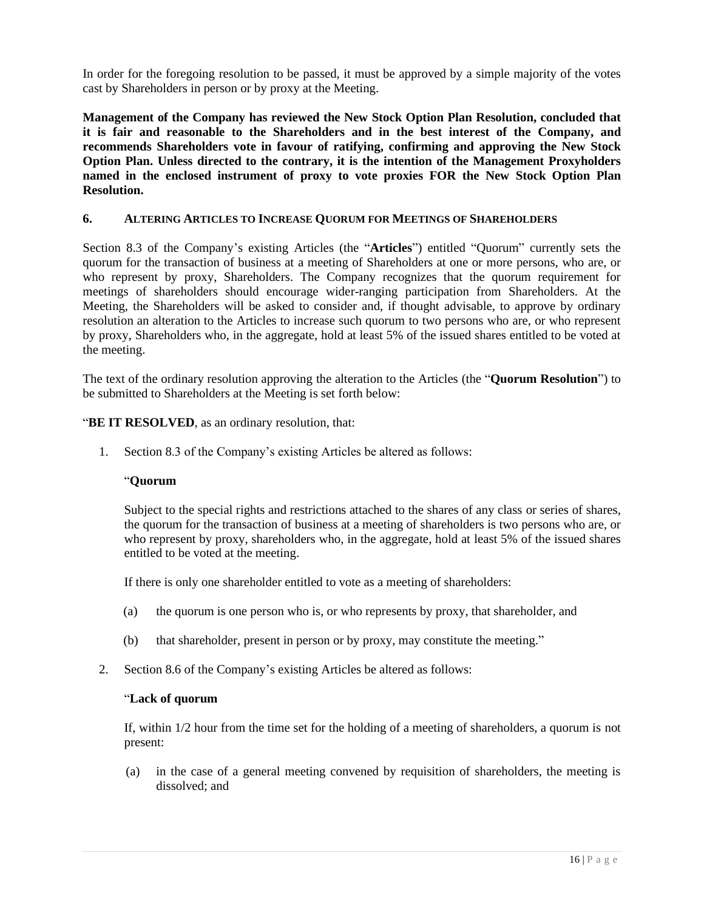In order for the foregoing resolution to be passed, it must be approved by a simple majority of the votes cast by Shareholders in person or by proxy at the Meeting.

**Management of the Company has reviewed the New Stock Option Plan Resolution, concluded that it is fair and reasonable to the Shareholders and in the best interest of the Company, and recommends Shareholders vote in favour of ratifying, confirming and approving the New Stock Option Plan. Unless directed to the contrary, it is the intention of the Management Proxyholders named in the enclosed instrument of proxy to vote proxies FOR the New Stock Option Plan Resolution.**

### 6. ALTERING ARTICLES TO INCREASE QUORUM FOR MEETINGS OF SHAREHOLDERS

Section 8.3 of the Company's existing Articles (the "**Articles**") entitled "Quorum" currently sets the quorum for the transaction of business at a meeting of Shareholders at one or more persons, who are, or who represent by proxy, Shareholders. The Company recognizes that the quorum requirement for meetings of shareholders should encourage wider-ranging participation from Shareholders. At the Meeting, the Shareholders will be asked to consider and, if thought advisable, to approve by ordinary resolution an alteration to the Articles to increase such quorum to two persons who are, or who represent by proxy, Shareholders who, in the aggregate, hold at least 5% of the issued shares entitled to be voted at the meeting.

The text of the ordinary resolution approving the alteration to the Articles (the "**Quorum Resolution**") to be submitted to Shareholders at the Meeting is set forth below:

"**BE IT RESOLVED**, as an ordinary resolution, that:

1. Section 8.3 of the Company's existing Articles be altered as follows:

   "**Quorum**

   Subject to the special rights and restrictions attached to the shares of any class or series of shares, the quorum for the transaction of business at a meeting of shareholders is two persons who are, or who represent by proxy, shareholders who, in the aggregate, hold at least 5% of the issued shares entitled to be voted at the meeting.

   If there is only one shareholder entitled to vote as a meeting of shareholders:

   (a) the quorum is one person who is, or who represents by proxy, that shareholder, and

   (b) that shareholder, present in person or by proxy, may constitute the meeting."

2. Section 8.6 of the Company's existing Articles be altered as follows:

   "**Lack of quorum**

   If, within 1/2 hour from the time set for the holding of a meeting of shareholders, a quorum is not present:

   (a) in the case of a general meeting convened by requisition of shareholders, the meeting is dissolved; and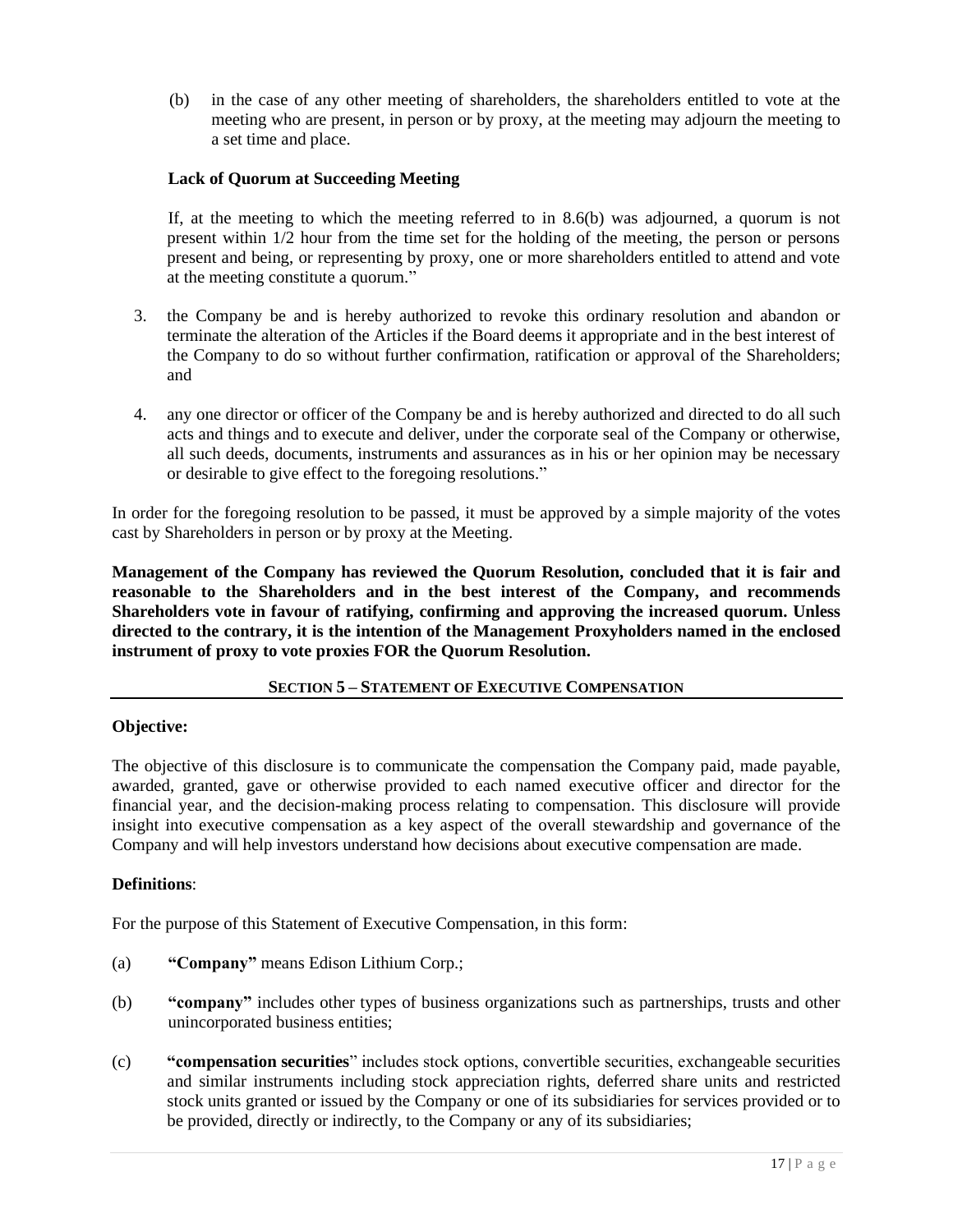(b) in the case of any other meeting of shareholders, the shareholders entitled to vote at the meeting who are present, in person or by proxy, at the meeting may adjourn the meeting to a set time and place.

**Lack of Quorum at Succeeding Meeting**

If, at the meeting to which the meeting referred to in 8.6(b) was adjourned, a quorum is not present within 1/2 hour from the time set for the holding of the meeting, the person or persons present and being, or representing by proxy, one or more shareholders entitled to attend and vote at the meeting constitute a quorum."

3. the Company be and is hereby authorized to revoke this ordinary resolution and abandon or terminate the alteration of the Articles if the Board deems it appropriate and in the best interest of the Company to do so without further confirmation, ratification or approval of the Shareholders; and

4. any one director or officer of the Company be and is hereby authorized and directed to do all such acts and things and to execute and deliver, under the corporate seal of the Company or otherwise, all such deeds, documents, instruments and assurances as in his or her opinion may be necessary or desirable to give effect to the foregoing resolutions."

In order for the foregoing resolution to be passed, it must be approved by a simple majority of the votes cast by Shareholders in person or by proxy at the Meeting.

**Management of the Company has reviewed the Quorum Resolution, concluded that it is fair and reasonable to the Shareholders and in the best interest of the Company, and recommends Shareholders vote in favour of ratifying, confirming and approving the increased quorum. Unless directed to the contrary, it is the intention of the Management Proxyholders named in the enclosed instrument of proxy to vote proxies FOR the Quorum Resolution.**

## SECTION 5 – STATEMENT OF EXECUTIVE COMPENSATION

**Objective:**

The objective of this disclosure is to communicate the compensation the Company paid, made payable, awarded, granted, gave or otherwise provided to each named executive officer and director for the financial year, and the decision-making process relating to compensation. This disclosure will provide insight into executive compensation as a key aspect of the overall stewardship and governance of the Company and will help investors understand how decisions about executive compensation are made.

**Definitions**:

For the purpose of this Statement of Executive Compensation, in this form:

(a) **"Company"** means Edison Lithium Corp.;

(b) **"company"** includes other types of business organizations such as partnerships, trusts and other unincorporated business entities;

(c) **"compensation securities"** includes stock options, convertible securities, exchangeable securities and similar instruments including stock appreciation rights, deferred share units and restricted stock units granted or issued by the Company or one of its subsidiaries for services provided or to be provided, directly or indirectly, to the Company or any of its subsidiaries;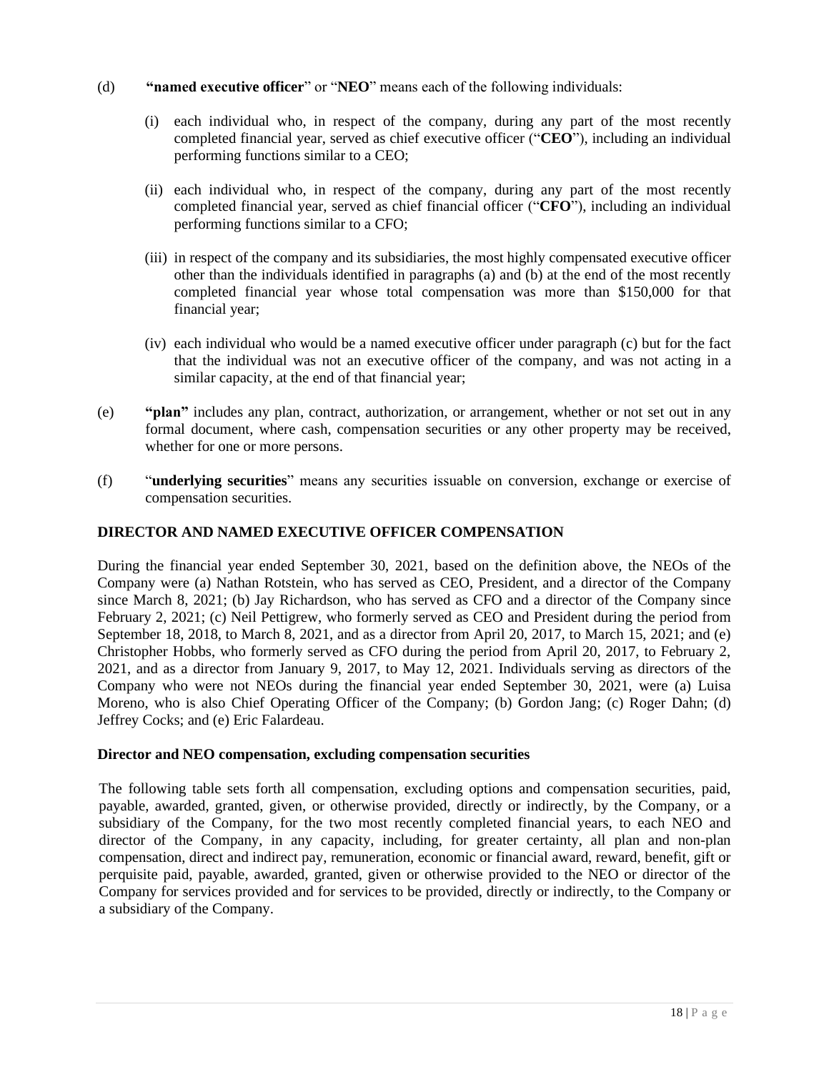(d) **"named executive officer"** or "**NEO**" means each of the following individuals:

(i) each individual who, in respect of the company, during any part of the most recently completed financial year, served as chief executive officer ("**CEO**"), including an individual performing functions similar to a CEO;

(ii) each individual who, in respect of the company, during any part of the most recently completed financial year, served as chief financial officer ("**CFO**"), including an individual performing functions similar to a CFO;

(iii) in respect of the company and its subsidiaries, the most highly compensated executive officer other than the individuals identified in paragraphs (a) and (b) at the end of the most recently completed financial year whose total compensation was more than $150,000 for that financial year;

(iv) each individual who would be a named executive officer under paragraph (c) but for the fact that the individual was not an executive officer of the company, and was not acting in a similar capacity, at the end of that financial year;

(e) **"plan"** includes any plan, contract, authorization, or arrangement, whether or not set out in any formal document, where cash, compensation securities or any other property may be received, whether for one or more persons.

(f) "**underlying securities**" means any securities issuable on conversion, exchange or exercise of compensation securities.

## DIRECTOR AND NAMED EXECUTIVE OFFICER COMPENSATION

During the financial year ended September 30, 2021, based on the definition above, the NEOs of the Company were (a) Nathan Rotstein, who has served as CEO, President, and a director of the Company since March 8, 2021; (b) Jay Richardson, who has served as CFO and a director of the Company since February 2, 2021; (c) Neil Pettigrew, who formerly served as CEO and President during the period from September 18, 2018, to March 8, 2021, and as a director from April 20, 2017, to March 15, 2021; and (e) Christopher Hobbs, who formerly served as CFO during the period from April 20, 2017, to February 2, 2021, and as a director from January 9, 2017, to May 12, 2021. Individuals serving as directors of the Company who were not NEOs during the financial year ended September 30, 2021, were (a) Luisa Moreno, who is also Chief Operating Officer of the Company; (b) Gordon Jang; (c) Roger Dahn; (d) Jeffrey Cocks; and (e) Eric Falardeau.

### Director and NEO compensation, excluding compensation securities

The following table sets forth all compensation, excluding options and compensation securities, paid, payable, awarded, granted, given, or otherwise provided, directly or indirectly, by the Company, or a subsidiary of the Company, for the two most recently completed financial years, to each NEO and director of the Company, in any capacity, including, for greater certainty, all plan and non-plan compensation, direct and indirect pay, remuneration, economic or financial award, reward, benefit, gift or perquisite paid, payable, awarded, granted, given or otherwise provided to the NEO or director of the Company for services provided and for services to be provided, directly or indirectly, to the Company or a subsidiary of the Company.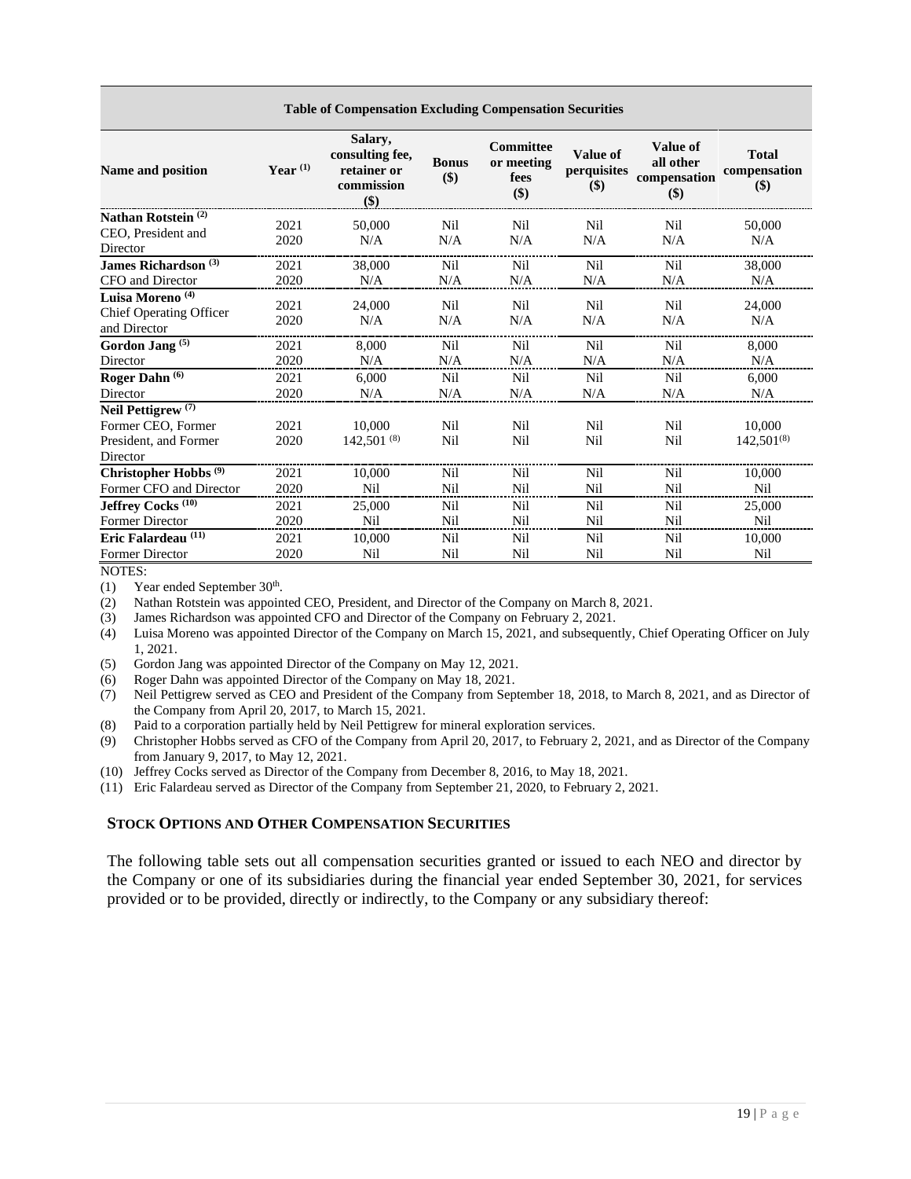| Table of Compensation Excluding Compensation Securities | | | | | | | |
|---|---|---|---|---|---|---|---|
| Name and position | Year (1) | Salary, consulting fee, retainer or commission ($) | Bonus ($) | Committee or meeting fees ($) | Value of perquisites ($) | Value of all other compensation ($) | Total compensation ($) |
| Nathan Rotstein (2) CEO, President and Director | 2021<br>2020 | 50,000<br>N/A | Nil<br>N/A | Nil<br>N/A | Nil<br>N/A | Nil<br>N/A | 50,000<br>N/A |
| James Richardson (3) CFO and Director | 2021<br>2020 | 38,000<br>N/A | Nil<br>N/A | Nil<br>N/A | Nil<br>N/A | Nil<br>N/A | 38,000<br>N/A |
| Luisa Moreno (4) Chief Operating Officer and Director | 2021<br>2020 | 24,000<br>N/A | Nil<br>N/A | Nil<br>N/A | Nil<br>N/A | Nil<br>N/A | 24,000<br>N/A |
| Gordon Jang (5) Director | 2021<br>2020 | 8,000<br>N/A | Nil<br>N/A | Nil<br>N/A | Nil<br>N/A | Nil<br>N/A | 8,000<br>N/A |
| Roger Dahn (6) Director | 2021<br>2020 | 6,000<br>N/A | Nil<br>N/A | Nil<br>N/A | Nil<br>N/A | Nil<br>N/A | 6,000<br>N/A |
| Neil Pettigrew (7) Former CEO, Former President, and Former Director | 2021<br>2020 | 10,000<br>142,501 (8) | Nil<br>Nil | Nil<br>Nil | Nil<br>Nil | Nil<br>Nil | 10,000<br>142,501(8) |
| Christopher Hobbs (9) Former CFO and Director | 2021<br>2020 | 10,000<br>Nil | Nil<br>Nil | Nil<br>Nil | Nil<br>Nil | Nil<br>Nil | 10,000<br>Nil |
| Jeffrey Cocks (10) Former Director | 2021<br>2020 | 25,000<br>Nil | Nil<br>Nil | Nil<br>Nil | Nil<br>Nil | Nil<br>Nil | 25,000<br>Nil |
| Eric Falardeau (11) Former Director | 2021<br>2020 | 10,000<br>Nil | Nil<br>Nil | Nil<br>Nil | Nil<br>Nil | Nil<br>Nil | 10,000<br>Nil |

NOTES:

(1) Year ended September 30th.
(2) Nathan Rotstein was appointed CEO, President, and Director of the Company on March 8, 2021.
(3) James Richardson was appointed CFO and Director of the Company on February 2, 2021.
(4) Luisa Moreno was appointed Director of the Company on March 15, 2021, and subsequently, Chief Operating Officer on July 1, 2021.
(5) Gordon Jang was appointed Director of the Company on May 12, 2021.
(6) Roger Dahn was appointed Director of the Company on May 18, 2021.
(7) Neil Pettigrew served as CEO and President of the Company from September 18, 2018, to March 8, 2021, and as Director of the Company from April 20, 2017, to March 15, 2021.
(8) Paid to a corporation partially held by Neil Pettigrew for mineral exploration services.
(9) Christopher Hobbs served as CFO of the Company from April 20, 2017, to February 2, 2021, and as Director of the Company from January 9, 2017, to May 12, 2021.
(10) Jeffrey Cocks served as Director of the Company from December 8, 2016, to May 18, 2021.
(11) Eric Falardeau served as Director of the Company from September 21, 2020, to February 2, 2021.

### STOCK OPTIONS AND OTHER COMPENSATION SECURITIES

The following table sets out all compensation securities granted or issued to each NEO and director by the Company or one of its subsidiaries during the financial year ended September 30, 2021, for services provided or to be provided, directly or indirectly, to the Company or any subsidiary thereof: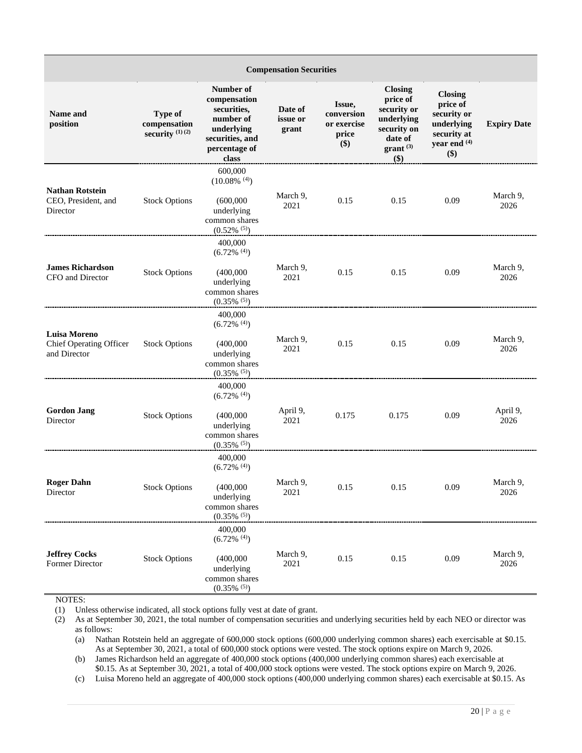| Compensation Securities | | | | | | | |
|---|---|---|---|---|---|---|---|
| **Name and position** | **Type of compensation security [(1) (2)]** | **Number of compensation securities, number of underlying securities, and percentage of class** | **Date of issue or grant** | **Issue, conversion or exercise price ($)** | **Closing price of security or underlying security on date of grant [(3)] ($)** | **Closing price of security or underlying security at year end [(4)] ($)** | **Expiry Date** |
| **Nathan Rotstein** CEO, President, and Director | Stock Options | 600,000 (10.08% [(4)]) (600,000 underlying common shares (0.52% [(5)]) | March 9, 2021 | 0.15 | 0.15 | 0.09 | March 9, 2026 |
| **James Richardson** CFO and Director | Stock Options | 400,000 (6.72% [(4)]) (400,000 underlying common shares (0.35% [(5)]) | March 9, 2021 | 0.15 | 0.15 | 0.09 | March 9, 2026 |
| **Luisa Moreno** Chief Operating Officer and Director | Stock Options | 400,000 (6.72% [(4)]) (400,000 underlying common shares (0.35% [(5)]) | March 9, 2021 | 0.15 | 0.15 | 0.09 | March 9, 2026 |
| **Gordon Jang** Director | Stock Options | 400,000 (6.72% [(4)]) (400,000 underlying common shares (0.35% [(5)]) | April 9, 2021 | 0.175 | 0.175 | 0.09 | April 9, 2026 |
| **Roger Dahn** Director | Stock Options | 400,000 (6.72% [(4)]) (400,000 underlying common shares (0.35% [(5)]) | March 9, 2021 | 0.15 | 0.15 | 0.09 | March 9, 2026 |
| **Jeffrey Cocks** Former Director | Stock Options | 400,000 (6.72% [(4)]) (400,000 underlying common shares (0.35% [(5)]) | March 9, 2021 | 0.15 | 0.15 | 0.09 | March 9, 2026 |

NOTES:

(1) Unless otherwise indicated, all stock options fully vest at date of grant.

(2) As at September 30, 2021, the total number of compensation securities and underlying securities held by each NEO or director was as follows:

   (a) Nathan Rotstein held an aggregate of 600,000 stock options (600,000 underlying common shares) each exercisable at $0.15. As at September 30, 2021, a total of 600,000 stock options were vested. The stock options expire on March 9, 2026.

   (b) James Richardson held an aggregate of 400,000 stock options (400,000 underlying common shares) each exercisable at $0.15. As at September 30, 2021, a total of 400,000 stock options were vested. The stock options expire on March 9, 2026.

   (c) Luisa Moreno held an aggregate of 400,000 stock options (400,000 underlying common shares) each exercisable at $0.15. As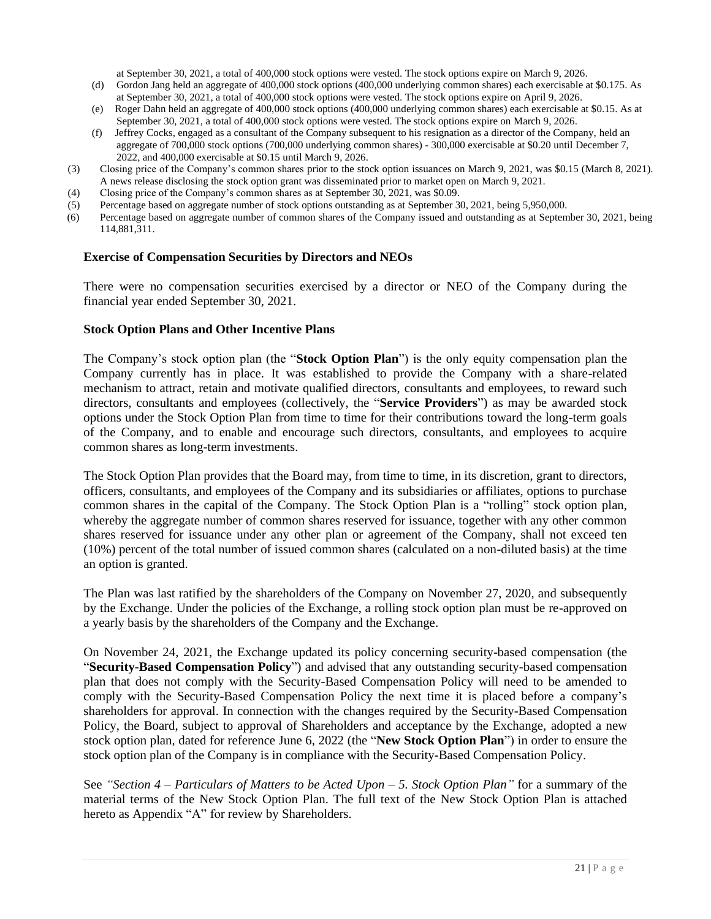at September 30, 2021, a total of 400,000 stock options were vested. The stock options expire on March 9, 2026.

(d) Gordon Jang held an aggregate of 400,000 stock options (400,000 underlying common shares) each exercisable at $0.175. As at September 30, 2021, a total of 400,000 stock options were vested. The stock options expire on April 9, 2026.

(e) Roger Dahn held an aggregate of 400,000 stock options (400,000 underlying common shares) each exercisable at $0.15. As at September 30, 2021, a total of 400,000 stock options were vested. The stock options expire on March 9, 2026.

(f) Jeffrey Cocks, engaged as a consultant of the Company subsequent to his resignation as a director of the Company, held an aggregate of 700,000 stock options (700,000 underlying common shares) - 300,000 exercisable at $0.20 until December 7, 2022, and 400,000 exercisable at $0.15 until March 9, 2026.

(3) Closing price of the Company's common shares prior to the stock option issuances on March 9, 2021, was $0.15 (March 8, 2021). A news release disclosing the stock option grant was disseminated prior to market open on March 9, 2021.

(4) Closing price of the Company's common shares as at September 30, 2021, was $0.09.

(5) Percentage based on aggregate number of stock options outstanding as at September 30, 2021, being 5,950,000.

(6) Percentage based on aggregate number of common shares of the Company issued and outstanding as at September 30, 2021, being 114,881,311.

### Exercise of Compensation Securities by Directors and NEOs

There were no compensation securities exercised by a director or NEO of the Company during the financial year ended September 30, 2021.

### Stock Option Plans and Other Incentive Plans

The Company's stock option plan (the "**Stock Option Plan**") is the only equity compensation plan the Company currently has in place. It was established to provide the Company with a share-related mechanism to attract, retain and motivate qualified directors, consultants and employees, to reward such directors, consultants and employees (collectively, the "**Service Providers**") as may be awarded stock options under the Stock Option Plan from time to time for their contributions toward the long-term goals of the Company, and to enable and encourage such directors, consultants, and employees to acquire common shares as long-term investments.

The Stock Option Plan provides that the Board may, from time to time, in its discretion, grant to directors, officers, consultants, and employees of the Company and its subsidiaries or affiliates, options to purchase common shares in the capital of the Company. The Stock Option Plan is a "rolling" stock option plan, whereby the aggregate number of common shares reserved for issuance, together with any other common shares reserved for issuance under any other plan or agreement of the Company, shall not exceed ten (10%) percent of the total number of issued common shares (calculated on a non-diluted basis) at the time an option is granted.

The Plan was last ratified by the shareholders of the Company on November 27, 2020, and subsequently by the Exchange. Under the policies of the Exchange, a rolling stock option plan must be re-approved on a yearly basis by the shareholders of the Company and the Exchange.

On November 24, 2021, the Exchange updated its policy concerning security-based compensation (the "**Security-Based Compensation Policy**") and advised that any outstanding security-based compensation plan that does not comply with the Security-Based Compensation Policy will need to be amended to comply with the Security-Based Compensation Policy the next time it is placed before a company's shareholders for approval. In connection with the changes required by the Security-Based Compensation Policy, the Board, subject to approval of Shareholders and acceptance by the Exchange, adopted a new stock option plan, dated for reference June 6, 2022 (the "**New Stock Option Plan**") in order to ensure the stock option plan of the Company is in compliance with the Security-Based Compensation Policy.

See *"Section 4 – Particulars of Matters to be Acted Upon – 5. Stock Option Plan"* for a summary of the material terms of the New Stock Option Plan. The full text of the New Stock Option Plan is attached hereto as Appendix "A" for review by Shareholders.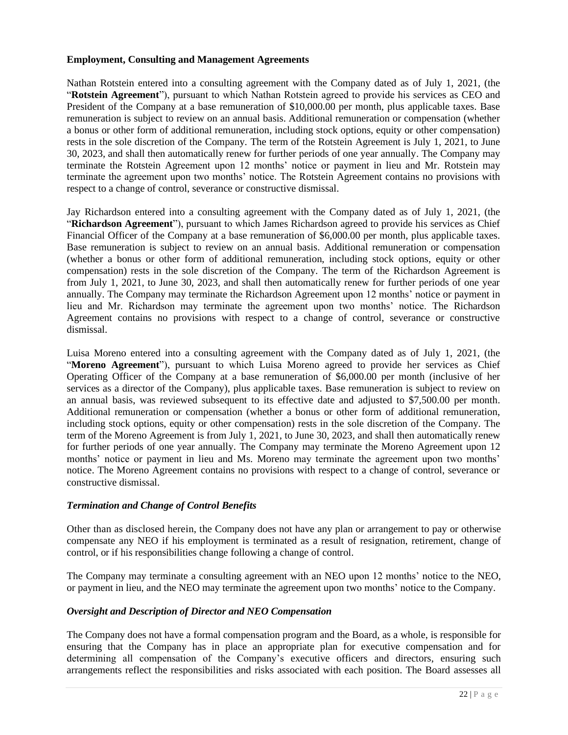**Employment, Consulting and Management Agreements**

Nathan Rotstein entered into a consulting agreement with the Company dated as of July 1, 2021, (the "**Rotstein Agreement**"), pursuant to which Nathan Rotstein agreed to provide his services as CEO and President of the Company at a base remuneration of $10,000.00 per month, plus applicable taxes. Base remuneration is subject to review on an annual basis. Additional remuneration or compensation (whether a bonus or other form of additional remuneration, including stock options, equity or other compensation) rests in the sole discretion of the Company. The term of the Rotstein Agreement is July 1, 2021, to June 30, 2023, and shall then automatically renew for further periods of one year annually. The Company may terminate the Rotstein Agreement upon 12 months' notice or payment in lieu and Mr. Rotstein may terminate the agreement upon two months' notice. The Rotstein Agreement contains no provisions with respect to a change of control, severance or constructive dismissal.

Jay Richardson entered into a consulting agreement with the Company dated as of July 1, 2021, (the "**Richardson Agreement**"), pursuant to which James Richardson agreed to provide his services as Chief Financial Officer of the Company at a base remuneration of $6,000.00 per month, plus applicable taxes. Base remuneration is subject to review on an annual basis. Additional remuneration or compensation (whether a bonus or other form of additional remuneration, including stock options, equity or other compensation) rests in the sole discretion of the Company. The term of the Richardson Agreement is from July 1, 2021, to June 30, 2023, and shall then automatically renew for further periods of one year annually. The Company may terminate the Richardson Agreement upon 12 months' notice or payment in lieu and Mr. Richardson may terminate the agreement upon two months' notice. The Richardson Agreement contains no provisions with respect to a change of control, severance or constructive dismissal.

Luisa Moreno entered into a consulting agreement with the Company dated as of July 1, 2021, (the "**Moreno Agreement**"), pursuant to which Luisa Moreno agreed to provide her services as Chief Operating Officer of the Company at a base remuneration of $6,000.00 per month (inclusive of her services as a director of the Company), plus applicable taxes. Base remuneration is subject to review on an annual basis, was reviewed subsequent to its effective date and adjusted to $7,500.00 per month. Additional remuneration or compensation (whether a bonus or other form of additional remuneration, including stock options, equity or other compensation) rests in the sole discretion of the Company. The term of the Moreno Agreement is from July 1, 2021, to June 30, 2023, and shall then automatically renew for further periods of one year annually. The Company may terminate the Moreno Agreement upon 12 months' notice or payment in lieu and Ms. Moreno may terminate the agreement upon two months' notice. The Moreno Agreement contains no provisions with respect to a change of control, severance or constructive dismissal.

***Termination and Change of Control Benefits***

Other than as disclosed herein, the Company does not have any plan or arrangement to pay or otherwise compensate any NEO if his employment is terminated as a result of resignation, retirement, change of control, or if his responsibilities change following a change of control.

The Company may terminate a consulting agreement with an NEO upon 12 months' notice to the NEO, or payment in lieu, and the NEO may terminate the agreement upon two months' notice to the Company.

***Oversight and Description of Director and NEO Compensation***

The Company does not have a formal compensation program and the Board, as a whole, is responsible for ensuring that the Company has in place an appropriate plan for executive compensation and for determining all compensation of the Company's executive officers and directors, ensuring such arrangements reflect the responsibilities and risks associated with each position. The Board assesses all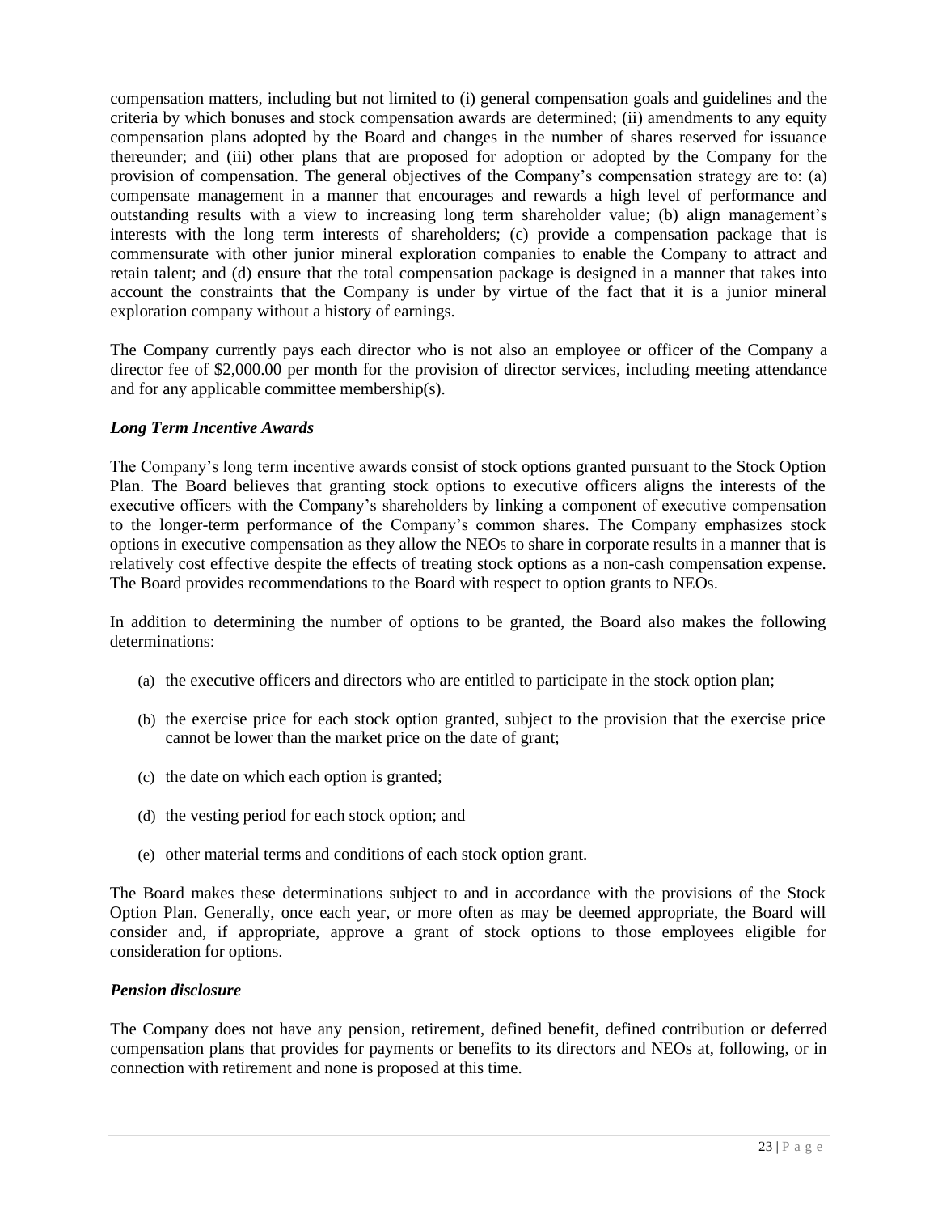compensation matters, including but not limited to (i) general compensation goals and guidelines and the criteria by which bonuses and stock compensation awards are determined; (ii) amendments to any equity compensation plans adopted by the Board and changes in the number of shares reserved for issuance thereunder; and (iii) other plans that are proposed for adoption or adopted by the Company for the provision of compensation. The general objectives of the Company's compensation strategy are to: (a) compensate management in a manner that encourages and rewards a high level of performance and outstanding results with a view to increasing long term shareholder value; (b) align management's interests with the long term interests of shareholders; (c) provide a compensation package that is commensurate with other junior mineral exploration companies to enable the Company to attract and retain talent; and (d) ensure that the total compensation package is designed in a manner that takes into account the constraints that the Company is under by virtue of the fact that it is a junior mineral exploration company without a history of earnings.

The Company currently pays each director who is not also an employee or officer of the Company a director fee of $2,000.00 per month for the provision of director services, including meeting attendance and for any applicable committee membership(s).

***Long Term Incentive Awards***

The Company's long term incentive awards consist of stock options granted pursuant to the Stock Option Plan. The Board believes that granting stock options to executive officers aligns the interests of the executive officers with the Company's shareholders by linking a component of executive compensation to the longer-term performance of the Company's common shares. The Company emphasizes stock options in executive compensation as they allow the NEOs to share in corporate results in a manner that is relatively cost effective despite the effects of treating stock options as a non-cash compensation expense. The Board provides recommendations to the Board with respect to option grants to NEOs.

In addition to determining the number of options to be granted, the Board also makes the following determinations:

(a) the executive officers and directors who are entitled to participate in the stock option plan;

(b) the exercise price for each stock option granted, subject to the provision that the exercise price cannot be lower than the market price on the date of grant;

(c) the date on which each option is granted;

(d) the vesting period for each stock option; and

(e) other material terms and conditions of each stock option grant.

The Board makes these determinations subject to and in accordance with the provisions of the Stock Option Plan. Generally, once each year, or more often as may be deemed appropriate, the Board will consider and, if appropriate, approve a grant of stock options to those employees eligible for consideration for options.

***Pension disclosure***

The Company does not have any pension, retirement, defined benefit, defined contribution or deferred compensation plans that provides for payments or benefits to its directors and NEOs at, following, or in connection with retirement and none is proposed at this time.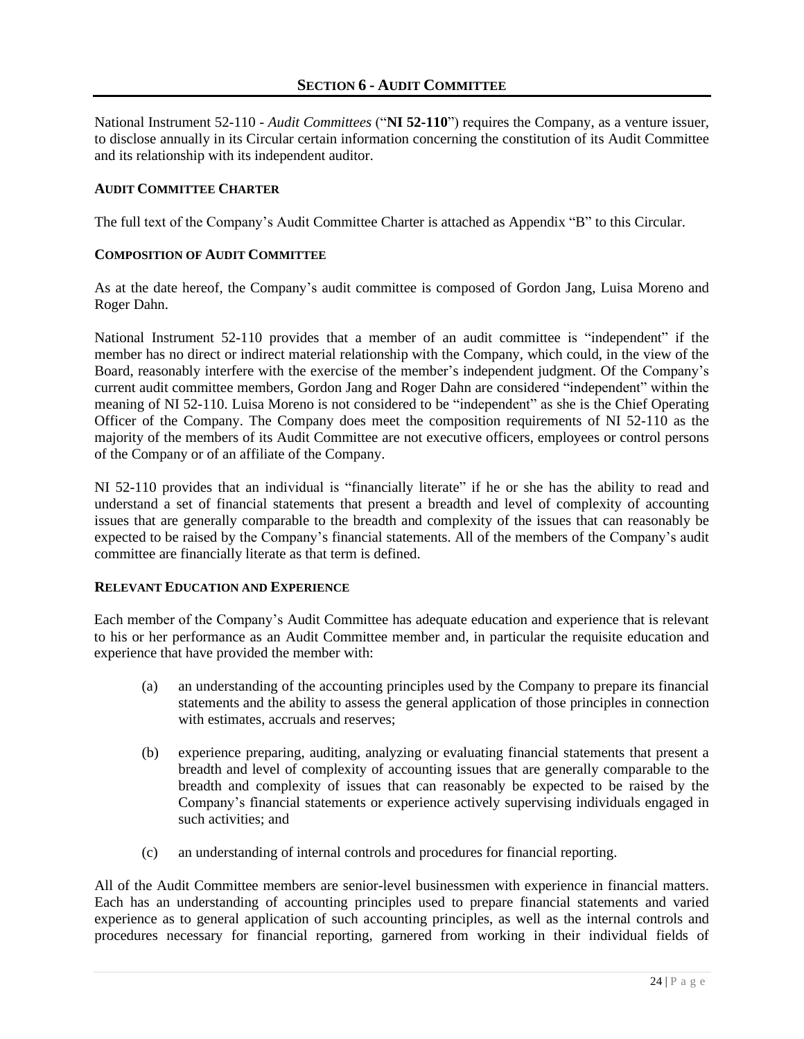## SECTION 6 - AUDIT COMMITTEE

National Instrument 52-110 - *Audit Committees* ("**NI 52-110**") requires the Company, as a venture issuer, to disclose annually in its Circular certain information concerning the constitution of its Audit Committee and its relationship with its independent auditor.

### AUDIT COMMITTEE CHARTER

The full text of the Company's Audit Committee Charter is attached as Appendix "B" to this Circular.

### COMPOSITION OF AUDIT COMMITTEE

As at the date hereof, the Company's audit committee is composed of Gordon Jang, Luisa Moreno and Roger Dahn.

National Instrument 52-110 provides that a member of an audit committee is "independent" if the member has no direct or indirect material relationship with the Company, which could, in the view of the Board, reasonably interfere with the exercise of the member's independent judgment. Of the Company's current audit committee members, Gordon Jang and Roger Dahn are considered "independent" within the meaning of NI 52-110. Luisa Moreno is not considered to be "independent" as she is the Chief Operating Officer of the Company. The Company does meet the composition requirements of NI 52-110 as the majority of the members of its Audit Committee are not executive officers, employees or control persons of the Company or of an affiliate of the Company.

NI 52-110 provides that an individual is "financially literate" if he or she has the ability to read and understand a set of financial statements that present a breadth and level of complexity of accounting issues that are generally comparable to the breadth and complexity of the issues that can reasonably be expected to be raised by the Company's financial statements. All of the members of the Company's audit committee are financially literate as that term is defined.

### RELEVANT EDUCATION AND EXPERIENCE

Each member of the Company's Audit Committee has adequate education and experience that is relevant to his or her performance as an Audit Committee member and, in particular the requisite education and experience that have provided the member with:

(a) an understanding of the accounting principles used by the Company to prepare its financial statements and the ability to assess the general application of those principles in connection with estimates, accruals and reserves;

(b) experience preparing, auditing, analyzing or evaluating financial statements that present a breadth and level of complexity of accounting issues that are generally comparable to the breadth and complexity of issues that can reasonably be expected to be raised by the Company's financial statements or experience actively supervising individuals engaged in such activities; and

(c) an understanding of internal controls and procedures for financial reporting.

All of the Audit Committee members are senior-level businessmen with experience in financial matters. Each has an understanding of accounting principles used to prepare financial statements and varied experience as to general application of such accounting principles, as well as the internal controls and procedures necessary for financial reporting, garnered from working in their individual fields of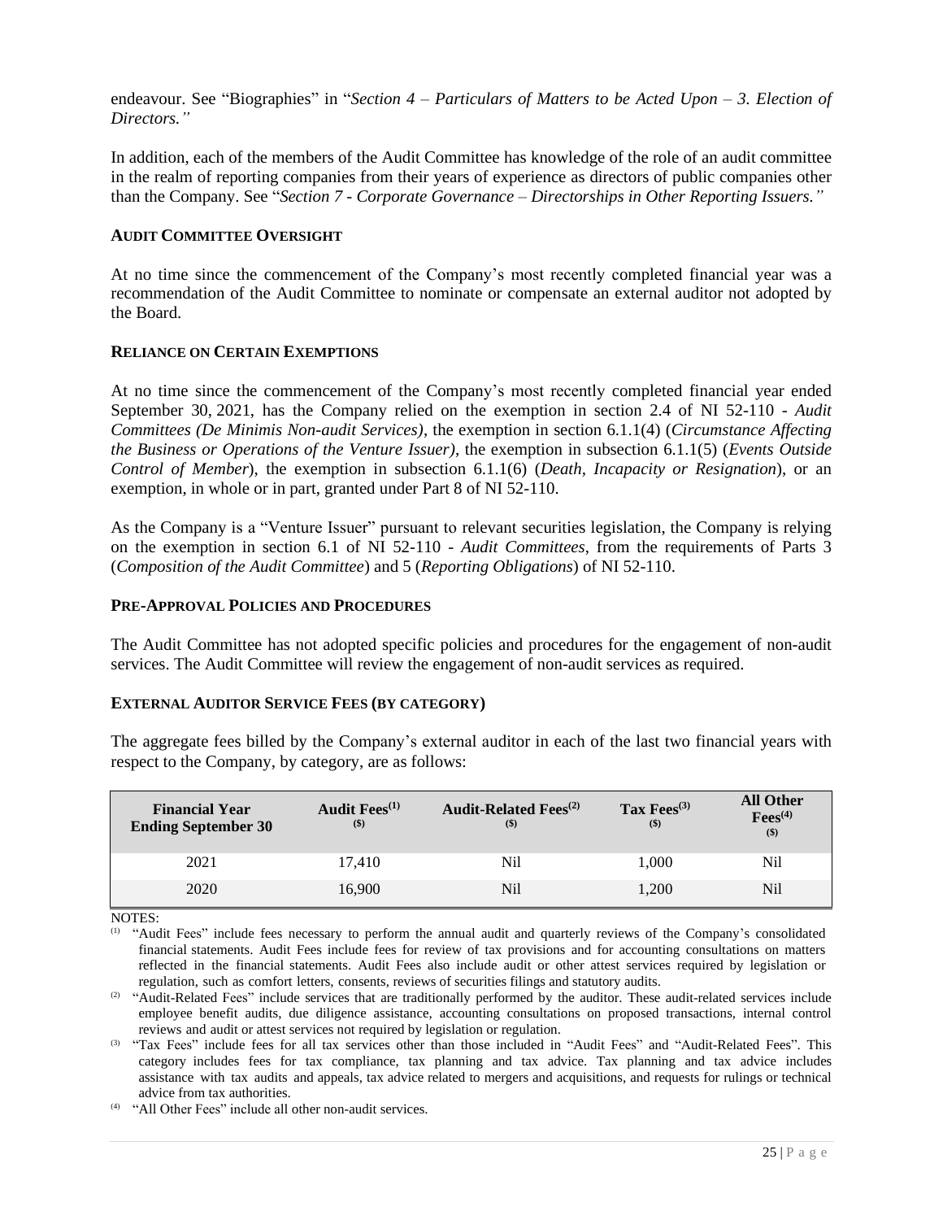endeavour. See "Biographies" in "*Section 4 – Particulars of Matters to be Acted Upon – 3. Election of Directors.*"

In addition, each of the members of the Audit Committee has knowledge of the role of an audit committee in the realm of reporting companies from their years of experience as directors of public companies other than the Company. See "*Section 7 - Corporate Governance – Directorships in Other Reporting Issuers.*"

### AUDIT COMMITTEE OVERSIGHT

At no time since the commencement of the Company's most recently completed financial year was a recommendation of the Audit Committee to nominate or compensate an external auditor not adopted by the Board.

### RELIANCE ON CERTAIN EXEMPTIONS

At no time since the commencement of the Company's most recently completed financial year ended September 30, 2021, has the Company relied on the exemption in section 2.4 of NI 52-110 - *Audit Committees (De Minimis Non-audit Services)*, the exemption in section 6.1.1(4) (*Circumstance Affecting the Business or Operations of the Venture Issuer)*, the exemption in subsection 6.1.1(5) (*Events Outside Control of Member*), the exemption in subsection 6.1.1(6) (*Death, Incapacity or Resignation*), or an exemption, in whole or in part, granted under Part 8 of NI 52-110.

As the Company is a "Venture Issuer" pursuant to relevant securities legislation, the Company is relying on the exemption in section 6.1 of NI 52-110 - *Audit Committees*, from the requirements of Parts 3 (*Composition of the Audit Committee*) and 5 (*Reporting Obligations*) of NI 52-110.

### PRE-APPROVAL POLICIES AND PROCEDURES

The Audit Committee has not adopted specific policies and procedures for the engagement of non-audit services. The Audit Committee will review the engagement of non-audit services as required.

### EXTERNAL AUDITOR SERVICE FEES (BY CATEGORY)

The aggregate fees billed by the Company's external auditor in each of the last two financial years with respect to the Company, by category, are as follows:

| Financial Year Ending September 30 | Audit Fees[(1)] ($) | Audit-Related Fees[(2)] ($) | Tax Fees[(3)] ($) | All Other Fees[(4)] ($) |
|---|---|---|---|---|
| 2021 | 17,410 | Nil | 1,000 | Nil |
| 2020 | 16,900 | Nil | 1,200 | Nil |

NOTES:

(1) "Audit Fees" include fees necessary to perform the annual audit and quarterly reviews of the Company's consolidated financial statements. Audit Fees include fees for review of tax provisions and for accounting consultations on matters reflected in the financial statements. Audit Fees also include audit or other attest services required by legislation or regulation, such as comfort letters, consents, reviews of securities filings and statutory audits.

(2) "Audit-Related Fees" include services that are traditionally performed by the auditor. These audit-related services include employee benefit audits, due diligence assistance, accounting consultations on proposed transactions, internal control reviews and audit or attest services not required by legislation or regulation.

(3) "Tax Fees" include fees for all tax services other than those included in "Audit Fees" and "Audit-Related Fees". This category includes fees for tax compliance, tax planning and tax advice. Tax planning and tax advice includes assistance with tax audits and appeals, tax advice related to mergers and acquisitions, and requests for rulings or technical advice from tax authorities.

(4) "All Other Fees" include all other non-audit services.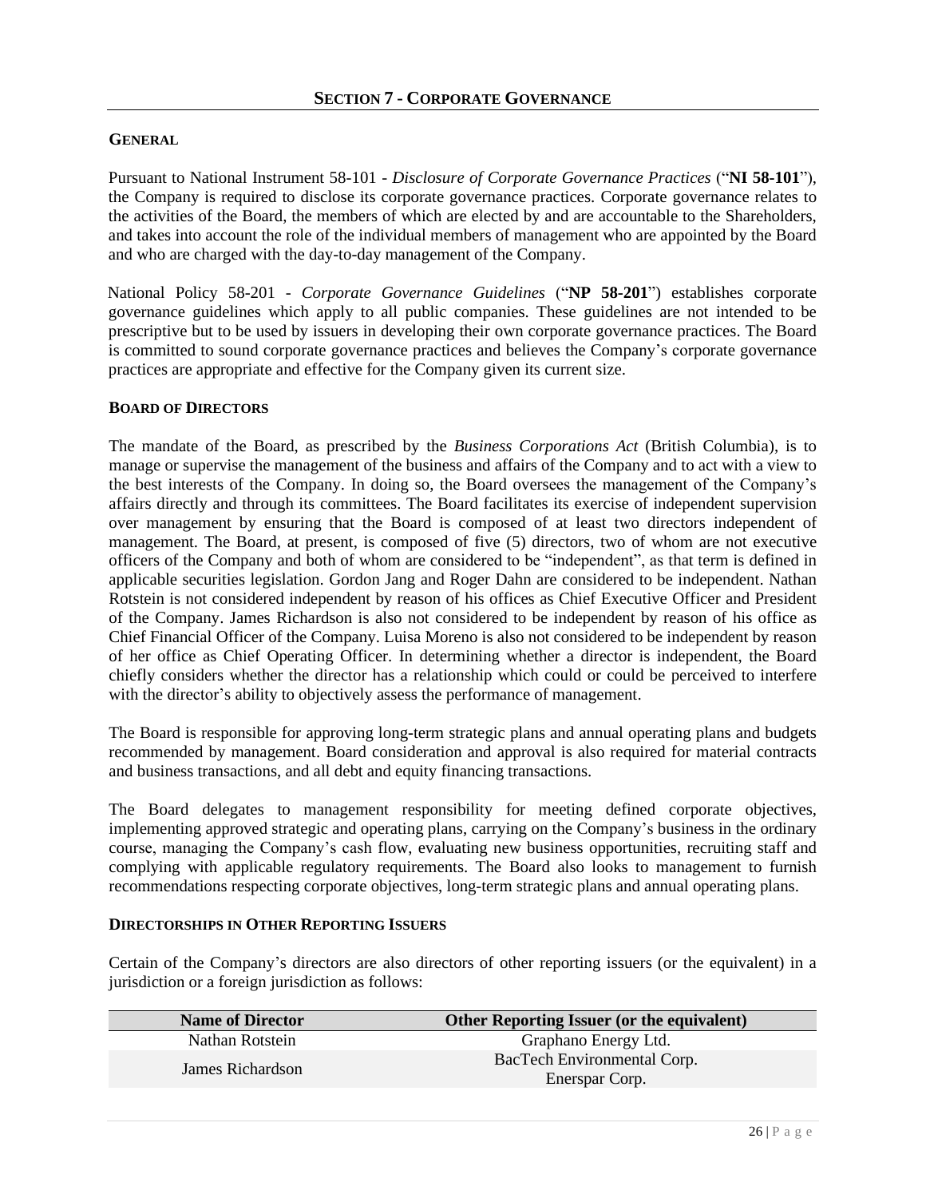## SECTION 7 - CORPORATE GOVERNANCE

### GENERAL

Pursuant to National Instrument 58-101 - *Disclosure of Corporate Governance Practices* ("**NI 58-101**"), the Company is required to disclose its corporate governance practices. Corporate governance relates to the activities of the Board, the members of which are elected by and are accountable to the Shareholders, and takes into account the role of the individual members of management who are appointed by the Board and who are charged with the day-to-day management of the Company.

National Policy 58-201 - *Corporate Governance Guidelines* ("**NP 58-201**") establishes corporate governance guidelines which apply to all public companies. These guidelines are not intended to be prescriptive but to be used by issuers in developing their own corporate governance practices. The Board is committed to sound corporate governance practices and believes the Company's corporate governance practices are appropriate and effective for the Company given its current size.

### BOARD OF DIRECTORS

The mandate of the Board, as prescribed by the *Business Corporations Act* (British Columbia), is to manage or supervise the management of the business and affairs of the Company and to act with a view to the best interests of the Company. In doing so, the Board oversees the management of the Company's affairs directly and through its committees. The Board facilitates its exercise of independent supervision over management by ensuring that the Board is composed of at least two directors independent of management. The Board, at present, is composed of five (5) directors, two of whom are not executive officers of the Company and both of whom are considered to be "independent", as that term is defined in applicable securities legislation. Gordon Jang and Roger Dahn are considered to be independent. Nathan Rotstein is not considered independent by reason of his offices as Chief Executive Officer and President of the Company. James Richardson is also not considered to be independent by reason of his office as Chief Financial Officer of the Company. Luisa Moreno is also not considered to be independent by reason of her office as Chief Operating Officer. In determining whether a director is independent, the Board chiefly considers whether the director has a relationship which could or could be perceived to interfere with the director's ability to objectively assess the performance of management.

The Board is responsible for approving long-term strategic plans and annual operating plans and budgets recommended by management. Board consideration and approval is also required for material contracts and business transactions, and all debt and equity financing transactions.

The Board delegates to management responsibility for meeting defined corporate objectives, implementing approved strategic and operating plans, carrying on the Company's business in the ordinary course, managing the Company's cash flow, evaluating new business opportunities, recruiting staff and complying with applicable regulatory requirements. The Board also looks to management to furnish recommendations respecting corporate objectives, long-term strategic plans and annual operating plans.

### DIRECTORSHIPS IN OTHER REPORTING ISSUERS

Certain of the Company's directors are also directors of other reporting issuers (or the equivalent) in a jurisdiction or a foreign jurisdiction as follows:

| Name of Director | Other Reporting Issuer (or the equivalent) |
|---|---|
| Nathan Rotstein | Graphano Energy Ltd. |
| James Richardson | BacTech Environmental Corp.<br>Enerspar Corp. |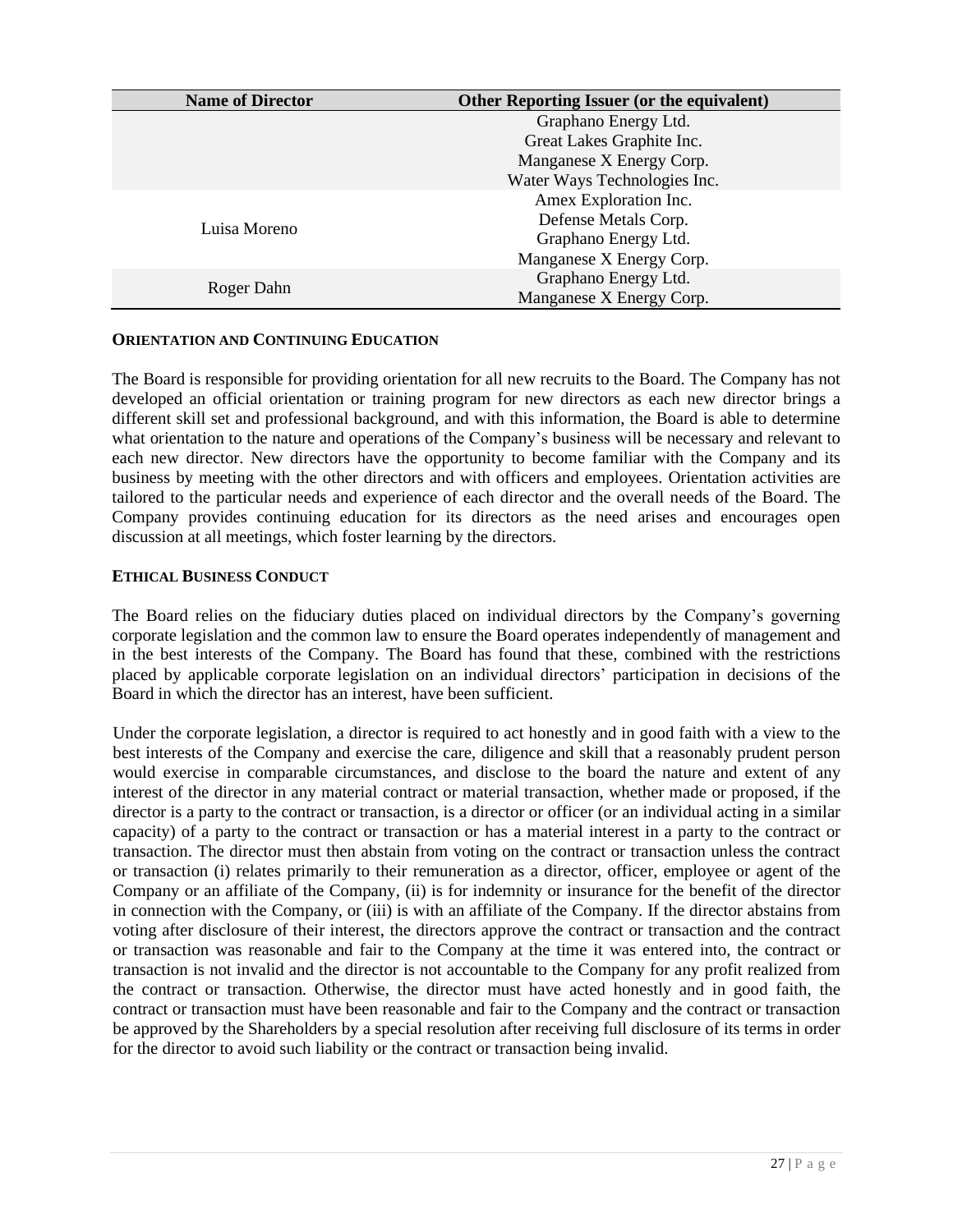| Name of Director | Other Reporting Issuer (or the equivalent) |
|---|---|
| | Graphano Energy Ltd.<br>Great Lakes Graphite Inc.<br>Manganese X Energy Corp.<br>Water Ways Technologies Inc. |
| Luisa Moreno | Amex Exploration Inc.<br>Defense Metals Corp.<br>Graphano Energy Ltd.<br>Manganese X Energy Corp. |
| Roger Dahn | Graphano Energy Ltd.<br>Manganese X Energy Corp. |

## ORIENTATION AND CONTINUING EDUCATION

The Board is responsible for providing orientation for all new recruits to the Board. The Company has not developed an official orientation or training program for new directors as each new director brings a different skill set and professional background, and with this information, the Board is able to determine what orientation to the nature and operations of the Company's business will be necessary and relevant to each new director. New directors have the opportunity to become familiar with the Company and its business by meeting with the other directors and with officers and employees. Orientation activities are tailored to the particular needs and experience of each director and the overall needs of the Board. The Company provides continuing education for its directors as the need arises and encourages open discussion at all meetings, which foster learning by the directors.

## ETHICAL BUSINESS CONDUCT

The Board relies on the fiduciary duties placed on individual directors by the Company's governing corporate legislation and the common law to ensure the Board operates independently of management and in the best interests of the Company. The Board has found that these, combined with the restrictions placed by applicable corporate legislation on an individual directors' participation in decisions of the Board in which the director has an interest, have been sufficient.

Under the corporate legislation, a director is required to act honestly and in good faith with a view to the best interests of the Company and exercise the care, diligence and skill that a reasonably prudent person would exercise in comparable circumstances, and disclose to the board the nature and extent of any interest of the director in any material contract or material transaction, whether made or proposed, if the director is a party to the contract or transaction, is a director or officer (or an individual acting in a similar capacity) of a party to the contract or transaction or has a material interest in a party to the contract or transaction. The director must then abstain from voting on the contract or transaction unless the contract or transaction (i) relates primarily to their remuneration as a director, officer, employee or agent of the Company or an affiliate of the Company, (ii) is for indemnity or insurance for the benefit of the director in connection with the Company, or (iii) is with an affiliate of the Company. If the director abstains from voting after disclosure of their interest, the directors approve the contract or transaction and the contract or transaction was reasonable and fair to the Company at the time it was entered into, the contract or transaction is not invalid and the director is not accountable to the Company for any profit realized from the contract or transaction. Otherwise, the director must have acted honestly and in good faith, the contract or transaction must have been reasonable and fair to the Company and the contract or transaction be approved by the Shareholders by a special resolution after receiving full disclosure of its terms in order for the director to avoid such liability or the contract or transaction being invalid.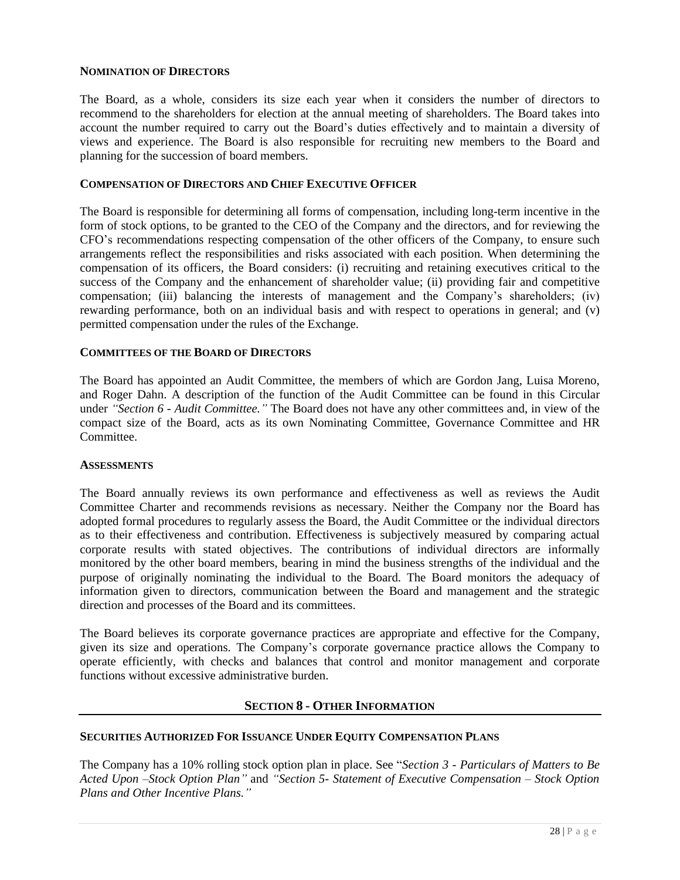### NOMINATION OF DIRECTORS

The Board, as a whole, considers its size each year when it considers the number of directors to recommend to the shareholders for election at the annual meeting of shareholders. The Board takes into account the number required to carry out the Board's duties effectively and to maintain a diversity of views and experience. The Board is also responsible for recruiting new members to the Board and planning for the succession of board members.

### COMPENSATION OF DIRECTORS AND CHIEF EXECUTIVE OFFICER

The Board is responsible for determining all forms of compensation, including long-term incentive in the form of stock options, to be granted to the CEO of the Company and the directors, and for reviewing the CFO's recommendations respecting compensation of the other officers of the Company, to ensure such arrangements reflect the responsibilities and risks associated with each position. When determining the compensation of its officers, the Board considers: (i) recruiting and retaining executives critical to the success of the Company and the enhancement of shareholder value; (ii) providing fair and competitive compensation; (iii) balancing the interests of management and the Company's shareholders; (iv) rewarding performance, both on an individual basis and with respect to operations in general; and (v) permitted compensation under the rules of the Exchange.

### COMMITTEES OF THE BOARD OF DIRECTORS

The Board has appointed an Audit Committee, the members of which are Gordon Jang, Luisa Moreno, and Roger Dahn. A description of the function of the Audit Committee can be found in this Circular under *"Section 6 - Audit Committee."* The Board does not have any other committees and, in view of the compact size of the Board, acts as its own Nominating Committee, Governance Committee and HR Committee.

### ASSESSMENTS

The Board annually reviews its own performance and effectiveness as well as reviews the Audit Committee Charter and recommends revisions as necessary. Neither the Company nor the Board has adopted formal procedures to regularly assess the Board, the Audit Committee or the individual directors as to their effectiveness and contribution. Effectiveness is subjectively measured by comparing actual corporate results with stated objectives. The contributions of individual directors are informally monitored by the other board members, bearing in mind the business strengths of the individual and the purpose of originally nominating the individual to the Board. The Board monitors the adequacy of information given to directors, communication between the Board and management and the strategic direction and processes of the Board and its committees.

The Board believes its corporate governance practices are appropriate and effective for the Company, given its size and operations. The Company's corporate governance practice allows the Company to operate efficiently, with checks and balances that control and monitor management and corporate functions without excessive administrative burden.

## SECTION 8 - OTHER INFORMATION

### SECURITIES AUTHORIZED FOR ISSUANCE UNDER EQUITY COMPENSATION PLANS

The Company has a 10% rolling stock option plan in place. See "*Section 3 - Particulars of Matters to Be Acted Upon –Stock Option Plan"* and *"Section 5- Statement of Executive Compensation – Stock Option Plans and Other Incentive Plans."*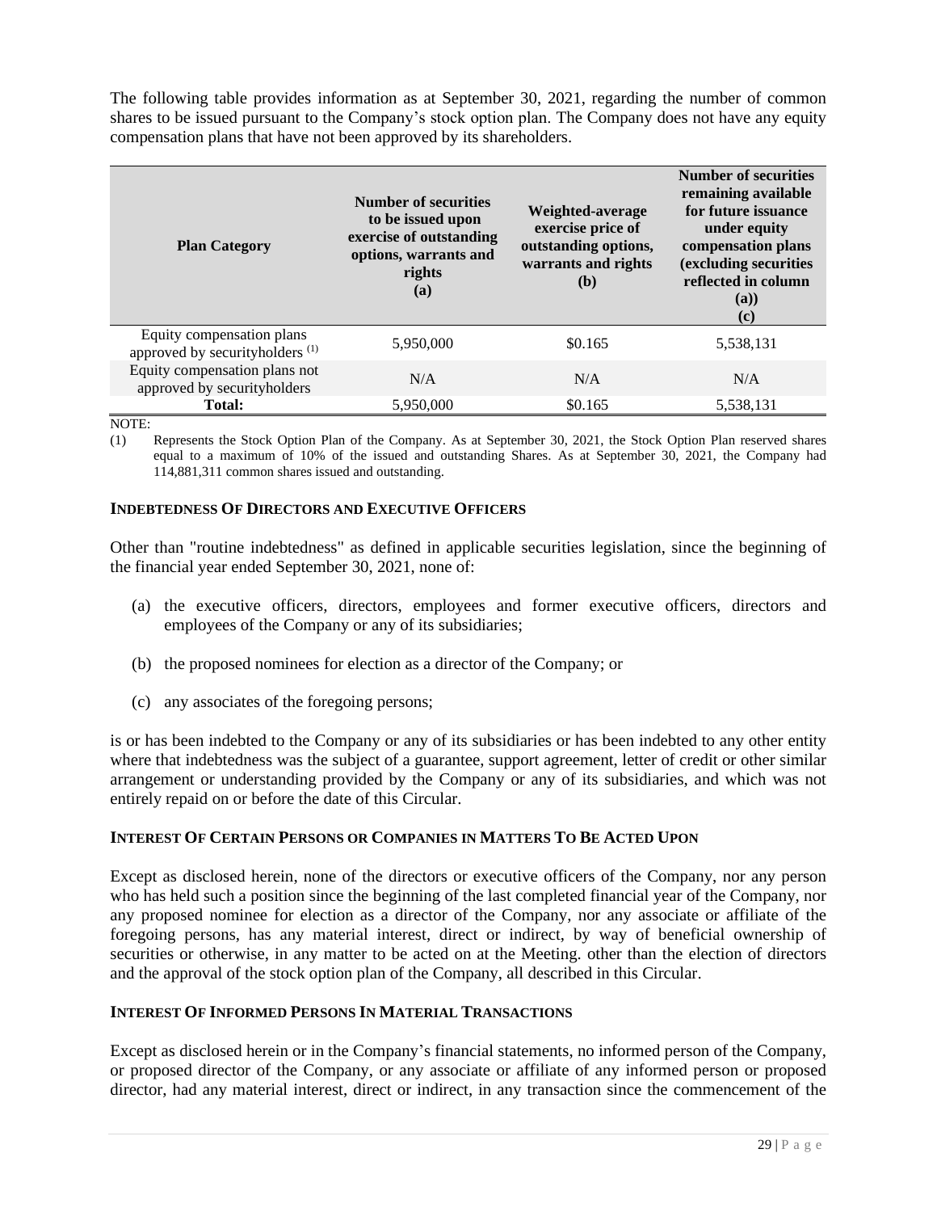The following table provides information as at September 30, 2021, regarding the number of common shares to be issued pursuant to the Company's stock option plan. The Company does not have any equity compensation plans that have not been approved by its shareholders.

| Plan Category | Number of securities to be issued upon exercise of outstanding options, warrants and rights (a) | Weighted-average exercise price of outstanding options, warrants and rights (b) | Number of securities remaining available for future issuance under equity compensation plans (excluding securities reflected in column (a)) (c) |
|---|---|---|---|
| Equity compensation plans approved by securityholders [(1)] | 5,950,000 | \$0.165 | 5,538,131 |
| Equity compensation plans not approved by securityholders | N/A | N/A | N/A |
| **Total:** | 5,950,000 | \$0.165 | 5,538,131 |

NOTE:

(1) Represents the Stock Option Plan of the Company. As at September 30, 2021, the Stock Option Plan reserved shares equal to a maximum of 10% of the issued and outstanding Shares. As at September 30, 2021, the Company had 114,881,311 common shares issued and outstanding.

## INDEBTEDNESS OF DIRECTORS AND EXECUTIVE OFFICERS

Other than "routine indebtedness" as defined in applicable securities legislation, since the beginning of the financial year ended September 30, 2021, none of:

(a) the executive officers, directors, employees and former executive officers, directors and employees of the Company or any of its subsidiaries;

(b) the proposed nominees for election as a director of the Company; or

(c) any associates of the foregoing persons;

is or has been indebted to the Company or any of its subsidiaries or has been indebted to any other entity where that indebtedness was the subject of a guarantee, support agreement, letter of credit or other similar arrangement or understanding provided by the Company or any of its subsidiaries, and which was not entirely repaid on or before the date of this Circular.

## INTEREST OF CERTAIN PERSONS OR COMPANIES IN MATTERS TO BE ACTED UPON

Except as disclosed herein, none of the directors or executive officers of the Company, nor any person who has held such a position since the beginning of the last completed financial year of the Company, nor any proposed nominee for election as a director of the Company, nor any associate or affiliate of the foregoing persons, has any material interest, direct or indirect, by way of beneficial ownership of securities or otherwise, in any matter to be acted on at the Meeting. other than the election of directors and the approval of the stock option plan of the Company, all described in this Circular.

## INTEREST OF INFORMED PERSONS IN MATERIAL TRANSACTIONS

Except as disclosed herein or in the Company's financial statements, no informed person of the Company, or proposed director of the Company, or any associate or affiliate of any informed person or proposed director, had any material interest, direct or indirect, in any transaction since the commencement of the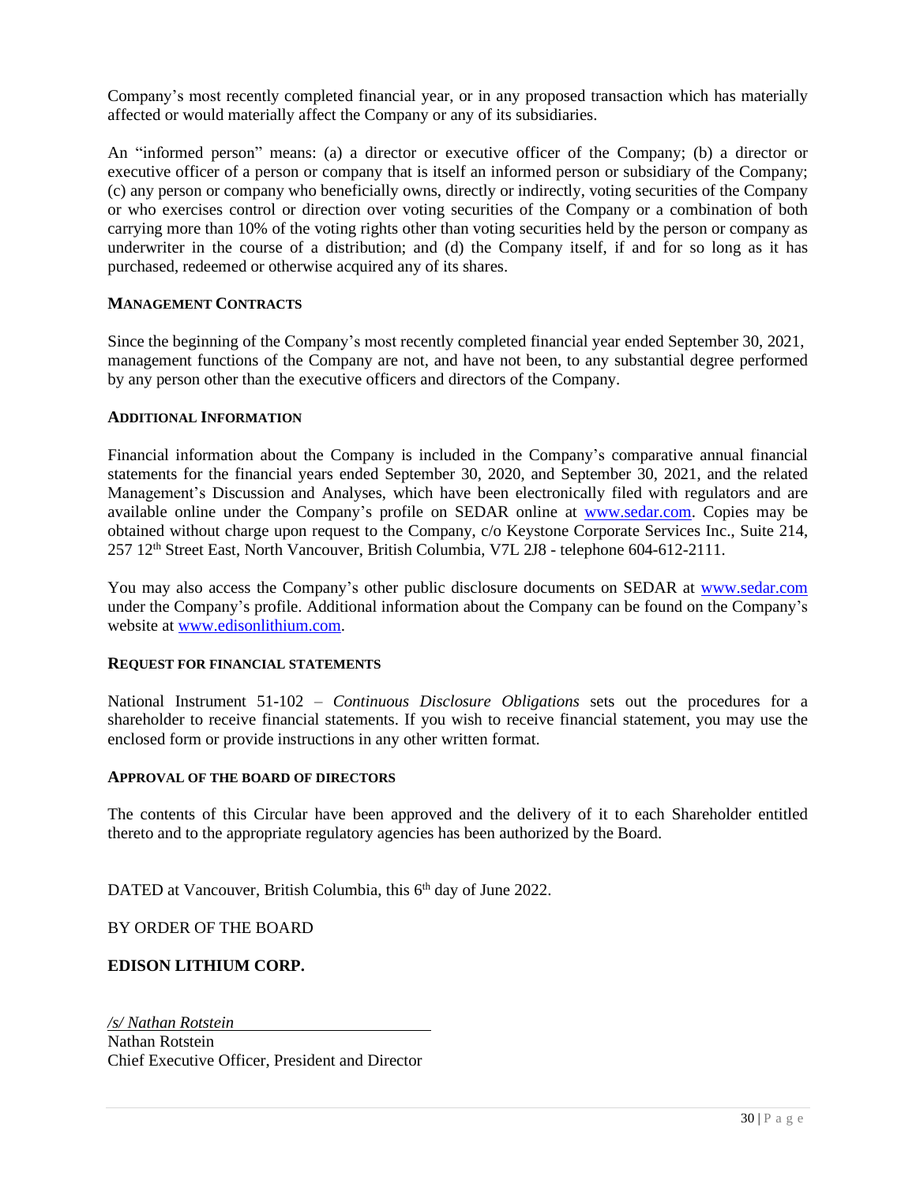Company's most recently completed financial year, or in any proposed transaction which has materially affected or would materially affect the Company or any of its subsidiaries.

An "informed person" means: (a) a director or executive officer of the Company; (b) a director or executive officer of a person or company that is itself an informed person or subsidiary of the Company; (c) any person or company who beneficially owns, directly or indirectly, voting securities of the Company or who exercises control or direction over voting securities of the Company or a combination of both carrying more than 10% of the voting rights other than voting securities held by the person or company as underwriter in the course of a distribution; and (d) the Company itself, if and for so long as it has purchased, redeemed or otherwise acquired any of its shares.

### MANAGEMENT CONTRACTS

Since the beginning of the Company's most recently completed financial year ended September 30, 2021, management functions of the Company are not, and have not been, to any substantial degree performed by any person other than the executive officers and directors of the Company.

### ADDITIONAL INFORMATION

Financial information about the Company is included in the Company's comparative annual financial statements for the financial years ended September 30, 2020, and September 30, 2021, and the related Management's Discussion and Analyses, which have been electronically filed with regulators and are available online under the Company's profile on SEDAR online at www.sedar.com. Copies may be obtained without charge upon request to the Company, c/o Keystone Corporate Services Inc., Suite 214, 257 12th Street East, North Vancouver, British Columbia, V7L 2J8 - telephone 604-612-2111.

You may also access the Company's other public disclosure documents on SEDAR at www.sedar.com under the Company's profile. Additional information about the Company can be found on the Company's website at www.edisonlithium.com.

### REQUEST FOR FINANCIAL STATEMENTS

National Instrument 51-102 – *Continuous Disclosure Obligations* sets out the procedures for a shareholder to receive financial statements. If you wish to receive financial statement, you may use the enclosed form or provide instructions in any other written format.

### APPROVAL OF THE BOARD OF DIRECTORS

The contents of this Circular have been approved and the delivery of it to each Shareholder entitled thereto and to the appropriate regulatory agencies has been authorized by the Board.

DATED at Vancouver, British Columbia, this 6th day of June 2022.

BY ORDER OF THE BOARD

**EDISON LITHIUM CORP.**

*/s/ Nathan Rotstein*
Nathan Rotstein
Chief Executive Officer, President and Director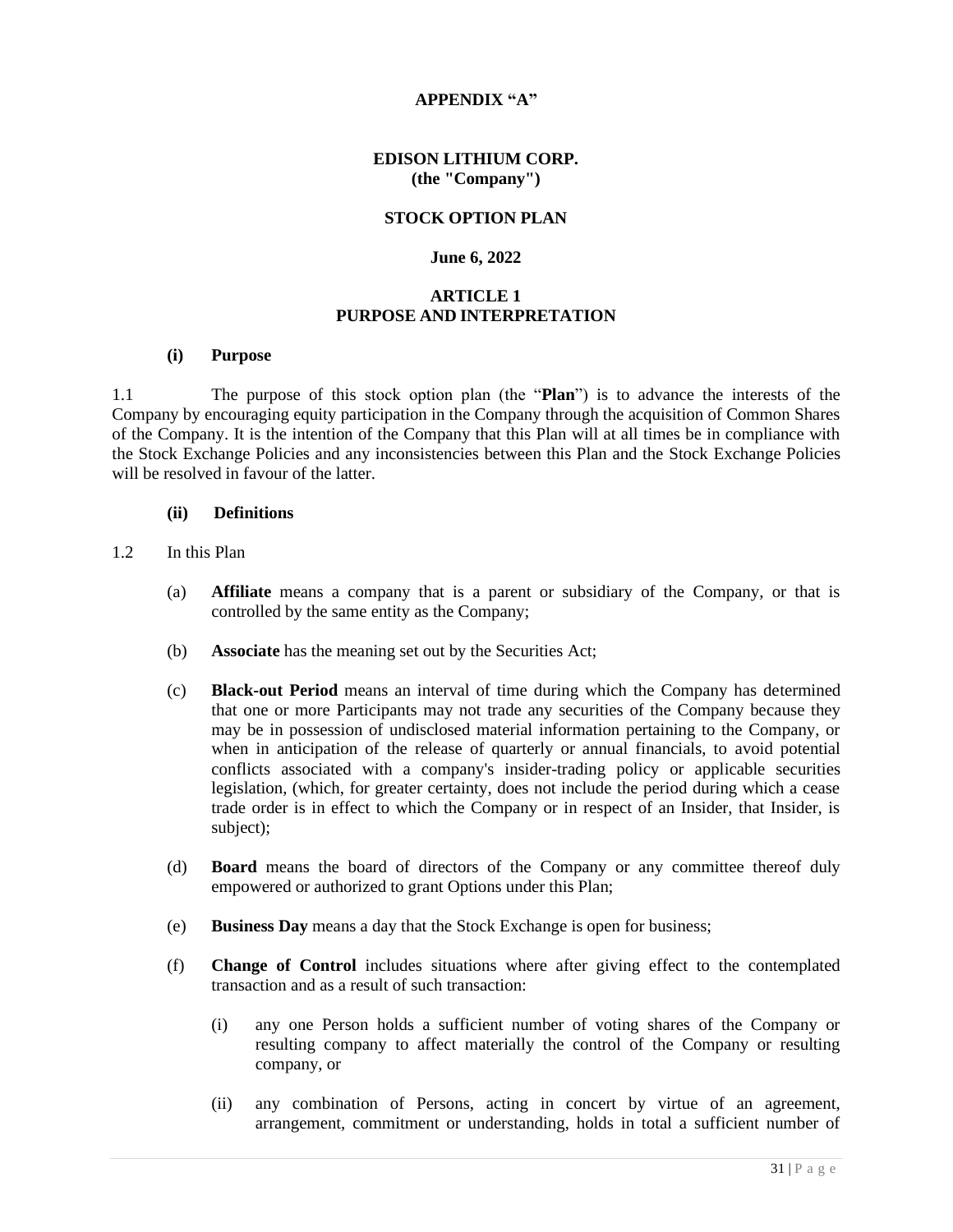**APPENDIX "A"**

**EDISON LITHIUM CORP.**
**(the "Company")**

**STOCK OPTION PLAN**

**June 6, 2022**

## ARTICLE 1
## PURPOSE AND INTERPRETATION

**(i) Purpose**

1.1 The purpose of this stock option plan (the "**Plan**") is to advance the interests of the Company by encouraging equity participation in the Company through the acquisition of Common Shares of the Company. It is the intention of the Company that this Plan will at all times be in compliance with the Stock Exchange Policies and any inconsistencies between this Plan and the Stock Exchange Policies will be resolved in favour of the latter.

**(ii) Definitions**

1.2 In this Plan

(a) **Affiliate** means a company that is a parent or subsidiary of the Company, or that is controlled by the same entity as the Company;

(b) **Associate** has the meaning set out by the Securities Act;

(c) **Black-out Period** means an interval of time during which the Company has determined that one or more Participants may not trade any securities of the Company because they may be in possession of undisclosed material information pertaining to the Company, or when in anticipation of the release of quarterly or annual financials, to avoid potential conflicts associated with a company's insider-trading policy or applicable securities legislation, (which, for greater certainty, does not include the period during which a cease trade order is in effect to which the Company or in respect of an Insider, that Insider, is subject);

(d) **Board** means the board of directors of the Company or any committee thereof duly empowered or authorized to grant Options under this Plan;

(e) **Business Day** means a day that the Stock Exchange is open for business;

(f) **Change of Control** includes situations where after giving effect to the contemplated transaction and as a result of such transaction:

(i) any one Person holds a sufficient number of voting shares of the Company or resulting company to affect materially the control of the Company or resulting company, or

(ii) any combination of Persons, acting in concert by virtue of an agreement, arrangement, commitment or understanding, holds in total a sufficient number of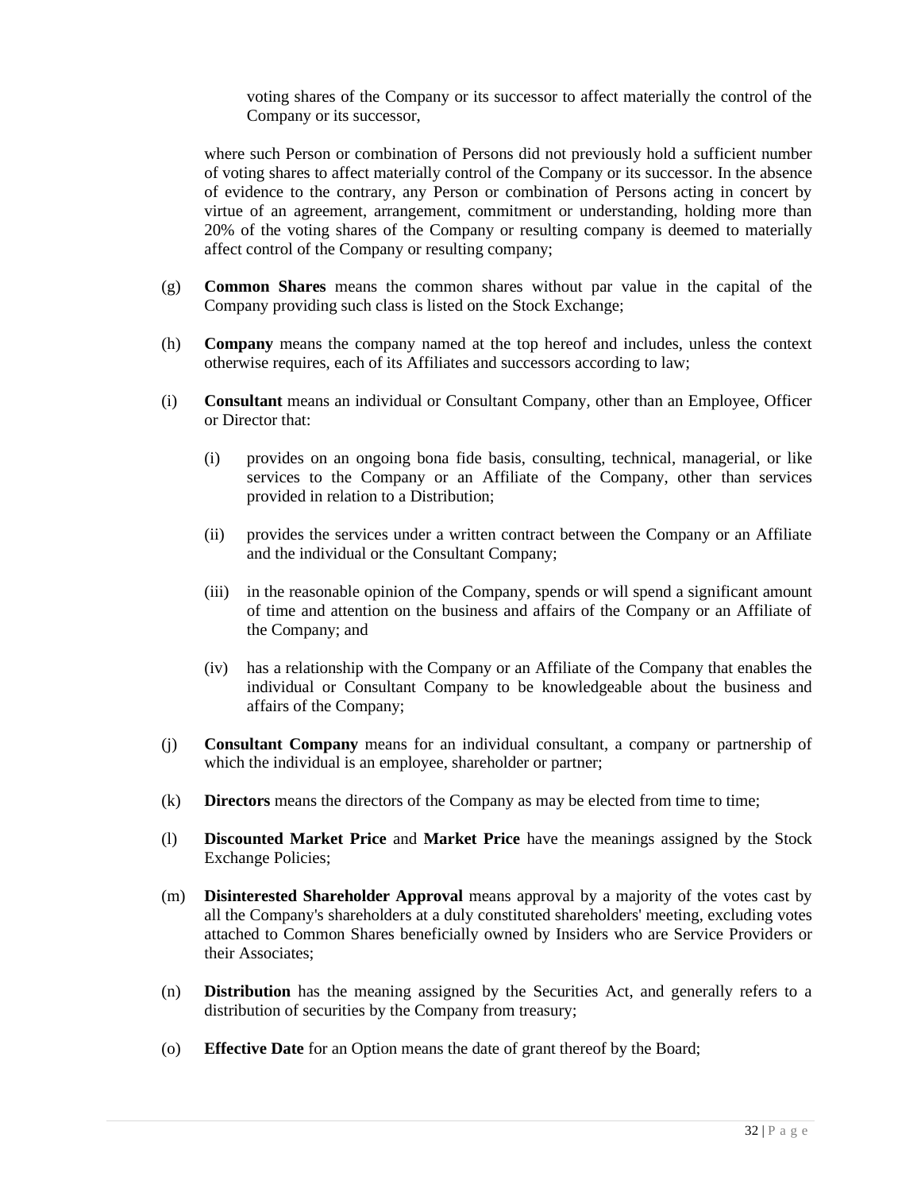voting shares of the Company or its successor to affect materially the control of the Company or its successor,

where such Person or combination of Persons did not previously hold a sufficient number of voting shares to affect materially control of the Company or its successor. In the absence of evidence to the contrary, any Person or combination of Persons acting in concert by virtue of an agreement, arrangement, commitment or understanding, holding more than 20% of the voting shares of the Company or resulting company is deemed to materially affect control of the Company or resulting company;

(g) **Common Shares** means the common shares without par value in the capital of the Company providing such class is listed on the Stock Exchange;

(h) **Company** means the company named at the top hereof and includes, unless the context otherwise requires, each of its Affiliates and successors according to law;

(i) **Consultant** means an individual or Consultant Company, other than an Employee, Officer or Director that:

  (i) provides on an ongoing bona fide basis, consulting, technical, managerial, or like services to the Company or an Affiliate of the Company, other than services provided in relation to a Distribution;

  (ii) provides the services under a written contract between the Company or an Affiliate and the individual or the Consultant Company;

  (iii) in the reasonable opinion of the Company, spends or will spend a significant amount of time and attention on the business and affairs of the Company or an Affiliate of the Company; and

  (iv) has a relationship with the Company or an Affiliate of the Company that enables the individual or Consultant Company to be knowledgeable about the business and affairs of the Company;

(j) **Consultant Company** means for an individual consultant, a company or partnership of which the individual is an employee, shareholder or partner;

(k) **Directors** means the directors of the Company as may be elected from time to time;

(l) **Discounted Market Price** and **Market Price** have the meanings assigned by the Stock Exchange Policies;

(m) **Disinterested Shareholder Approval** means approval by a majority of the votes cast by all the Company's shareholders at a duly constituted shareholders' meeting, excluding votes attached to Common Shares beneficially owned by Insiders who are Service Providers or their Associates;

(n) **Distribution** has the meaning assigned by the Securities Act, and generally refers to a distribution of securities by the Company from treasury;

(o) **Effective Date** for an Option means the date of grant thereof by the Board;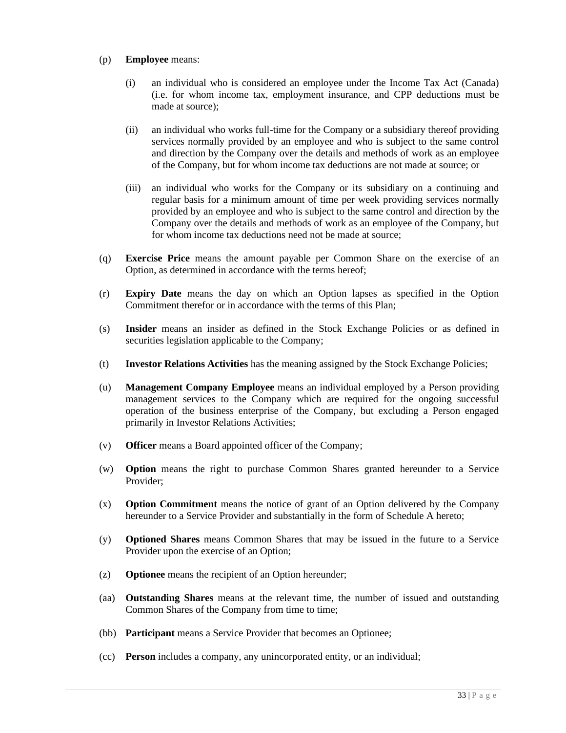(p) **Employee** means:

(i) an individual who is considered an employee under the Income Tax Act (Canada) (i.e. for whom income tax, employment insurance, and CPP deductions must be made at source);

(ii) an individual who works full-time for the Company or a subsidiary thereof providing services normally provided by an employee and who is subject to the same control and direction by the Company over the details and methods of work as an employee of the Company, but for whom income tax deductions are not made at source; or

(iii) an individual who works for the Company or its subsidiary on a continuing and regular basis for a minimum amount of time per week providing services normally provided by an employee and who is subject to the same control and direction by the Company over the details and methods of work as an employee of the Company, but for whom income tax deductions need not be made at source;

(q) **Exercise Price** means the amount payable per Common Share on the exercise of an Option, as determined in accordance with the terms hereof;

(r) **Expiry Date** means the day on which an Option lapses as specified in the Option Commitment therefor or in accordance with the terms of this Plan;

(s) **Insider** means an insider as defined in the Stock Exchange Policies or as defined in securities legislation applicable to the Company;

(t) **Investor Relations Activities** has the meaning assigned by the Stock Exchange Policies;

(u) **Management Company Employee** means an individual employed by a Person providing management services to the Company which are required for the ongoing successful operation of the business enterprise of the Company, but excluding a Person engaged primarily in Investor Relations Activities;

(v) **Officer** means a Board appointed officer of the Company;

(w) **Option** means the right to purchase Common Shares granted hereunder to a Service Provider;

(x) **Option Commitment** means the notice of grant of an Option delivered by the Company hereunder to a Service Provider and substantially in the form of Schedule A hereto;

(y) **Optioned Shares** means Common Shares that may be issued in the future to a Service Provider upon the exercise of an Option;

(z) **Optionee** means the recipient of an Option hereunder;

(aa) **Outstanding Shares** means at the relevant time, the number of issued and outstanding Common Shares of the Company from time to time;

(bb) **Participant** means a Service Provider that becomes an Optionee;

(cc) **Person** includes a company, any unincorporated entity, or an individual;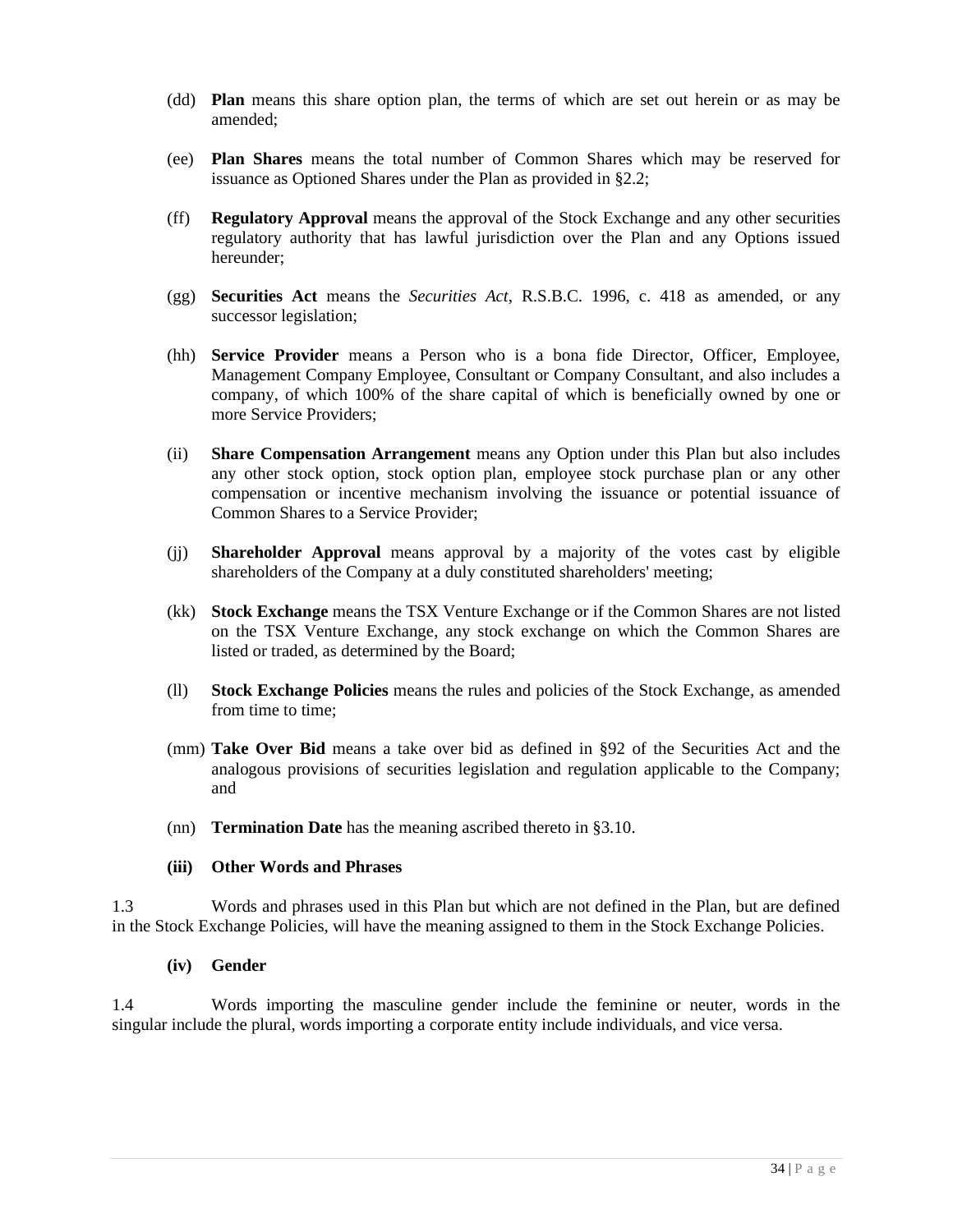(dd) **Plan** means this share option plan, the terms of which are set out herein or as may be amended;

(ee) **Plan Shares** means the total number of Common Shares which may be reserved for issuance as Optioned Shares under the Plan as provided in §2.2;

(ff) **Regulatory Approval** means the approval of the Stock Exchange and any other securities regulatory authority that has lawful jurisdiction over the Plan and any Options issued hereunder;

(gg) **Securities Act** means the *Securities Act*, R.S.B.C. 1996, c. 418 as amended, or any successor legislation;

(hh) **Service Provider** means a Person who is a bona fide Director, Officer, Employee, Management Company Employee, Consultant or Company Consultant, and also includes a company, of which 100% of the share capital of which is beneficially owned by one or more Service Providers;

(ii) **Share Compensation Arrangement** means any Option under this Plan but also includes any other stock option, stock option plan, employee stock purchase plan or any other compensation or incentive mechanism involving the issuance or potential issuance of Common Shares to a Service Provider;

(jj) **Shareholder Approval** means approval by a majority of the votes cast by eligible shareholders of the Company at a duly constituted shareholders' meeting;

(kk) **Stock Exchange** means the TSX Venture Exchange or if the Common Shares are not listed on the TSX Venture Exchange, any stock exchange on which the Common Shares are listed or traded, as determined by the Board;

(ll) **Stock Exchange Policies** means the rules and policies of the Stock Exchange, as amended from time to time;

(mm) **Take Over Bid** means a take over bid as defined in §92 of the Securities Act and the analogous provisions of securities legislation and regulation applicable to the Company; and

(nn) **Termination Date** has the meaning ascribed thereto in §3.10.

**(iii) Other Words and Phrases**

1.3 Words and phrases used in this Plan but which are not defined in the Plan, but are defined in the Stock Exchange Policies, will have the meaning assigned to them in the Stock Exchange Policies.

**(iv) Gender**

1.4 Words importing the masculine gender include the feminine or neuter, words in the singular include the plural, words importing a corporate entity include individuals, and vice versa.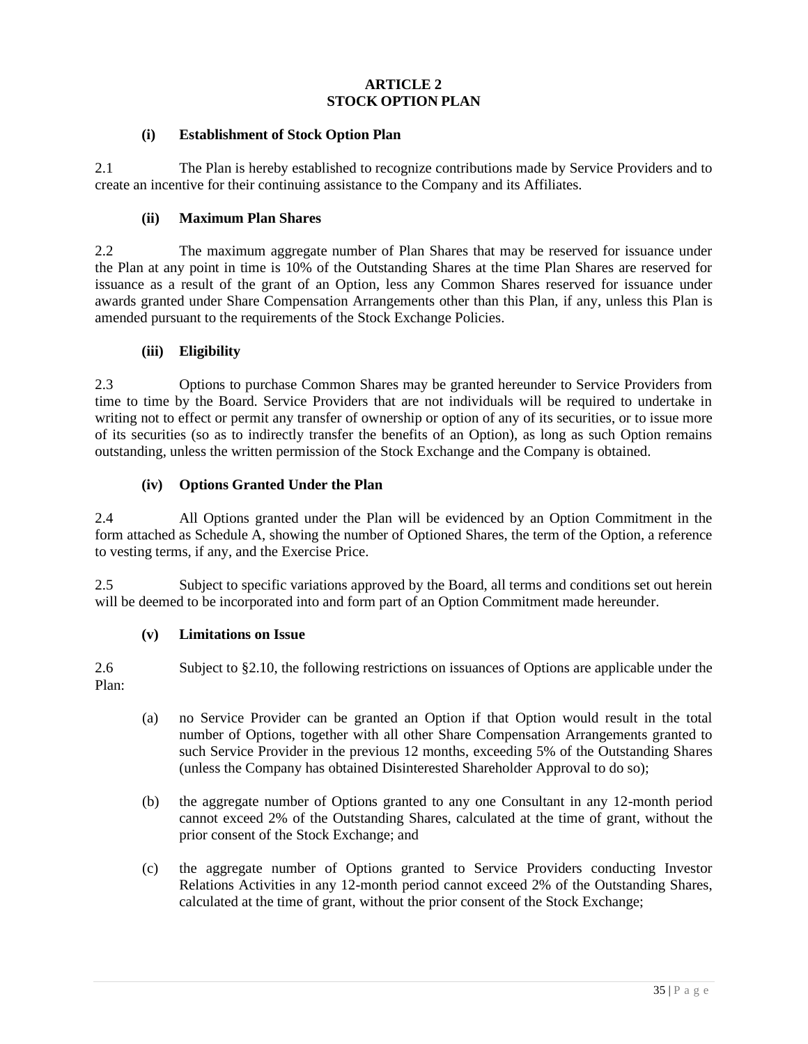# ARTICLE 2
# STOCK OPTION PLAN

### (i) Establishment of Stock Option Plan

2.1 The Plan is hereby established to recognize contributions made by Service Providers and to create an incentive for their continuing assistance to the Company and its Affiliates.

### (ii) Maximum Plan Shares

2.2 The maximum aggregate number of Plan Shares that may be reserved for issuance under the Plan at any point in time is 10% of the Outstanding Shares at the time Plan Shares are reserved for issuance as a result of the grant of an Option, less any Common Shares reserved for issuance under awards granted under Share Compensation Arrangements other than this Plan, if any, unless this Plan is amended pursuant to the requirements of the Stock Exchange Policies.

### (iii) Eligibility

2.3 Options to purchase Common Shares may be granted hereunder to Service Providers from time to time by the Board. Service Providers that are not individuals will be required to undertake in writing not to effect or permit any transfer of ownership or option of any of its securities, or to issue more of its securities (so as to indirectly transfer the benefits of an Option), as long as such Option remains outstanding, unless the written permission of the Stock Exchange and the Company is obtained.

### (iv) Options Granted Under the Plan

2.4 All Options granted under the Plan will be evidenced by an Option Commitment in the form attached as Schedule A, showing the number of Optioned Shares, the term of the Option, a reference to vesting terms, if any, and the Exercise Price.

2.5 Subject to specific variations approved by the Board, all terms and conditions set out herein will be deemed to be incorporated into and form part of an Option Commitment made hereunder.

### (v) Limitations on Issue

2.6 Subject to §2.10, the following restrictions on issuances of Options are applicable under the Plan:

(a) no Service Provider can be granted an Option if that Option would result in the total number of Options, together with all other Share Compensation Arrangements granted to such Service Provider in the previous 12 months, exceeding 5% of the Outstanding Shares (unless the Company has obtained Disinterested Shareholder Approval to do so);

(b) the aggregate number of Options granted to any one Consultant in any 12-month period cannot exceed 2% of the Outstanding Shares, calculated at the time of grant, without the prior consent of the Stock Exchange; and

(c) the aggregate number of Options granted to Service Providers conducting Investor Relations Activities in any 12-month period cannot exceed 2% of the Outstanding Shares, calculated at the time of grant, without the prior consent of the Stock Exchange;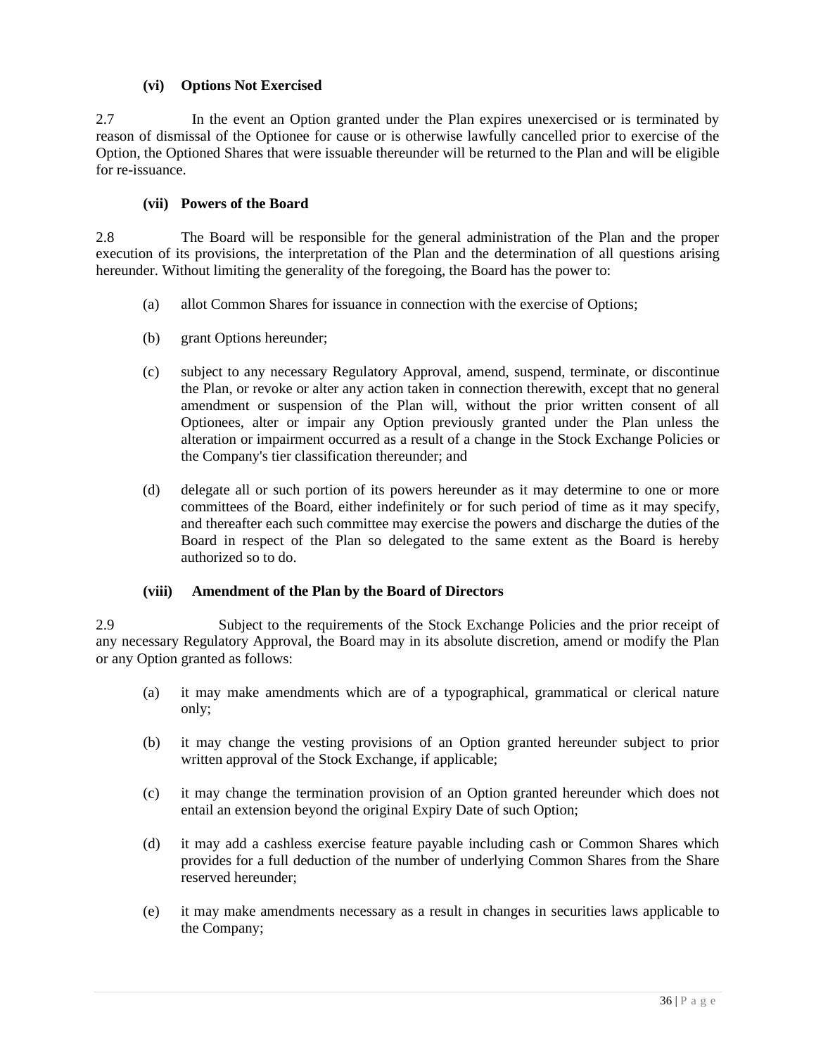#### (vi) Options Not Exercised

2.7 In the event an Option granted under the Plan expires unexercised or is terminated by reason of dismissal of the Optionee for cause or is otherwise lawfully cancelled prior to exercise of the Option, the Optioned Shares that were issuable thereunder will be returned to the Plan and will be eligible for re-issuance.

#### (vii) Powers of the Board

2.8 The Board will be responsible for the general administration of the Plan and the proper execution of its provisions, the interpretation of the Plan and the determination of all questions arising hereunder. Without limiting the generality of the foregoing, the Board has the power to:

(a) allot Common Shares for issuance in connection with the exercise of Options;

(b) grant Options hereunder;

(c) subject to any necessary Regulatory Approval, amend, suspend, terminate, or discontinue the Plan, or revoke or alter any action taken in connection therewith, except that no general amendment or suspension of the Plan will, without the prior written consent of all Optionees, alter or impair any Option previously granted under the Plan unless the alteration or impairment occurred as a result of a change in the Stock Exchange Policies or the Company's tier classification thereunder; and

(d) delegate all or such portion of its powers hereunder as it may determine to one or more committees of the Board, either indefinitely or for such period of time as it may specify, and thereafter each such committee may exercise the powers and discharge the duties of the Board in respect of the Plan so delegated to the same extent as the Board is hereby authorized so to do.

#### (viii) Amendment of the Plan by the Board of Directors

2.9 Subject to the requirements of the Stock Exchange Policies and the prior receipt of any necessary Regulatory Approval, the Board may in its absolute discretion, amend or modify the Plan or any Option granted as follows:

(a) it may make amendments which are of a typographical, grammatical or clerical nature only;

(b) it may change the vesting provisions of an Option granted hereunder subject to prior written approval of the Stock Exchange, if applicable;

(c) it may change the termination provision of an Option granted hereunder which does not entail an extension beyond the original Expiry Date of such Option;

(d) it may add a cashless exercise feature payable including cash or Common Shares which provides for a full deduction of the number of underlying Common Shares from the Share reserved hereunder;

(e) it may make amendments necessary as a result in changes in securities laws applicable to the Company;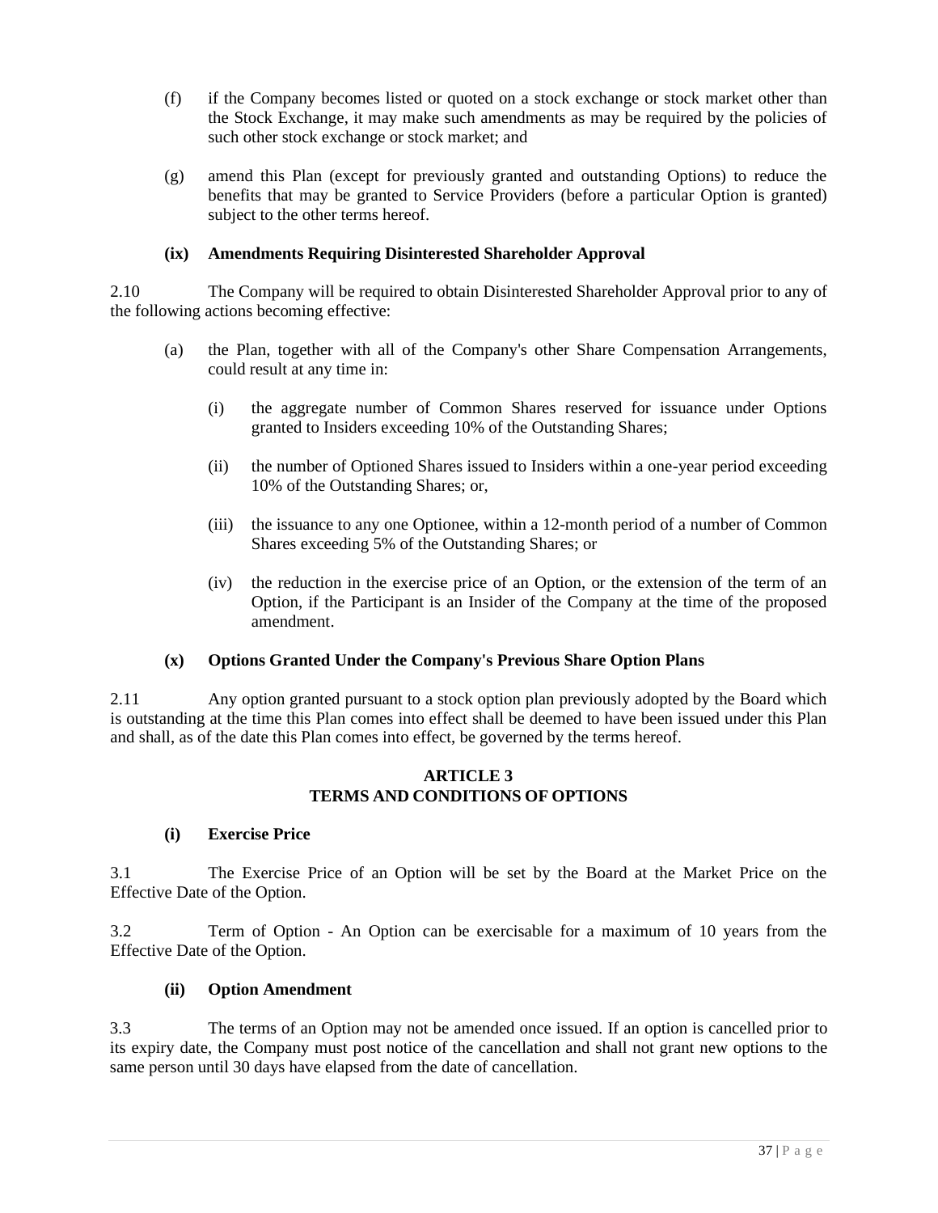(f) if the Company becomes listed or quoted on a stock exchange or stock market other than the Stock Exchange, it may make such amendments as may be required by the policies of such other stock exchange or stock market; and

(g) amend this Plan (except for previously granted and outstanding Options) to reduce the benefits that may be granted to Service Providers (before a particular Option is granted) subject to the other terms hereof.

**(ix) Amendments Requiring Disinterested Shareholder Approval**

2.10 The Company will be required to obtain Disinterested Shareholder Approval prior to any of the following actions becoming effective:

(a) the Plan, together with all of the Company's other Share Compensation Arrangements, could result at any time in:

(i) the aggregate number of Common Shares reserved for issuance under Options granted to Insiders exceeding 10% of the Outstanding Shares;

(ii) the number of Optioned Shares issued to Insiders within a one-year period exceeding 10% of the Outstanding Shares; or,

(iii) the issuance to any one Optionee, within a 12-month period of a number of Common Shares exceeding 5% of the Outstanding Shares; or

(iv) the reduction in the exercise price of an Option, or the extension of the term of an Option, if the Participant is an Insider of the Company at the time of the proposed amendment.

**(x) Options Granted Under the Company's Previous Share Option Plans**

2.11 Any option granted pursuant to a stock option plan previously adopted by the Board which is outstanding at the time this Plan comes into effect shall be deemed to have been issued under this Plan and shall, as of the date this Plan comes into effect, be governed by the terms hereof.

## ARTICLE 3
## TERMS AND CONDITIONS OF OPTIONS

**(i) Exercise Price**

3.1 The Exercise Price of an Option will be set by the Board at the Market Price on the Effective Date of the Option.

3.2 Term of Option - An Option can be exercisable for a maximum of 10 years from the Effective Date of the Option.

**(ii) Option Amendment**

3.3 The terms of an Option may not be amended once issued. If an option is cancelled prior to its expiry date, the Company must post notice of the cancellation and shall not grant new options to the same person until 30 days have elapsed from the date of cancellation.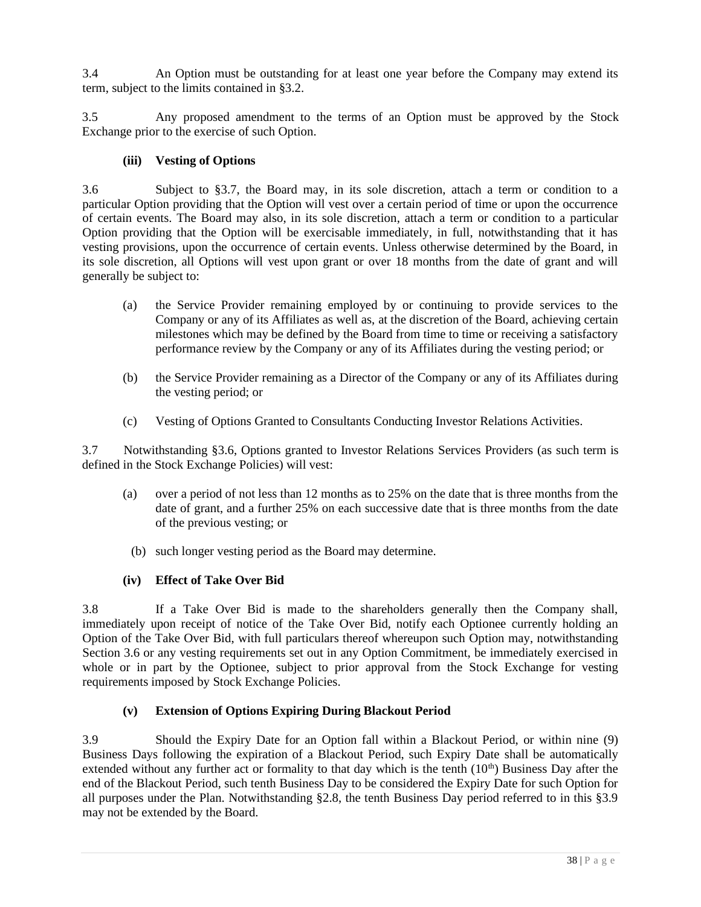3.4 An Option must be outstanding for at least one year before the Company may extend its term, subject to the limits contained in §3.2.

3.5 Any proposed amendment to the terms of an Option must be approved by the Stock Exchange prior to the exercise of such Option.

#### (iii) Vesting of Options

3.6 Subject to §3.7, the Board may, in its sole discretion, attach a term or condition to a particular Option providing that the Option will vest over a certain period of time or upon the occurrence of certain events. The Board may also, in its sole discretion, attach a term or condition to a particular Option providing that the Option will be exercisable immediately, in full, notwithstanding that it has vesting provisions, upon the occurrence of certain events. Unless otherwise determined by the Board, in its sole discretion, all Options will vest upon grant or over 18 months from the date of grant and will generally be subject to:

(a) the Service Provider remaining employed by or continuing to provide services to the Company or any of its Affiliates as well as, at the discretion of the Board, achieving certain milestones which may be defined by the Board from time to time or receiving a satisfactory performance review by the Company or any of its Affiliates during the vesting period; or

(b) the Service Provider remaining as a Director of the Company or any of its Affiliates during the vesting period; or

(c) Vesting of Options Granted to Consultants Conducting Investor Relations Activities.

3.7 Notwithstanding §3.6, Options granted to Investor Relations Services Providers (as such term is defined in the Stock Exchange Policies) will vest:

(a) over a period of not less than 12 months as to 25% on the date that is three months from the date of grant, and a further 25% on each successive date that is three months from the date of the previous vesting; or

(b) such longer vesting period as the Board may determine.

#### (iv) Effect of Take Over Bid

3.8 If a Take Over Bid is made to the shareholders generally then the Company shall, immediately upon receipt of notice of the Take Over Bid, notify each Optionee currently holding an Option of the Take Over Bid, with full particulars thereof whereupon such Option may, notwithstanding Section 3.6 or any vesting requirements set out in any Option Commitment, be immediately exercised in whole or in part by the Optionee, subject to prior approval from the Stock Exchange for vesting requirements imposed by Stock Exchange Policies.

#### (v) Extension of Options Expiring During Blackout Period

3.9 Should the Expiry Date for an Option fall within a Blackout Period, or within nine (9) Business Days following the expiration of a Blackout Period, such Expiry Date shall be automatically extended without any further act or formality to that day which is the tenth (10th) Business Day after the end of the Blackout Period, such tenth Business Day to be considered the Expiry Date for such Option for all purposes under the Plan. Notwithstanding §2.8, the tenth Business Day period referred to in this §3.9 may not be extended by the Board.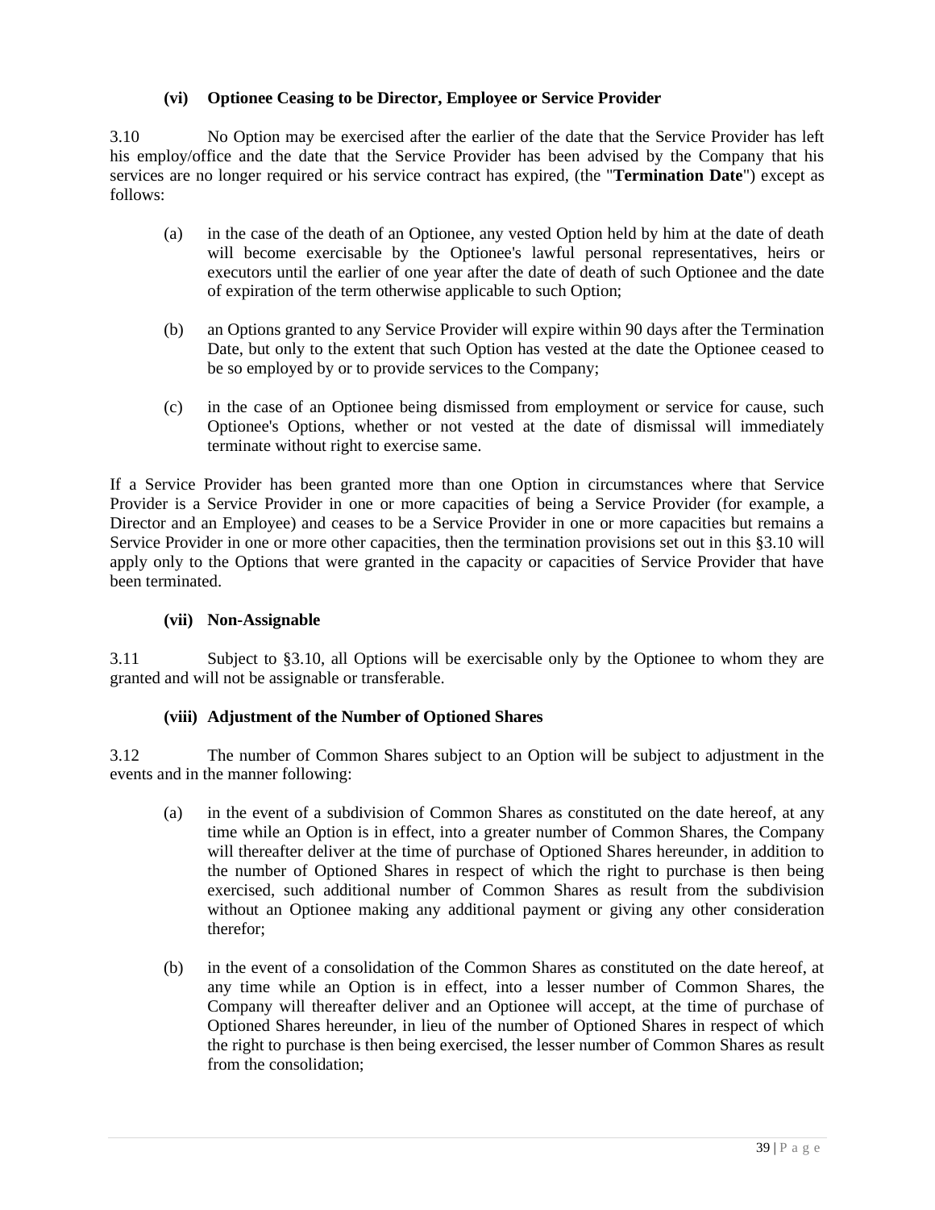#### **(vi) Optionee Ceasing to be Director, Employee or Service Provider**

3.10 No Option may be exercised after the earlier of the date that the Service Provider has left his employ/office and the date that the Service Provider has been advised by the Company that his services are no longer required or his service contract has expired, (the "**Termination Date**") except as follows:

(a) in the case of the death of an Optionee, any vested Option held by him at the date of death will become exercisable by the Optionee's lawful personal representatives, heirs or executors until the earlier of one year after the date of death of such Optionee and the date of expiration of the term otherwise applicable to such Option;

(b) an Options granted to any Service Provider will expire within 90 days after the Termination Date, but only to the extent that such Option has vested at the date the Optionee ceased to be so employed by or to provide services to the Company;

(c) in the case of an Optionee being dismissed from employment or service for cause, such Optionee's Options, whether or not vested at the date of dismissal will immediately terminate without right to exercise same.

If a Service Provider has been granted more than one Option in circumstances where that Service Provider is a Service Provider in one or more capacities of being a Service Provider (for example, a Director and an Employee) and ceases to be a Service Provider in one or more capacities but remains a Service Provider in one or more other capacities, then the termination provisions set out in this §3.10 will apply only to the Options that were granted in the capacity or capacities of Service Provider that have been terminated.

#### **(vii) Non-Assignable**

3.11 Subject to §3.10, all Options will be exercisable only by the Optionee to whom they are granted and will not be assignable or transferable.

#### **(viii) Adjustment of the Number of Optioned Shares**

3.12 The number of Common Shares subject to an Option will be subject to adjustment in the events and in the manner following:

(a) in the event of a subdivision of Common Shares as constituted on the date hereof, at any time while an Option is in effect, into a greater number of Common Shares, the Company will thereafter deliver at the time of purchase of Optioned Shares hereunder, in addition to the number of Optioned Shares in respect of which the right to purchase is then being exercised, such additional number of Common Shares as result from the subdivision without an Optionee making any additional payment or giving any other consideration therefor;

(b) in the event of a consolidation of the Common Shares as constituted on the date hereof, at any time while an Option is in effect, into a lesser number of Common Shares, the Company will thereafter deliver and an Optionee will accept, at the time of purchase of Optioned Shares hereunder, in lieu of the number of Optioned Shares in respect of which the right to purchase is then being exercised, the lesser number of Common Shares as result from the consolidation;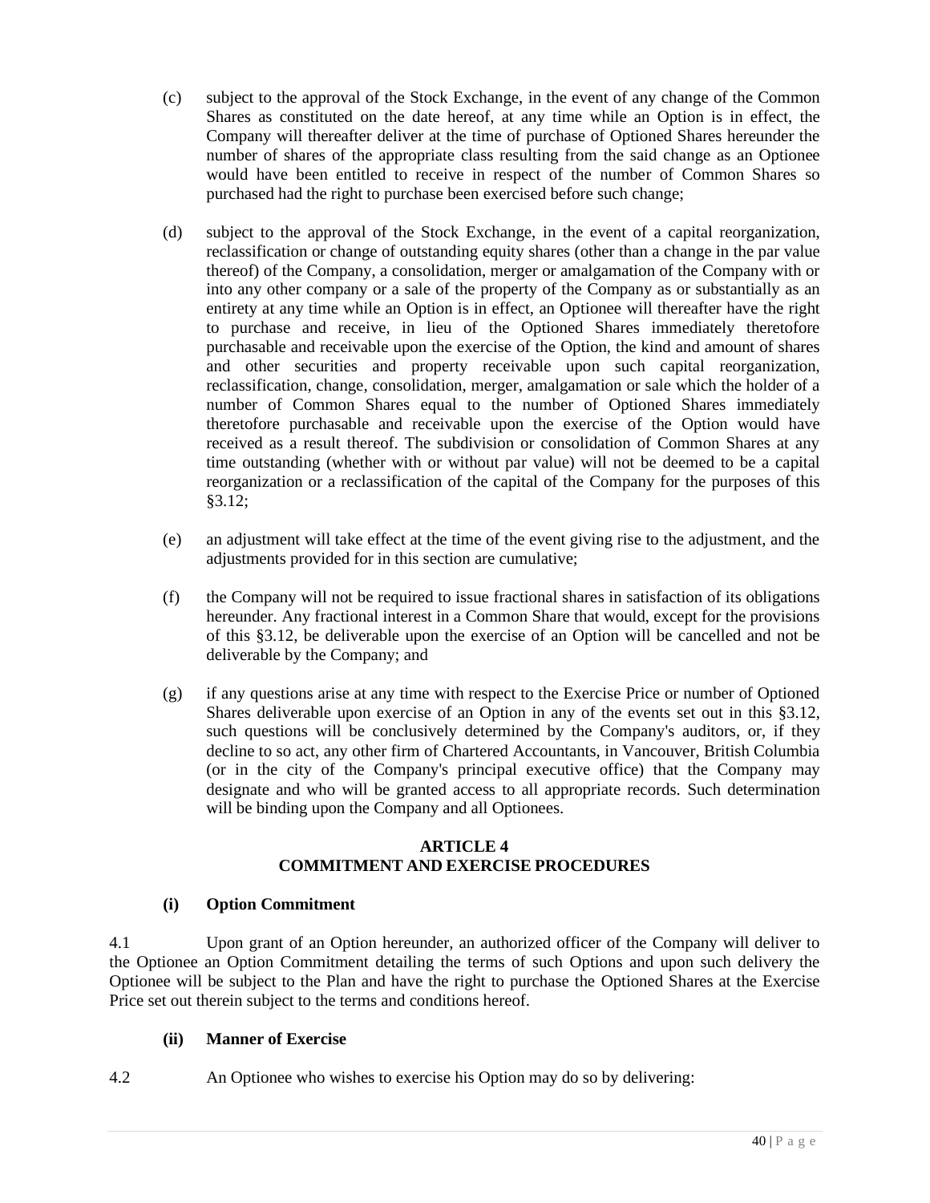(c) subject to the approval of the Stock Exchange, in the event of any change of the Common Shares as constituted on the date hereof, at any time while an Option is in effect, the Company will thereafter deliver at the time of purchase of Optioned Shares hereunder the number of shares of the appropriate class resulting from the said change as an Optionee would have been entitled to receive in respect of the number of Common Shares so purchased had the right to purchase been exercised before such change;

(d) subject to the approval of the Stock Exchange, in the event of a capital reorganization, reclassification or change of outstanding equity shares (other than a change in the par value thereof) of the Company, a consolidation, merger or amalgamation of the Company with or into any other company or a sale of the property of the Company as or substantially as an entirety at any time while an Option is in effect, an Optionee will thereafter have the right to purchase and receive, in lieu of the Optioned Shares immediately theretofore purchasable and receivable upon the exercise of the Option, the kind and amount of shares and other securities and property receivable upon such capital reorganization, reclassification, change, consolidation, merger, amalgamation or sale which the holder of a number of Common Shares equal to the number of Optioned Shares immediately theretofore purchasable and receivable upon the exercise of the Option would have received as a result thereof. The subdivision or consolidation of Common Shares at any time outstanding (whether with or without par value) will not be deemed to be a capital reorganization or a reclassification of the capital of the Company for the purposes of this §3.12;

(e) an adjustment will take effect at the time of the event giving rise to the adjustment, and the adjustments provided for in this section are cumulative;

(f) the Company will not be required to issue fractional shares in satisfaction of its obligations hereunder. Any fractional interest in a Common Share that would, except for the provisions of this §3.12, be deliverable upon the exercise of an Option will be cancelled and not be deliverable by the Company; and

(g) if any questions arise at any time with respect to the Exercise Price or number of Optioned Shares deliverable upon exercise of an Option in any of the events set out in this §3.12, such questions will be conclusively determined by the Company's auditors, or, if they decline to so act, any other firm of Chartered Accountants, in Vancouver, British Columbia (or in the city of the Company's principal executive office) that the Company may designate and who will be granted access to all appropriate records. Such determination will be binding upon the Company and all Optionees.

## ARTICLE 4
## COMMITMENT AND EXERCISE PROCEDURES

**(i) Option Commitment**

4.1 Upon grant of an Option hereunder, an authorized officer of the Company will deliver to the Optionee an Option Commitment detailing the terms of such Options and upon such delivery the Optionee will be subject to the Plan and have the right to purchase the Optioned Shares at the Exercise Price set out therein subject to the terms and conditions hereof.

**(ii) Manner of Exercise**

4.2 An Optionee who wishes to exercise his Option may do so by delivering: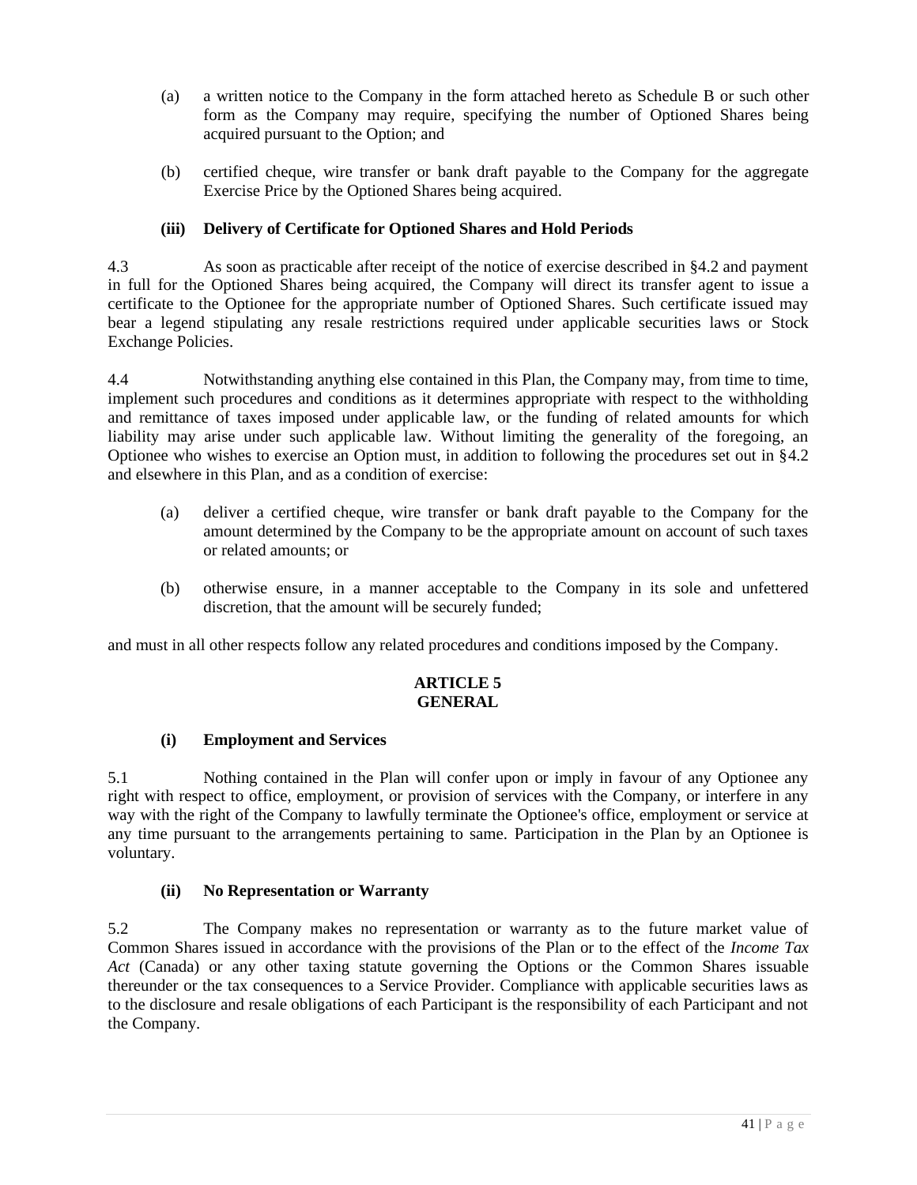(a) a written notice to the Company in the form attached hereto as Schedule B or such other form as the Company may require, specifying the number of Optioned Shares being acquired pursuant to the Option; and

(b) certified cheque, wire transfer or bank draft payable to the Company for the aggregate Exercise Price by the Optioned Shares being acquired.

**(iii) Delivery of Certificate for Optioned Shares and Hold Periods**

4.3 As soon as practicable after receipt of the notice of exercise described in §4.2 and payment in full for the Optioned Shares being acquired, the Company will direct its transfer agent to issue a certificate to the Optionee for the appropriate number of Optioned Shares. Such certificate issued may bear a legend stipulating any resale restrictions required under applicable securities laws or Stock Exchange Policies.

4.4 Notwithstanding anything else contained in this Plan, the Company may, from time to time, implement such procedures and conditions as it determines appropriate with respect to the withholding and remittance of taxes imposed under applicable law, or the funding of related amounts for which liability may arise under such applicable law. Without limiting the generality of the foregoing, an Optionee who wishes to exercise an Option must, in addition to following the procedures set out in §4.2 and elsewhere in this Plan, and as a condition of exercise:

(a) deliver a certified cheque, wire transfer or bank draft payable to the Company for the amount determined by the Company to be the appropriate amount on account of such taxes or related amounts; or

(b) otherwise ensure, in a manner acceptable to the Company in its sole and unfettered discretion, that the amount will be securely funded;

and must in all other respects follow any related procedures and conditions imposed by the Company.

## ARTICLE 5
## GENERAL

**(i) Employment and Services**

5.1 Nothing contained in the Plan will confer upon or imply in favour of any Optionee any right with respect to office, employment, or provision of services with the Company, or interfere in any way with the right of the Company to lawfully terminate the Optionee's office, employment or service at any time pursuant to the arrangements pertaining to same. Participation in the Plan by an Optionee is voluntary.

**(ii) No Representation or Warranty**

5.2 The Company makes no representation or warranty as to the future market value of Common Shares issued in accordance with the provisions of the Plan or to the effect of the *Income Tax Act* (Canada) or any other taxing statute governing the Options or the Common Shares issuable thereunder or the tax consequences to a Service Provider. Compliance with applicable securities laws as to the disclosure and resale obligations of each Participant is the responsibility of each Participant and not the Company.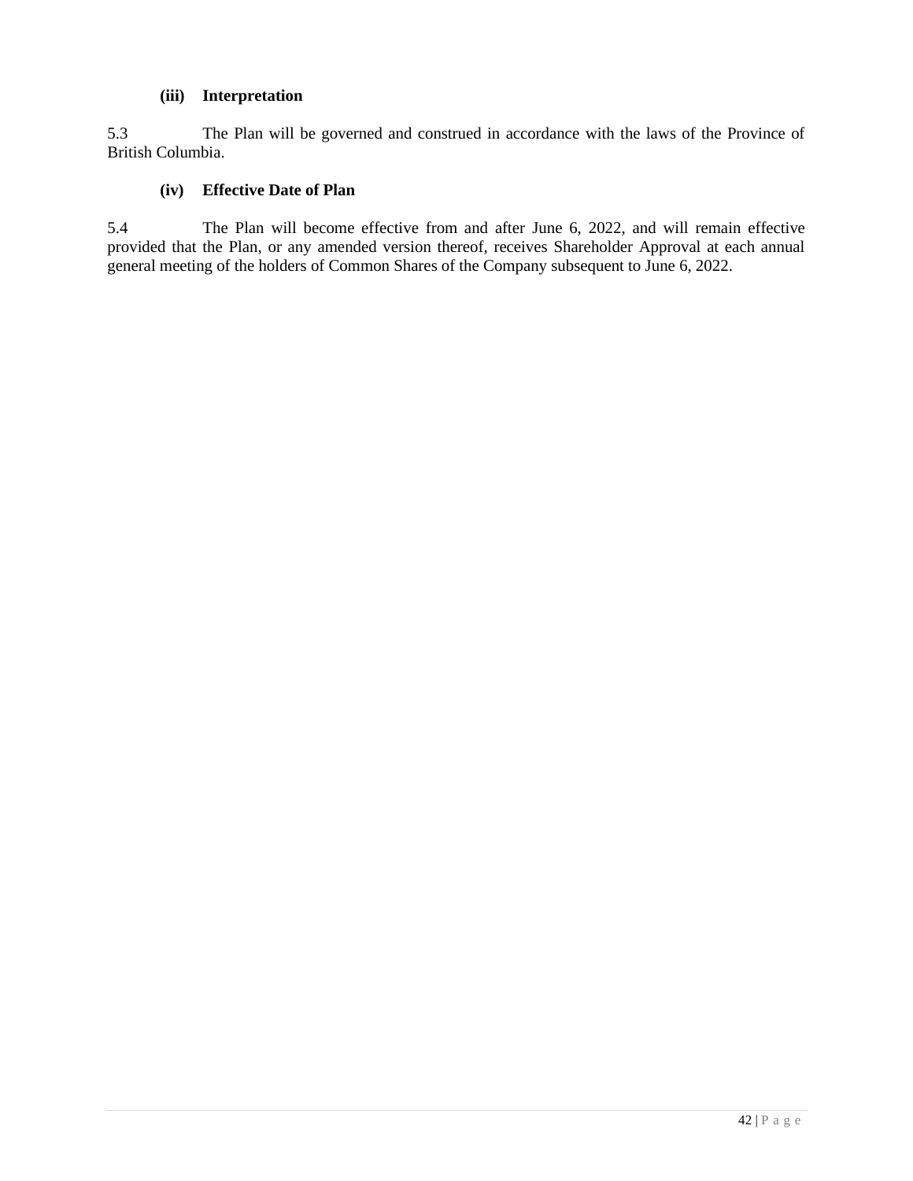#### (iii) Interpretation

5.3 The Plan will be governed and construed in accordance with the laws of the Province of British Columbia.

#### (iv) Effective Date of Plan

5.4 The Plan will become effective from and after June 6, 2022, and will remain effective provided that the Plan, or any amended version thereof, receives Shareholder Approval at each annual general meeting of the holders of Common Shares of the Company subsequent to June 6, 2022.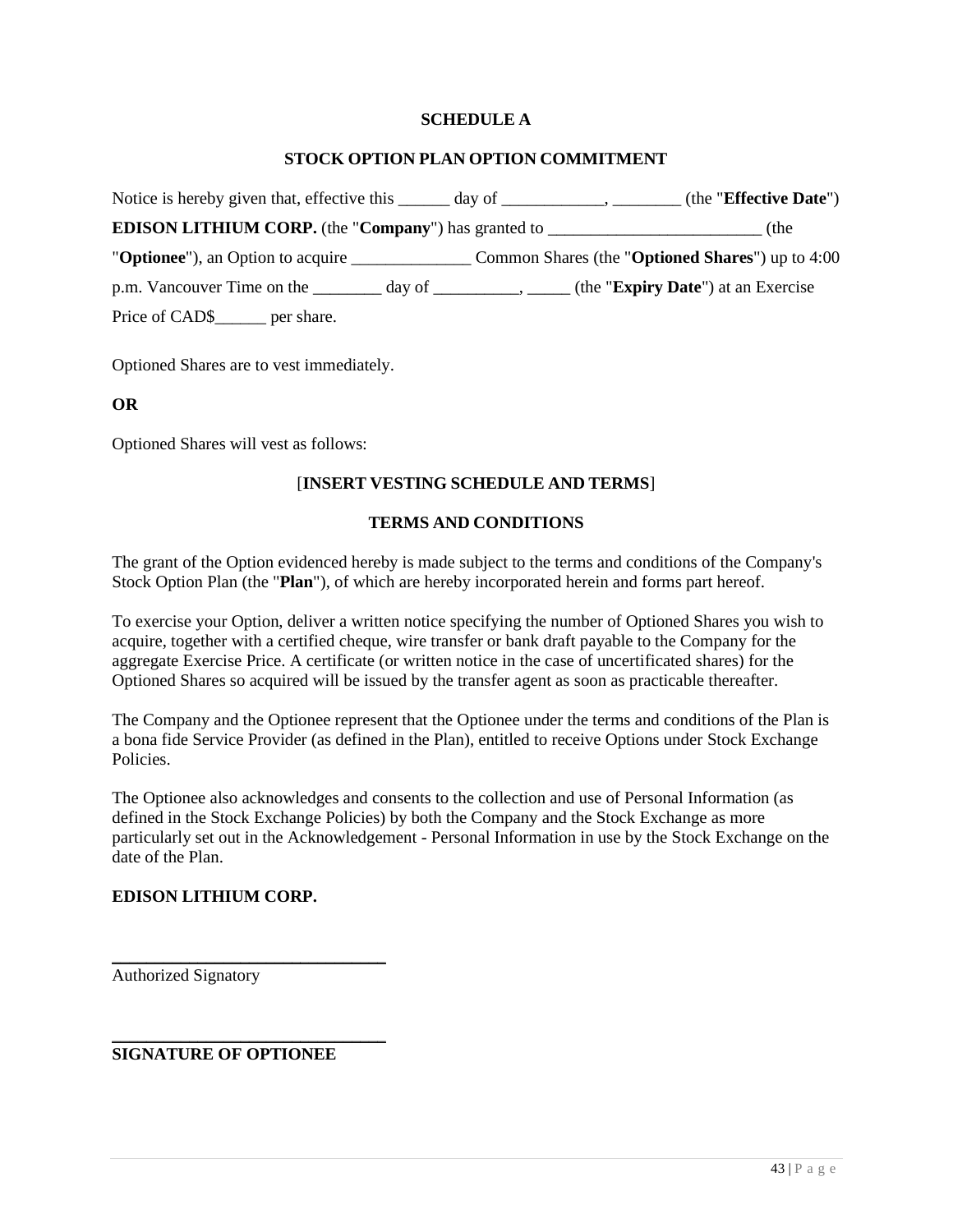**SCHEDULE A**

**STOCK OPTION PLAN OPTION COMMITMENT**

Notice is hereby given that, effective this ______ day of ____________, ________ (the "**Effective Date**") **EDISON LITHIUM CORP.** (the "**Company**") has granted to _________________________ (the "**Optionee**"), an Option to acquire ______________ Common Shares (the "**Optioned Shares**") up to 4:00 p.m. Vancouver Time on the ________ day of __________, _____ (the "**Expiry Date**") at an Exercise Price of CAD$______ per share.

Optioned Shares are to vest immediately.

**OR**

Optioned Shares will vest as follows:

[**INSERT VESTING SCHEDULE AND TERMS**]

**TERMS AND CONDITIONS**

The grant of the Option evidenced hereby is made subject to the terms and conditions of the Company's Stock Option Plan (the "**Plan**"), of which are hereby incorporated herein and forms part hereof.

To exercise your Option, deliver a written notice specifying the number of Optioned Shares you wish to acquire, together with a certified cheque, wire transfer or bank draft payable to the Company for the aggregate Exercise Price. A certificate (or written notice in the case of uncertificated shares) for the Optioned Shares so acquired will be issued by the transfer agent as soon as practicable thereafter.

The Company and the Optionee represent that the Optionee under the terms and conditions of the Plan is a bona fide Service Provider (as defined in the Plan), entitled to receive Options under Stock Exchange Policies.

The Optionee also acknowledges and consents to the collection and use of Personal Information (as defined in the Stock Exchange Policies) by both the Company and the Stock Exchange as more particularly set out in the Acknowledgement - Personal Information in use by the Stock Exchange on the date of the Plan.

**EDISON LITHIUM CORP.**

_______________________________
Authorized Signatory

_______________________________
**SIGNATURE OF OPTIONEE**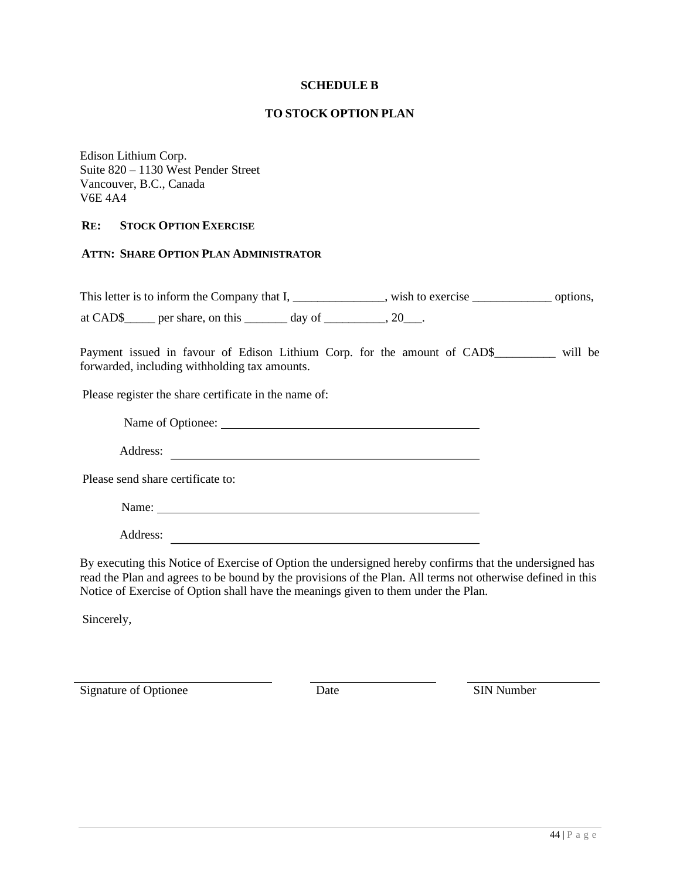**SCHEDULE B**

**TO STOCK OPTION PLAN**

Edison Lithium Corp.
Suite 820 – 1130 West Pender Street
Vancouver, B.C., Canada
V6E 4A4

**RE: STOCK OPTION EXERCISE**

**ATTN: SHARE OPTION PLAN ADMINISTRATOR**

This letter is to inform the Company that I, _______________, wish to exercise _____________ options, at CAD$_____ per share, on this _______ day of __________, 20___.

Payment issued in favour of Edison Lithium Corp. for the amount of CAD$__________ will be forwarded, including withholding tax amounts.

Please register the share certificate in the name of:

Name of Optionee: ___________________________________________

Address: ___________________________________________

Please send share certificate to:

Name: ___________________________________________

Address: ___________________________________________

By executing this Notice of Exercise of Option the undersigned hereby confirms that the undersigned has read the Plan and agrees to be bound by the provisions of the Plan. All terms not otherwise defined in this Notice of Exercise of Option shall have the meanings given to them under the Plan.

Sincerely,

| ______________________ | ______________________ | ______________________ |
|---|---|---|
| Signature of Optionee | Date | SIN Number |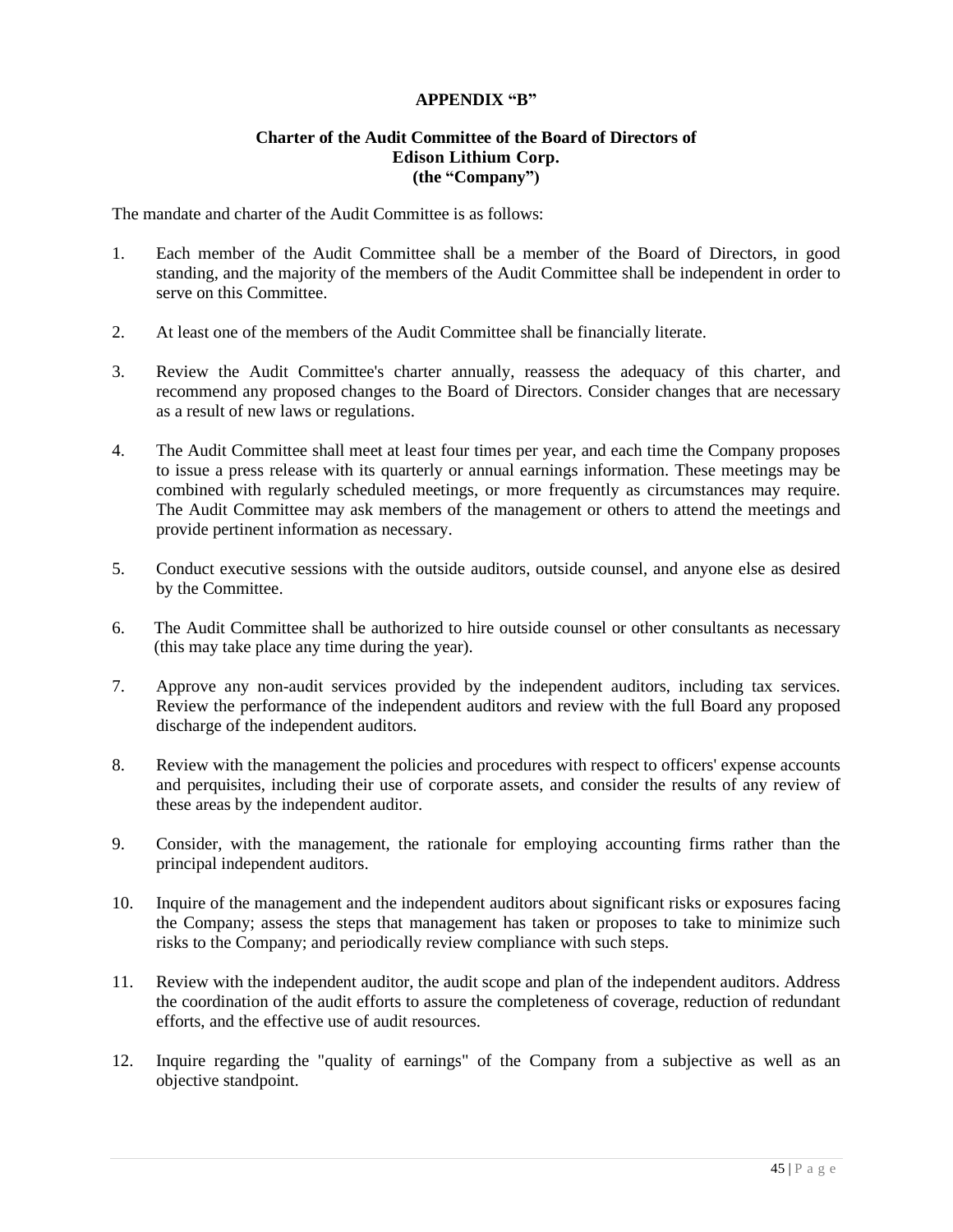**APPENDIX "B"**

**Charter of the Audit Committee of the Board of Directors of**
**Edison Lithium Corp.**
**(the "Company")**

The mandate and charter of the Audit Committee is as follows:

1. Each member of the Audit Committee shall be a member of the Board of Directors, in good standing, and the majority of the members of the Audit Committee shall be independent in order to serve on this Committee.

2. At least one of the members of the Audit Committee shall be financially literate.

3. Review the Audit Committee's charter annually, reassess the adequacy of this charter, and recommend any proposed changes to the Board of Directors. Consider changes that are necessary as a result of new laws or regulations.

4. The Audit Committee shall meet at least four times per year, and each time the Company proposes to issue a press release with its quarterly or annual earnings information. These meetings may be combined with regularly scheduled meetings, or more frequently as circumstances may require. The Audit Committee may ask members of the management or others to attend the meetings and provide pertinent information as necessary.

5. Conduct executive sessions with the outside auditors, outside counsel, and anyone else as desired by the Committee.

6. The Audit Committee shall be authorized to hire outside counsel or other consultants as necessary (this may take place any time during the year).

7. Approve any non-audit services provided by the independent auditors, including tax services. Review the performance of the independent auditors and review with the full Board any proposed discharge of the independent auditors.

8. Review with the management the policies and procedures with respect to officers' expense accounts and perquisites, including their use of corporate assets, and consider the results of any review of these areas by the independent auditor.

9. Consider, with the management, the rationale for employing accounting firms rather than the principal independent auditors.

10. Inquire of the management and the independent auditors about significant risks or exposures facing the Company; assess the steps that management has taken or proposes to take to minimize such risks to the Company; and periodically review compliance with such steps.

11. Review with the independent auditor, the audit scope and plan of the independent auditors. Address the coordination of the audit efforts to assure the completeness of coverage, reduction of redundant efforts, and the effective use of audit resources.

12. Inquire regarding the "quality of earnings" of the Company from a subjective as well as an objective standpoint.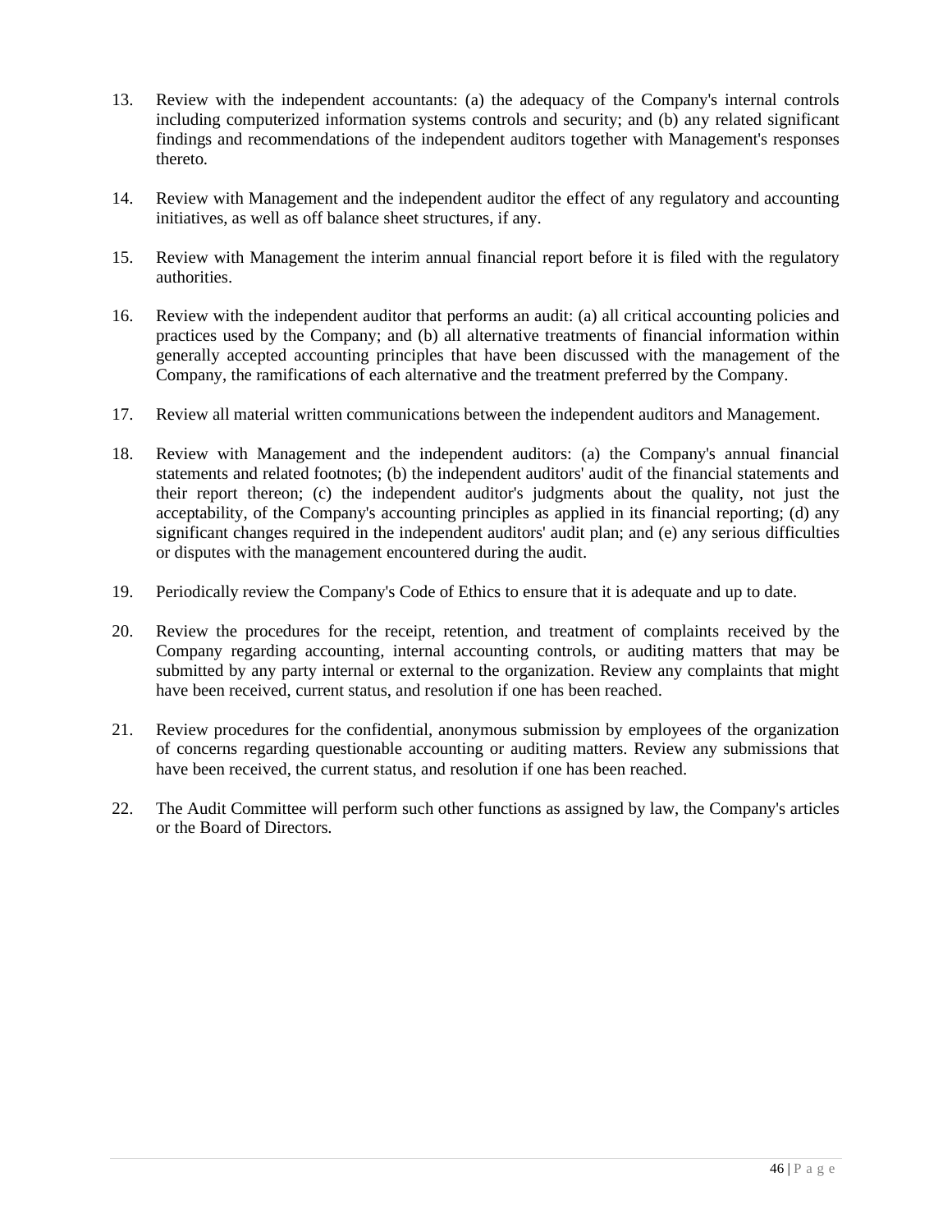13. Review with the independent accountants: (a) the adequacy of the Company's internal controls including computerized information systems controls and security; and (b) any related significant findings and recommendations of the independent auditors together with Management's responses thereto.

14. Review with Management and the independent auditor the effect of any regulatory and accounting initiatives, as well as off balance sheet structures, if any.

15. Review with Management the interim annual financial report before it is filed with the regulatory authorities.

16. Review with the independent auditor that performs an audit: (a) all critical accounting policies and practices used by the Company; and (b) all alternative treatments of financial information within generally accepted accounting principles that have been discussed with the management of the Company, the ramifications of each alternative and the treatment preferred by the Company.

17. Review all material written communications between the independent auditors and Management.

18. Review with Management and the independent auditors: (a) the Company's annual financial statements and related footnotes; (b) the independent auditors' audit of the financial statements and their report thereon; (c) the independent auditor's judgments about the quality, not just the acceptability, of the Company's accounting principles as applied in its financial reporting; (d) any significant changes required in the independent auditors' audit plan; and (e) any serious difficulties or disputes with the management encountered during the audit.

19. Periodically review the Company's Code of Ethics to ensure that it is adequate and up to date.

20. Review the procedures for the receipt, retention, and treatment of complaints received by the Company regarding accounting, internal accounting controls, or auditing matters that may be submitted by any party internal or external to the organization. Review any complaints that might have been received, current status, and resolution if one has been reached.

21. Review procedures for the confidential, anonymous submission by employees of the organization of concerns regarding questionable accounting or auditing matters. Review any submissions that have been received, the current status, and resolution if one has been reached.

22. The Audit Committee will perform such other functions as assigned by law, the Company's articles or the Board of Directors.